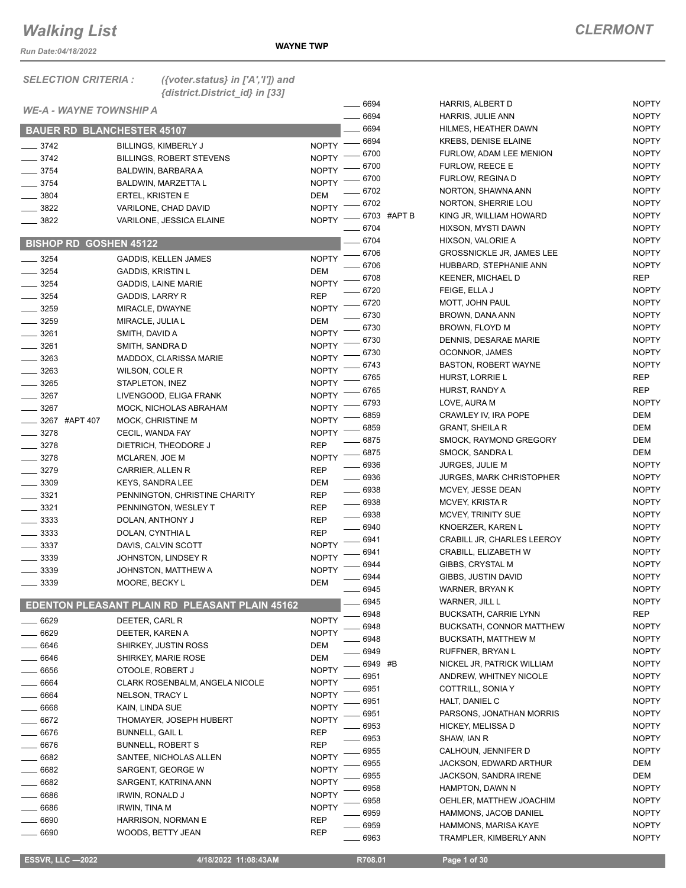# Walking List

**CLERMONT**

*Run Date:04/18/2022*

**WAYNE TWP**

*SELECTION CRITERIA :* *({voter.status} in ['A','I']) and {district.District_id} in [33]*

*WE-A - WAYNE TOWNSHIP A*

## BAUER RD BLANCHESTER 45107

| No. | Name | Party |
|---|---|---|
| ____ 3742 | BILLINGS, KIMBERLY J | NOPTY |
| ____ 3742 | BILLINGS, ROBERT STEVENS | NOPTY |
| ____ 3754 | BALDWIN, BARBARA A | NOPTY |
| ____ 3754 | BALDWIN, MARZETTA L | NOPTY |
| ____ 3804 | ERTEL, KRISTEN E | DEM |
| ____ 3822 | VARILONE, CHAD DAVID | NOPTY |
| ____ 3822 | VARILONE, JESSICA ELAINE | NOPTY |

## BISHOP RD GOSHEN 45122

| No. | Name | Party |
|---|---|---|
| ____ 3254 | GADDIS, KELLEN JAMES | NOPTY |
| ____ 3254 | GADDIS, KRISTIN L | DEM |
| ____ 3254 | GADDIS, LAINE MARIE | NOPTY |
| ____ 3254 | GADDIS, LARRY R | REP |
| ____ 3259 | MIRACLE, DWAYNE | NOPTY |
| ____ 3259 | MIRACLE, JULIA L | DEM |
| ____ 3261 | SMITH, DAVID A | NOPTY |
| ____ 3261 | SMITH, SANDRA D | NOPTY |
| ____ 3263 | MADDOX, CLARISSA MARIE | NOPTY |
| ____ 3263 | WILSON, COLE R | NOPTY |
| ____ 3265 | STAPLETON, INEZ | NOPTY |
| ____ 3267 | LIVENGOOD, ELIGA FRANK | NOPTY |
| ____ 3267 | MOCK, NICHOLAS ABRAHAM | NOPTY |
| ____ 3267 #APT 407 | MOCK, CHRISTINE M | NOPTY |
| ____ 3278 | CECIL, WANDA FAY | NOPTY |
| ____ 3278 | DIETRICH, THEODORE J | REP |
| ____ 3278 | MCLAREN, JOE M | NOPTY |
| ____ 3279 | CARRIER, ALLEN R | REP |
| ____ 3309 | KEYS, SANDRA LEE | DEM |
| ____ 3321 | PENNINGTON, CHRISTINE CHARITY | REP |
| ____ 3321 | PENNINGTON, WESLEY T | REP |
| ____ 3333 | DOLAN, ANTHONY J | REP |
| ____ 3333 | DOLAN, CYNTHIA L | REP |
| ____ 3337 | DAVIS, CALVIN SCOTT | NOPTY |
| ____ 3339 | JOHNSTON, LINDSEY R | NOPTY |
| ____ 3339 | JOHNSTON, MATTHEW A | NOPTY |
| ____ 3339 | MOORE, BECKY L | DEM |

## EDENTON PLEASANT PLAIN RD PLEASANT PLAIN 45162

| No. | Name | Party |
|---|---|---|
| ____ 6629 | DEETER, CARL R | NOPTY |
| ____ 6629 | DEETER, KAREN A | NOPTY |
| ____ 6646 | SHIRKEY, JUSTIN ROSS | DEM |
| ____ 6646 | SHIRKEY, MARIE ROSE | DEM |
| ____ 6656 | OTOOLE, ROBERT J | NOPTY |
| ____ 6664 | CLARK ROSENBALM, ANGELA NICOLE | NOPTY |
| ____ 6664 | NELSON, TRACY L | NOPTY |
| ____ 6668 | KAIN, LINDA SUE | NOPTY |
| ____ 6672 | THOMAYER, JOSEPH HUBERT | NOPTY |
| ____ 6676 | BUNNELL, GAIL L | REP |
| ____ 6676 | BUNNELL, ROBERT S | REP |
| ____ 6682 | SANTEE, NICHOLAS ALLEN | NOPTY |
| ____ 6682 | SARGENT, GEORGE W | NOPTY |
| ____ 6682 | SARGENT, KATRINA ANN | NOPTY |
| ____ 6686 | IRWIN, RONALD J | NOPTY |
| ____ 6686 | IRWIN, TINA M | NOPTY |
| ____ 6690 | HARRISON, NORMAN E | REP |
| ____ 6690 | WOODS, BETTY JEAN | REP |
| ____ 6694 | HARRIS, ALBERT D | NOPTY |
| ____ 6694 | HARRIS, JULIE ANN | NOPTY |
| ____ 6694 | HILMES, HEATHER DAWN | NOPTY |
| ____ 6694 | KREBS, DENISE ELAINE | NOPTY |
| ____ 6700 | FURLOW, ADAM LEE MENION | NOPTY |
| ____ 6700 | FURLOW, REECE E | NOPTY |
| ____ 6700 | FURLOW, REGINA D | NOPTY |
| ____ 6702 | NORTON, SHAWNA ANN | NOPTY |
| ____ 6702 | NORTON, SHERRIE LOU | NOPTY |
| ____ 6703 #APT B | KING JR, WILLIAM HOWARD | NOPTY |
| ____ 6704 | HIXSON, MYSTI DAWN | NOPTY |
| ____ 6704 | HIXSON, VALORIE A | NOPTY |
| ____ 6706 | GROSSNICKLE JR, JAMES LEE | NOPTY |
| ____ 6706 | HUBBARD, STEPHANIE ANN | NOPTY |
| ____ 6708 | KEENER, MICHAEL D | REP |
| ____ 6720 | FEIGE, ELLA J | NOPTY |
| ____ 6720 | MOTT, JOHN PAUL | NOPTY |
| ____ 6730 | BROWN, DANA ANN | NOPTY |
| ____ 6730 | BROWN, FLOYD M | NOPTY |
| ____ 6730 | DENNIS, DESARAE MARIE | NOPTY |
| ____ 6730 | OCONNOR, JAMES | NOPTY |
| ____ 6743 | BASTON, ROBERT WAYNE | NOPTY |
| ____ 6765 | HURST, LORRIE L | REP |
| ____ 6765 | HURST, RANDY A | REP |
| ____ 6793 | LOVE, AURA M | NOPTY |
| ____ 6859 | CRAWLEY IV, IRA POPE | DEM |
| ____ 6859 | GRANT, SHEILA R | DEM |
| ____ 6875 | SMOCK, RAYMOND GREGORY | DEM |
| ____ 6875 | SMOCK, SANDRA L | DEM |
| ____ 6936 | JURGES, JULIE M | NOPTY |
| ____ 6936 | JURGES, MARK CHRISTOPHER | NOPTY |
| ____ 6938 | MCVEY, JESSE DEAN | NOPTY |
| ____ 6938 | MCVEY, KRISTA R | NOPTY |
| ____ 6938 | MCVEY, TRINITY SUE | NOPTY |
| ____ 6940 | KNOERZER, KAREN L | NOPTY |
| ____ 6941 | CRABILL JR, CHARLES LEEROY | NOPTY |
| ____ 6941 | CRABILL, ELIZABETH W | NOPTY |
| ____ 6944 | GIBBS, CRYSTAL M | NOPTY |
| ____ 6944 | GIBBS, JUSTIN DAVID | NOPTY |
| ____ 6945 | WARNER, BRYAN K | NOPTY |
| ____ 6945 | WARNER, JILL L | NOPTY |
| ____ 6948 | BUCKSATH, CARRIE LYNN | REP |
| ____ 6948 | BUCKSATH, CONNOR MATTHEW | NOPTY |
| ____ 6948 | BUCKSATH, MATTHEW M | NOPTY |
| ____ 6949 | RUFFNER, BRYAN L | NOPTY |
| ____ 6949 #B | NICKEL JR, PATRICK WILLIAM | NOPTY |
| ____ 6951 | ANDREW, WHITNEY NICOLE | NOPTY |
| ____ 6951 | COTTRILL, SONIA Y | NOPTY |
| ____ 6951 | HALT, DANIEL C | NOPTY |
| ____ 6951 | PARSONS, JONATHAN MORRIS | NOPTY |
| ____ 6953 | HICKEY, MELISSA D | NOPTY |
| ____ 6953 | SHAW, IAN R | NOPTY |
| ____ 6955 | CALHOUN, JENNIFER D | NOPTY |
| ____ 6955 | JACKSON, EDWARD ARTHUR | DEM |
| ____ 6955 | JACKSON, SANDRA IRENE | DEM |
| ____ 6958 | HAMPTON, DAWN N | NOPTY |
| ____ 6958 | OEHLER, MATTHEW JOACHIM | NOPTY |
| ____ 6959 | HAMMONS, JACOB DANIEL | NOPTY |
| ____ 6959 | HAMMONS, MARISA KAYE | NOPTY |
| ____ 6963 | TRAMPLER, KIMBERLY ANN | NOPTY |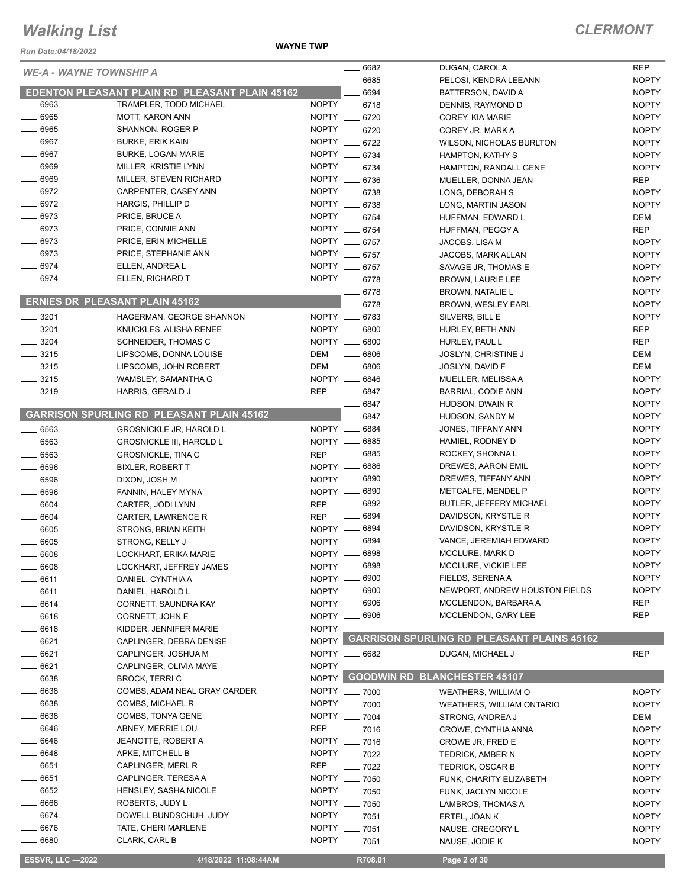# Walking List

## CLERMONT

*Run Date:04/18/2022*

**WAYNE TWP**

*WE-A - WAYNE TOWNSHIP A*

### EDENTON PLEASANT PLAIN RD PLEASANT PLAIN 45162

| No. | Name | Party |
|---|---|---|
| ___ 6963 | TRAMPLER, TODD MICHAEL | NOPTY |
| ___ 6965 | MOTT, KARON ANN | NOPTY |
| ___ 6965 | SHANNON, ROGER P | NOPTY |
| ___ 6967 | BURKE, ERIK KAIN | NOPTY |
| ___ 6967 | BURKE, LOGAN MARIE | NOPTY |
| ___ 6969 | MILLER, KRISTIE LYNN | NOPTY |
| ___ 6969 | MILLER, STEVEN RICHARD | NOPTY |
| ___ 6972 | CARPENTER, CASEY ANN | NOPTY |
| ___ 6972 | HARGIS, PHILLIP D | NOPTY |
| ___ 6973 | PRICE, BRUCE A | NOPTY |
| ___ 6973 | PRICE, CONNIE ANN | NOPTY |
| ___ 6973 | PRICE, ERIN MICHELLE | NOPTY |
| ___ 6973 | PRICE, STEPHANIE ANN | NOPTY |
| ___ 6974 | ELLEN, ANDREA L | NOPTY |
| ___ 6974 | ELLEN, RICHARD T | NOPTY |

### ERNIES DR PLEASANT PLAIN 45162

| No. | Name | Party |
|---|---|---|
| ___ 3201 | HAGERMAN, GEORGE SHANNON | NOPTY |
| ___ 3201 | KNUCKLES, ALISHA RENEE | NOPTY |
| ___ 3204 | SCHNEIDER, THOMAS C | NOPTY |
| ___ 3215 | LIPSCOMB, DONNA LOUISE | DEM |
| ___ 3215 | LIPSCOMB, JOHN ROBERT | DEM |
| ___ 3215 | WAMSLEY, SAMANTHA G | NOPTY |
| ___ 3219 | HARRIS, GERALD J | REP |

### GARRISON SPURLING RD PLEASANT PLAIN 45162

| No. | Name | Party |
|---|---|---|
| ___ 6563 | GROSNICKLE JR, HAROLD L | NOPTY |
| ___ 6563 | GROSNICKLE III, HAROLD L | NOPTY |
| ___ 6563 | GROSNICKLE, TINA C | REP |
| ___ 6596 | BIXLER, ROBERT T | NOPTY |
| ___ 6596 | DIXON, JOSH M | NOPTY |
| ___ 6596 | FANNIN, HALEY MYNA | NOPTY |
| ___ 6604 | CARTER, JODI LYNN | REP |
| ___ 6604 | CARTER, LAWRENCE R | REP |
| ___ 6605 | STRONG, BRIAN KEITH | NOPTY |
| ___ 6605 | STRONG, KELLY J | NOPTY |
| ___ 6608 | LOCKHART, ERIKA MARIE | NOPTY |
| ___ 6608 | LOCKHART, JEFFREY JAMES | NOPTY |
| ___ 6611 | DANIEL, CYNTHIA A | NOPTY |
| ___ 6611 | DANIEL, HAROLD L | NOPTY |
| ___ 6614 | CORNETT, SAUNDRA KAY | NOPTY |
| ___ 6618 | CORNETT, JOHN E | NOPTY |
| ___ 6618 | KIDDER, JENNIFER MARIE | NOPTY |
| ___ 6621 | CAPLINGER, DEBRA DENISE | NOPTY |
| ___ 6621 | CAPLINGER, JOSHUA M | NOPTY |
| ___ 6621 | CAPLINGER, OLIVIA MAYE | NOPTY |
| ___ 6638 | BROCK, TERRI C | NOPTY |
| ___ 6638 | COMBS, ADAM NEAL GRAY CARDER | NOPTY |
| ___ 6638 | COMBS, MICHAEL R | NOPTY |
| ___ 6638 | COMBS, TONYA GENE | NOPTY |
| ___ 6646 | ABNEY, MERRIE LOU | REP |
| ___ 6646 | JEANOTTE, ROBERT A | NOPTY |
| ___ 6648 | APKE, MITCHELL B | NOPTY |
| ___ 6651 | CAPLINGER, MERL R | REP |
| ___ 6651 | CAPLINGER, TERESA A | NOPTY |
| ___ 6652 | HENSLEY, SASHA NICOLE | NOPTY |
| ___ 6666 | ROBERTS, JUDY L | NOPTY |
| ___ 6674 | DOWELL BUNDSCHUH, JUDY | NOPTY |
| ___ 6676 | TATE, CHERI MARLENE | NOPTY |
| ___ 6680 | CLARK, CARL B | NOPTY |
| ___ 6682 | DUGAN, CAROL A | REP |
| ___ 6685 | PELOSI, KENDRA LEEANN | NOPTY |
| ___ 6694 | BATTERSON, DAVID A | NOPTY |
| ___ 6718 | DENNIS, RAYMOND D | NOPTY |
| ___ 6720 | COREY, KIA MARIE | NOPTY |
| ___ 6720 | COREY JR, MARK A | NOPTY |
| ___ 6722 | WILSON, NICHOLAS BURLTON | NOPTY |
| ___ 6734 | HAMPTON, KATHY S | NOPTY |
| ___ 6734 | HAMPTON, RANDALL GENE | NOPTY |
| ___ 6736 | MUELLER, DONNA JEAN | REP |
| ___ 6738 | LONG, DEBORAH S | NOPTY |
| ___ 6738 | LONG, MARTIN JASON | NOPTY |
| ___ 6754 | HUFFMAN, EDWARD L | DEM |
| ___ 6754 | HUFFMAN, PEGGY A | REP |
| ___ 6757 | JACOBS, LISA M | NOPTY |
| ___ 6757 | JACOBS, MARK ALLAN | NOPTY |
| ___ 6757 | SAVAGE JR, THOMAS E | NOPTY |
| ___ 6778 | BROWN, LAURIE LEE | NOPTY |
| ___ 6778 | BROWN, NATALIE L | NOPTY |
| ___ 6778 | BROWN, WESLEY EARL | NOPTY |
| ___ 6783 | SILVERS, BILL E | NOPTY |
| ___ 6800 | HURLEY, BETH ANN | REP |
| ___ 6800 | HURLEY, PAUL L | REP |
| ___ 6806 | JOSLYN, CHRISTINE J | DEM |
| ___ 6806 | JOSLYN, DAVID F | DEM |
| ___ 6846 | MUELLER, MELISSA A | NOPTY |
| ___ 6847 | BARRIAL, CODIE ANN | NOPTY |
| ___ 6847 | HUDSON, DWAIN R | NOPTY |
| ___ 6847 | HUDSON, SANDY M | NOPTY |
| ___ 6884 | JONES, TIFFANY ANN | NOPTY |
| ___ 6885 | HAMIEL, RODNEY D | NOPTY |
| ___ 6885 | ROCKEY, SHONNA L | NOPTY |
| ___ 6886 | DREWES, AARON EMIL | NOPTY |
| ___ 6890 | DREWES, TIFFANY ANN | NOPTY |
| ___ 6890 | METCALFE, MENDEL P | NOPTY |
| ___ 6892 | BUTLER, JEFFERY MICHAEL | NOPTY |
| ___ 6894 | DAVIDSON, KRYSTLE R | NOPTY |
| ___ 6894 | DAVIDSON, KRYSTLE R | NOPTY |
| ___ 6894 | VANCE, JEREMIAH EDWARD | NOPTY |
| ___ 6898 | MCCLURE, MARK D | NOPTY |
| ___ 6898 | MCCLURE, VICKIE LEE | NOPTY |
| ___ 6900 | FIELDS, SERENA A | NOPTY |
| ___ 6900 | NEWPORT, ANDREW HOUSTON FIELDS | NOPTY |
| ___ 6906 | MCCLENDON, BARBARA A | REP |
| ___ 6906 | MCCLENDON, GARY LEE | REP |

### GARRISON SPURLING RD PLEASANT PLAINS 45162

| No. | Name | Party |
|---|---|---|
| ___ 6682 | DUGAN, MICHAEL J | REP |

### GOODWIN RD BLANCHESTER 45107

| No. | Name | Party |
|---|---|---|
| ___ 7000 | WEATHERS, WILLIAM O | NOPTY |
| ___ 7000 | WEATHERS, WILLIAM ONTARIO | NOPTY |
| ___ 7004 | STRONG, ANDREA J | DEM |
| ___ 7016 | CROWE, CYNTHIA ANNA | NOPTY |
| ___ 7016 | CROWE JR, FRED E | NOPTY |
| ___ 7022 | TEDRICK, AMBER N | NOPTY |
| ___ 7022 | TEDRICK, OSCAR B | NOPTY |
| ___ 7050 | FUNK, CHARITY ELIZABETH | NOPTY |
| ___ 7050 | FUNK, JACLYN NICOLE | NOPTY |
| ___ 7050 | LAMBROS, THOMAS A | NOPTY |
| ___ 7051 | ERTEL, JOAN K | NOPTY |
| ___ 7051 | NAUSE, GREGORY L | NOPTY |
| ___ 7051 | NAUSE, JODIE K | NOPTY |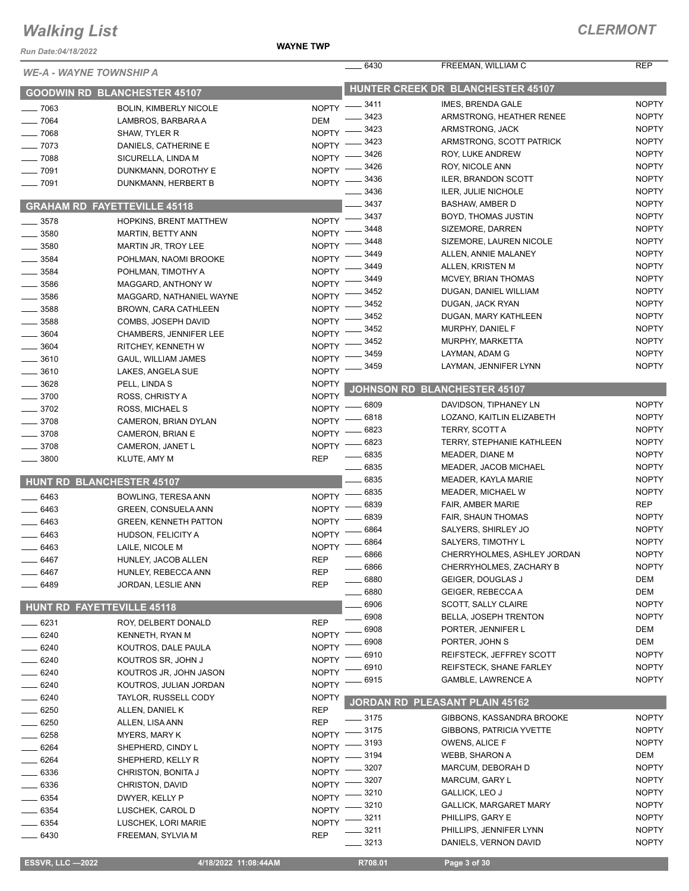# Walking List

**CLERMONT**

WAYNE TWP

*Run Date:04/18/2022*

*WE-A - WAYNE TOWNSHIP A*

## GOODWIN RD BLANCHESTER 45107

| No. | Name | Party |
|---|---|---|
| 7063 | BOLIN, KIMBERLY NICOLE | NOPTY |
| 7064 | LAMBROS, BARBARA A | DEM |
| 7068 | SHAW, TYLER R | NOPTY |
| 7073 | DANIELS, CATHERINE E | NOPTY |
| 7088 | SICURELLA, LINDA M | NOPTY |
| 7091 | DUNKMANN, DOROTHY E | NOPTY |
| 7091 | DUNKMANN, HERBERT B | NOPTY |

## GRAHAM RD FAYETTEVILLE 45118

| No. | Name | Party |
|---|---|---|
| 3578 | HOPKINS, BRENT MATTHEW | NOPTY |
| 3580 | MARTIN, BETTY ANN | NOPTY |
| 3580 | MARTIN JR, TROY LEE | NOPTY |
| 3584 | POHLMAN, NAOMI BROOKE | NOPTY |
| 3584 | POHLMAN, TIMOTHY A | NOPTY |
| 3586 | MAGGARD, ANTHONY W | NOPTY |
| 3586 | MAGGARD, NATHANIEL WAYNE | NOPTY |
| 3588 | BROWN, CARA CATHLEEN | NOPTY |
| 3588 | COMBS, JOSEPH DAVID | NOPTY |
| 3604 | CHAMBERS, JENNIFER LEE | NOPTY |
| 3604 | RITCHEY, KENNETH W | NOPTY |
| 3610 | GAUL, WILLIAM JAMES | NOPTY |
| 3610 | LAKES, ANGELA SUE | NOPTY |
| 3628 | PELL, LINDA S | NOPTY |
| 3700 | ROSS, CHRISTY A | NOPTY |
| 3702 | ROSS, MICHAEL S | NOPTY |
| 3708 | CAMERON, BRIAN DYLAN | NOPTY |
| 3708 | CAMERON, BRIAN E | NOPTY |
| 3708 | CAMERON, JANET L | NOPTY |
| 3800 | KLUTE, AMY M | REP |

## HUNT RD BLANCHESTER 45107

| No. | Name | Party |
|---|---|---|
| 6463 | BOWLING, TERESA ANN | NOPTY |
| 6463 | GREEN, CONSUELA ANN | NOPTY |
| 6463 | GREEN, KENNETH PATTON | NOPTY |
| 6463 | HUDSON, FELICITY A | NOPTY |
| 6463 | LAILE, NICOLE M | NOPTY |
| 6467 | HUNLEY, JACOB ALLEN | REP |
| 6467 | HUNLEY, REBECCA ANN | REP |
| 6489 | JORDAN, LESLIE ANN | REP |

## HUNT RD FAYETTEVILLE 45118

| No. | Name | Party |
|---|---|---|
| 6231 | ROY, DELBERT DONALD | REP |
| 6240 | KENNETH, RYAN M | NOPTY |
| 6240 | KOUTROS, DALE PAULA | NOPTY |
| 6240 | KOUTROS SR, JOHN J | NOPTY |
| 6240 | KOUTROS JR, JOHN JASON | NOPTY |
| 6240 | KOUTROS, JULIAN JORDAN | NOPTY |
| 6240 | TAYLOR, RUSSELL CODY | NOPTY |
| 6250 | ALLEN, DANIEL K | REP |
| 6250 | ALLEN, LISA ANN | REP |
| 6258 | MYERS, MARY K | NOPTY |
| 6264 | SHEPHERD, CINDY L | NOPTY |
| 6264 | SHEPHERD, KELLY R | NOPTY |
| 6336 | CHRISTON, BONITA J | NOPTY |
| 6336 | CHRISTON, DAVID | NOPTY |
| 6354 | DWYER, KELLY P | NOPTY |
| 6354 | LUSCHEK, CAROL D | NOPTY |
| 6354 | LUSCHEK, LORI MARIE | NOPTY |
| 6430 | FREEMAN, SYLVIA M | REP |
| 6430 | FREEMAN, WILLIAM C | REP |

## HUNTER CREEK DR BLANCHESTER 45107

| No. | Name | Party |
|---|---|---|
| 3411 | IMES, BRENDA GALE | NOPTY |
| 3423 | ARMSTRONG, HEATHER RENEE | NOPTY |
| 3423 | ARMSTRONG, JACK | NOPTY |
| 3423 | ARMSTRONG, SCOTT PATRICK | NOPTY |
| 3426 | ROY, LUKE ANDREW | NOPTY |
| 3426 | ROY, NICOLE ANN | NOPTY |
| 3436 | ILER, BRANDON SCOTT | NOPTY |
| 3436 | ILER, JULIE NICHOLE | NOPTY |
| 3437 | BASHAW, AMBER D | NOPTY |
| 3437 | BOYD, THOMAS JUSTIN | NOPTY |
| 3448 | SIZEMORE, DARREN | NOPTY |
| 3448 | SIZEMORE, LAUREN NICOLE | NOPTY |
| 3449 | ALLEN, ANNIE MALANEY | NOPTY |
| 3449 | ALLEN, KRISTEN M | NOPTY |
| 3449 | MCVEY, BRIAN THOMAS | NOPTY |
| 3452 | DUGAN, DANIEL WILLIAM | NOPTY |
| 3452 | DUGAN, JACK RYAN | NOPTY |
| 3452 | DUGAN, MARY KATHLEEN | NOPTY |
| 3452 | MURPHY, DANIEL F | NOPTY |
| 3452 | MURPHY, MARKETTA | NOPTY |
| 3459 | LAYMAN, ADAM G | NOPTY |
| 3459 | LAYMAN, JENNIFER LYNN | NOPTY |

## JOHNSON RD BLANCHESTER 45107

| No. | Name | Party |
|---|---|---|
| 6809 | DAVIDSON, TIPHANEY LN | NOPTY |
| 6818 | LOZANO, KAITLIN ELIZABETH | NOPTY |
| 6823 | TERRY, SCOTT A | NOPTY |
| 6823 | TERRY, STEPHANIE KATHLEEN | NOPTY |
| 6835 | MEADER, DIANE M | NOPTY |
| 6835 | MEADER, JACOB MICHAEL | NOPTY |
| 6835 | MEADER, KAYLA MARIE | NOPTY |
| 6835 | MEADER, MICHAEL W | NOPTY |
| 6839 | FAIR, AMBER MARIE | REP |
| 6839 | FAIR, SHAUN THOMAS | NOPTY |
| 6864 | SALYERS, SHIRLEY JO | NOPTY |
| 6864 | SALYERS, TIMOTHY L | NOPTY |
| 6866 | CHERRYHOLMES, ASHLEY JORDAN | NOPTY |
| 6866 | CHERRYHOLMES, ZACHARY B | NOPTY |
| 6880 | GEIGER, DOUGLAS J | DEM |
| 6880 | GEIGER, REBECCA A | DEM |
| 6906 | SCOTT, SALLY CLAIRE | NOPTY |
| 6908 | BELLA, JOSEPH TRENTON | NOPTY |
| 6908 | PORTER, JENNIFER L | DEM |
| 6908 | PORTER, JOHN S | DEM |
| 6910 | REIFSTECK, JEFFREY SCOTT | NOPTY |
| 6910 | REIFSTECK, SHANE FARLEY | NOPTY |
| 6915 | GAMBLE, LAWRENCE A | NOPTY |

## JORDAN RD PLEASANT PLAIN 45162

| No. | Name | Party |
|---|---|---|
| 3175 | GIBBONS, KASSANDRA BROOKE | NOPTY |
| 3175 | GIBBONS, PATRICIA YVETTE | NOPTY |
| 3193 | OWENS, ALICE F | NOPTY |
| 3194 | WEBB, SHARON A | DEM |
| 3207 | MARCUM, DEBORAH D | NOPTY |
| 3207 | MARCUM, GARY L | NOPTY |
| 3210 | GALLICK, LEO J | NOPTY |
| 3210 | GALLICK, MARGARET MARY | NOPTY |
| 3211 | PHILLIPS, GARY E | NOPTY |
| 3211 | PHILLIPS, JENNIFER LYNN | NOPTY |
| 3213 | DANIELS, VERNON DAVID | NOPTY |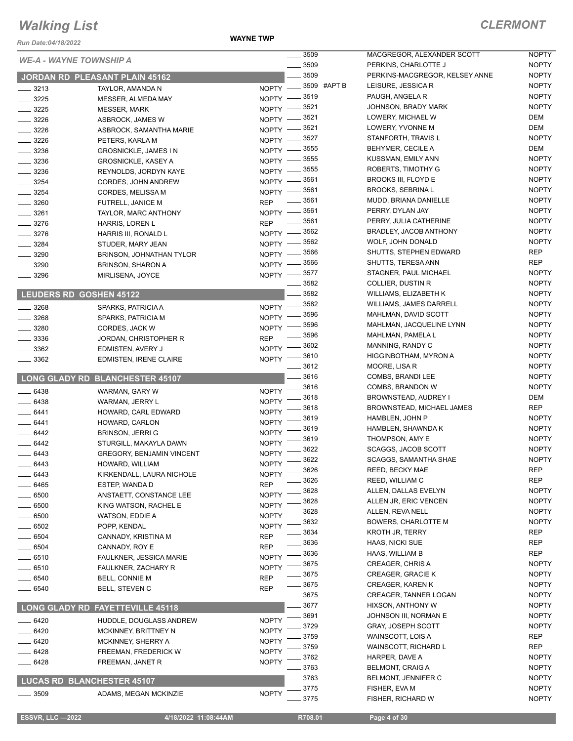# Walking List

## CLERMONT

Run Date:04/18/2022

WAYNE TWP

### WE-A - WAYNE TOWNSHIP A

### JORDAN RD PLEASANT PLAIN 45162

| No. | Name | Party |
|---|---|---|
| 3213 | TAYLOR, AMANDA N | NOPTY |
| 3225 | MESSER, ALMEDA MAY | NOPTY |
| 3225 | MESSER, MARK | NOPTY |
| 3226 | ASBROCK, JAMES W | NOPTY |
| 3226 | ASBROCK, SAMANTHA MARIE | NOPTY |
| 3226 | PETERS, KARLA M | NOPTY |
| 3236 | GROSNICKLE, JAMES I N | NOPTY |
| 3236 | GROSNICKLE, KASEY A | NOPTY |
| 3236 | REYNOLDS, JORDYN KAYE | NOPTY |
| 3254 | CORDES, JOHN ANDREW | NOPTY |
| 3254 | CORDES, MELISSA M | NOPTY |
| 3260 | FUTRELL, JANICE M | REP |
| 3261 | TAYLOR, MARC ANTHONY | NOPTY |
| 3276 | HARRIS, LOREN L | REP |
| 3276 | HARRIS III, RONALD L | NOPTY |
| 3284 | STUDER, MARY JEAN | NOPTY |
| 3290 | BRINSON, JOHNATHAN TYLOR | NOPTY |
| 3290 | BRINSON, SHARON A | NOPTY |
| 3296 | MIRLISENA, JOYCE | NOPTY |

### LEUDERS RD GOSHEN 45122

| No. | Name | Party |
|---|---|---|
| 3268 | SPARKS, PATRICIA A | NOPTY |
| 3268 | SPARKS, PATRICIA M | NOPTY |
| 3280 | CORDES, JACK W | NOPTY |
| 3336 | JORDAN, CHRISTOPHER R | REP |
| 3362 | EDMISTEN, AVERY J | NOPTY |
| 3362 | EDMISTEN, IRENE CLAIRE | NOPTY |

### LONG GLADY RD BLANCHESTER 45107

| No. | Name | Party |
|---|---|---|
| 6438 | WARMAN, GARY W | NOPTY |
| 6438 | WARMAN, JERRY L | NOPTY |
| 6441 | HOWARD, CARL EDWARD | NOPTY |
| 6441 | HOWARD, CARLON | NOPTY |
| 6442 | BRINSON, JERRI G | NOPTY |
| 6442 | STURGILL, MAKAYLA DAWN | NOPTY |
| 6443 | GREGORY, BENJAMIN VINCENT | NOPTY |
| 6443 | HOWARD, WILLIAM | NOPTY |
| 6443 | KIRKENDALL, LAURA NICHOLE | NOPTY |
| 6465 | ESTEP, WANDA D | REP |
| 6500 | ANSTAETT, CONSTANCE LEE | NOPTY |
| 6500 | KING WATSON, RACHEL E | NOPTY |
| 6500 | WATSON, EDDIE A | NOPTY |
| 6502 | POPP, KENDAL | NOPTY |
| 6504 | CANNADY, KRISTINA M | REP |
| 6504 | CANNADY, ROY E | REP |
| 6510 | FAULKNER, JESSICA MARIE | NOPTY |
| 6510 | FAULKNER, ZACHARY R | NOPTY |
| 6540 | BELL, CONNIE M | REP |
| 6540 | BELL, STEVEN C | REP |

### LONG GLADY RD FAYETTEVILLE 45118

| No. | Name | Party |
|---|---|---|
| 6420 | HUDDLE, DOUGLASS ANDREW | NOPTY |
| 6420 | MCKINNEY, BRITTNEY N | NOPTY |
| 6420 | MCKINNEY, SHERRY A | NOPTY |
| 6428 | FREEMAN, FREDERICK W | NOPTY |
| 6428 | FREEMAN, JANET R | NOPTY |

### LUCAS RD BLANCHESTER 45107

| No. | Name | Party |
|---|---|---|
| 3509 | ADAMS, MEGAN MCKINZIE | NOPTY |
| 3509 | MACGREGOR, ALEXANDER SCOTT | NOPTY |
| 3509 | PERKINS, CHARLOTTE J | NOPTY |
| 3509 | PERKINS-MACGREGOR, KELSEY ANNE | NOPTY |
| 3509 #APT B | LEISURE, JESSICA R | NOPTY |
| 3519 | PAUGH, ANGELA R | NOPTY |
| 3521 | JOHNSON, BRADY MARK | NOPTY |
| 3521 | LOWERY, MICHAEL W | DEM |
| 3521 | LOWERY, YVONNE M | DEM |
| 3527 | STANFORTH, TRAVIS L | NOPTY |
| 3555 | BEHYMER, CECILE A | DEM |
| 3555 | KUSSMAN, EMILY ANN | NOPTY |
| 3555 | ROBERTS, TIMOTHY G | NOPTY |
| 3561 | BROOKS III, FLOYD E | NOPTY |
| 3561 | BROOKS, SEBRINA L | NOPTY |
| 3561 | MUDD, BRIANA DANIELLE | NOPTY |
| 3561 | PERRY, DYLAN JAY | NOPTY |
| 3561 | PERRY, JULIA CATHERINE | NOPTY |
| 3562 | BRADLEY, JACOB ANTHONY | NOPTY |
| 3562 | WOLF, JOHN DONALD | NOPTY |
| 3566 | SHUTTS, STEPHEN EDWARD | REP |
| 3566 | SHUTTS, TERESA ANN | REP |
| 3577 | STAGNER, PAUL MICHAEL | NOPTY |
| 3582 | COLLIER, DUSTIN R | NOPTY |
| 3582 | WILLIAMS, ELIZABETH K | NOPTY |
| 3582 | WILLIAMS, JAMES DARRELL | NOPTY |
| 3596 | MAHLMAN, DAVID SCOTT | NOPTY |
| 3596 | MAHLMAN, JACQUELINE LYNN | NOPTY |
| 3596 | MAHLMAN, PAMELA L | NOPTY |
| 3602 | MANNING, RANDY C | NOPTY |
| 3610 | HIGGINBOTHAM, MYRON A | NOPTY |
| 3612 | MOORE, LISA R | NOPTY |
| 3616 | COMBS, BRANDI LEE | NOPTY |
| 3616 | COMBS, BRANDON W | NOPTY |
| 3618 | BROWNSTEAD, AUDREY I | DEM |
| 3618 | BROWNSTEAD, MICHAEL JAMES | REP |
| 3619 | HAMBLEN, JOHN P | NOPTY |
| 3619 | HAMBLEN, SHAWNDA K | NOPTY |
| 3619 | THOMPSON, AMY E | NOPTY |
| 3622 | SCAGGS, JACOB SCOTT | NOPTY |
| 3622 | SCAGGS, SAMANTHA SHAE | NOPTY |
| 3626 | REED, BECKY MAE | REP |
| 3626 | REED, WILLIAM C | REP |
| 3628 | ALLEN, DALLAS EVELYN | NOPTY |
| 3628 | ALLEN JR, ERIC VENCEN | NOPTY |
| 3628 | ALLEN, REVA NELL | NOPTY |
| 3632 | BOWERS, CHARLOTTE M | NOPTY |
| 3634 | KROTH JR, TERRY | REP |
| 3636 | HAAS, NICKI SUE | REP |
| 3636 | HAAS, WILLIAM B | REP |
| 3675 | CREAGER, CHRIS A | NOPTY |
| 3675 | CREAGER, GRACIE K | NOPTY |
| 3675 | CREAGER, KAREN K | NOPTY |
| 3675 | CREAGER, TANNER LOGAN | NOPTY |
| 3677 | HIXSON, ANTHONY W | NOPTY |
| 3691 | JOHNSON III, NORMAN E | NOPTY |
| 3729 | GRAY, JOSEPH SCOTT | NOPTY |
| 3759 | WAINSCOTT, LOIS A | REP |
| 3759 | WAINSCOTT, RICHARD L | REP |
| 3762 | HARPER, DAVE A | NOPTY |
| 3763 | BELMONT, CRAIG A | NOPTY |
| 3763 | BELMONT, JENNIFER C | NOPTY |
| 3775 | FISHER, EVA M | NOPTY |
| 3775 | FISHER, RICHARD W | NOPTY |

ESSVR, LLC —2022 4/18/2022 11:08:44AM R708.01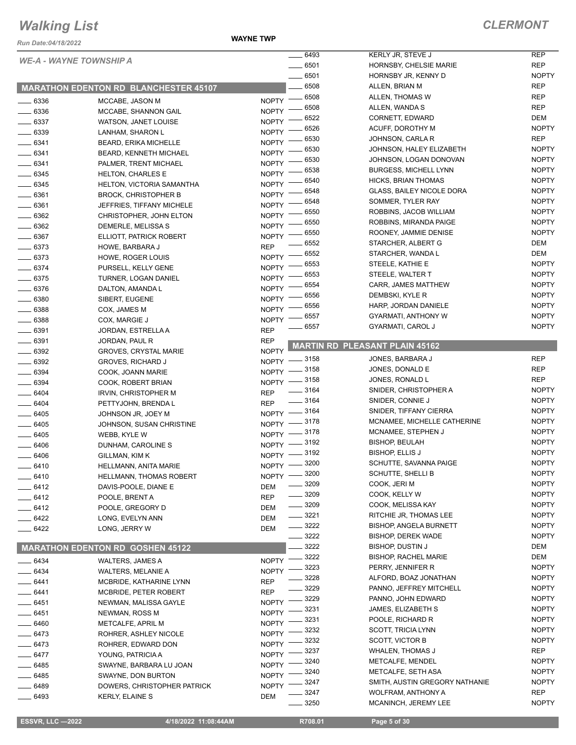# Walking List

**CLERMONT**

Run Date:04/18/2022

**WAYNE TWP**

*WE-A - WAYNE TOWNSHIP A*

## MARATHON EDENTON RD BLANCHESTER 45107

| No. | Name | Party |
|---|---|---|
| 6336 | MCCABE, JASON M | NOPTY |
| 6336 | MCCABE, SHANNON GAIL | NOPTY |
| 6337 | WATSON, JANET LOUISE | NOPTY |
| 6339 | LANHAM, SHARON L | NOPTY |
| 6341 | BEARD, ERIKA MICHELLE | NOPTY |
| 6341 | BEARD, KENNETH MICHAEL | NOPTY |
| 6341 | PALMER, TRENT MICHAEL | NOPTY |
| 6345 | HELTON, CHARLES E | NOPTY |
| 6345 | HELTON, VICTORIA SAMANTHA | NOPTY |
| 6361 | BROCK, CHRISTOPHER B | NOPTY |
| 6361 | JEFFRIES, TIFFANY MICHELE | NOPTY |
| 6362 | CHRISTOPHER, JOHN ELTON | NOPTY |
| 6362 | DEMERLE, MELISSA S | NOPTY |
| 6367 | ELLIOTT, PATRICK ROBERT | NOPTY |
| 6373 | HOWE, BARBARA J | REP |
| 6373 | HOWE, ROGER LOUIS | NOPTY |
| 6374 | PURSELL, KELLY GENE | NOPTY |
| 6375 | TURNER, LOGAN DANIEL | NOPTY |
| 6376 | DALTON, AMANDA L | NOPTY |
| 6380 | SIBERT, EUGENE | NOPTY |
| 6388 | COX, JAMES M | NOPTY |
| 6388 | COX, MARGIE J | NOPTY |
| 6391 | JORDAN, ESTRELLA A | REP |
| 6391 | JORDAN, PAUL R | REP |
| 6392 | GROVES, CRYSTAL MARIE | NOPTY |
| 6392 | GROVES, RICHARD J | NOPTY |
| 6394 | COOK, JOANN MARIE | NOPTY |
| 6394 | COOK, ROBERT BRIAN | NOPTY |
| 6404 | IRVIN, CHRISTOPHER M | REP |
| 6404 | PETTYJOHN, BRENDA L | REP |
| 6405 | JOHNSON JR, JOEY M | NOPTY |
| 6405 | JOHNSON, SUSAN CHRISTINE | NOPTY |
| 6405 | WEBB, KYLE W | NOPTY |
| 6406 | DUNHAM, CAROLINE S | NOPTY |
| 6406 | GILLMAN, KIM K | NOPTY |
| 6410 | HELLMANN, ANITA MARIE | NOPTY |
| 6410 | HELLMANN, THOMAS ROBERT | NOPTY |
| 6412 | DAVIS-POOLE, DIANE E | DEM |
| 6412 | POOLE, BRENT A | REP |
| 6412 | POOLE, GREGORY D | DEM |
| 6422 | LONG, EVELYN ANN | DEM |
| 6422 | LONG, JERRY W | DEM |

## MARATHON EDENTON RD GOSHEN 45122

| No. | Name | Party |
|---|---|---|
| 6434 | WALTERS, JAMES A | NOPTY |
| 6434 | WALTERS, MELANIE A | NOPTY |
| 6441 | MCBRIDE, KATHARINE LYNN | REP |
| 6441 | MCBRIDE, PETER ROBERT | REP |
| 6451 | NEWMAN, MALISSA GAYLE | NOPTY |
| 6451 | NEWMAN, ROSS M | NOPTY |
| 6460 | METCALFE, APRIL M | NOPTY |
| 6473 | ROHRER, ASHLEY NICOLE | NOPTY |
| 6473 | ROHRER, EDWARD DON | NOPTY |
| 6477 | YOUNG, PATRICIA A | NOPTY |
| 6485 | SWAYNE, BARBARA LU JOAN | NOPTY |
| 6485 | SWAYNE, DON BURTON | NOPTY |
| 6489 | DOWERS, CHRISTOPHER PATRICK | NOPTY |
| 6493 | KERLY, ELAINE S | DEM |
| 6493 | KERLY JR, STEVE J | REP |
| 6501 | HORNSBY, CHELSIE MARIE | REP |
| 6501 | HORNSBY JR, KENNY D | NOPTY |
| 6508 | ALLEN, BRIAN M | REP |
| 6508 | ALLEN, THOMAS W | REP |
| 6508 | ALLEN, WANDA S | REP |
| 6522 | CORNETT, EDWARD | DEM |
| 6526 | ACUFF, DOROTHY M | NOPTY |
| 6530 | JOHNSON, CARLA R | REP |
| 6530 | JOHNSON, HALEY ELIZABETH | NOPTY |
| 6530 | JOHNSON, LOGAN DONOVAN | NOPTY |
| 6538 | BURGESS, MICHELL LYNN | NOPTY |
| 6540 | HICKS, BRIAN THOMAS | NOPTY |
| 6548 | GLASS, BAILEY NICOLE DORA | NOPTY |
| 6548 | SOMMER, TYLER RAY | NOPTY |
| 6550 | ROBBINS, JACOB WILLIAM | NOPTY |
| 6550 | ROBBINS, MIRANDA PAIGE | NOPTY |
| 6550 | ROONEY, JAMMIE DENISE | NOPTY |
| 6552 | STARCHER, ALBERT G | DEM |
| 6552 | STARCHER, WANDA L | DEM |
| 6553 | STEELE, KATHIE E | NOPTY |
| 6553 | STEELE, WALTER T | NOPTY |
| 6554 | CARR, JAMES MATTHEW | NOPTY |
| 6556 | DEMBSKI, KYLE R | NOPTY |
| 6556 | HARP, JORDAN DANIELE | NOPTY |
| 6557 | GYARMATI, ANTHONY W | NOPTY |
| 6557 | GYARMATI, CAROL J | NOPTY |

## MARTIN RD PLEASANT PLAIN 45162

| No. | Name | Party |
|---|---|---|
| 3158 | JONES, BARBARA J | REP |
| 3158 | JONES, DONALD E | REP |
| 3158 | JONES, RONALD L | REP |
| 3164 | SNIDER, CHRISTOPHER A | NOPTY |
| 3164 | SNIDER, CONNIE J | NOPTY |
| 3164 | SNIDER, TIFFANY CIERRA | NOPTY |
| 3178 | MCNAMEE, MICHELLE CATHERINE | NOPTY |
| 3178 | MCNAMEE, STEPHEN J | NOPTY |
| 3192 | BISHOP, BEULAH | NOPTY |
| 3192 | BISHOP, ELLIS J | NOPTY |
| 3200 | SCHUTTE, SAVANNA PAIGE | NOPTY |
| 3200 | SCHUTTE, SHELLI B | NOPTY |
| 3209 | COOK, JERI M | NOPTY |
| 3209 | COOK, KELLY W | NOPTY |
| 3209 | COOK, MELISSA KAY | NOPTY |
| 3221 | RITCHIE JR, THOMAS LEE | NOPTY |
| 3222 | BISHOP, ANGELA BURNETT | NOPTY |
| 3222 | BISHOP, DEREK WADE | NOPTY |
| 3222 | BISHOP, DUSTIN J | DEM |
| 3222 | BISHOP, RACHEL MARIE | DEM |
| 3223 | PERRY, JENNIFER R | NOPTY |
| 3228 | ALFORD, BOAZ JONATHAN | NOPTY |
| 3229 | PANNO, JEFFREY MITCHELL | NOPTY |
| 3229 | PANNO, JOHN EDWARD | NOPTY |
| 3231 | JAMES, ELIZABETH S | NOPTY |
| 3231 | POOLE, RICHARD R | NOPTY |
| 3232 | SCOTT, TRICIA LYNN | NOPTY |
| 3232 | SCOTT, VICTOR B | NOPTY |
| 3237 | WHALEN, THOMAS J | REP |
| 3240 | METCALFE, MENDEL | NOPTY |
| 3240 | METCALFE, SETH ASA | NOPTY |
| 3247 | SMITH, AUSTIN GREGORY NATHANIE | NOPTY |
| 3247 | WOLFRAM, ANTHONY A | REP |
| 3250 | MCANINCH, JEREMY LEE | NOPTY |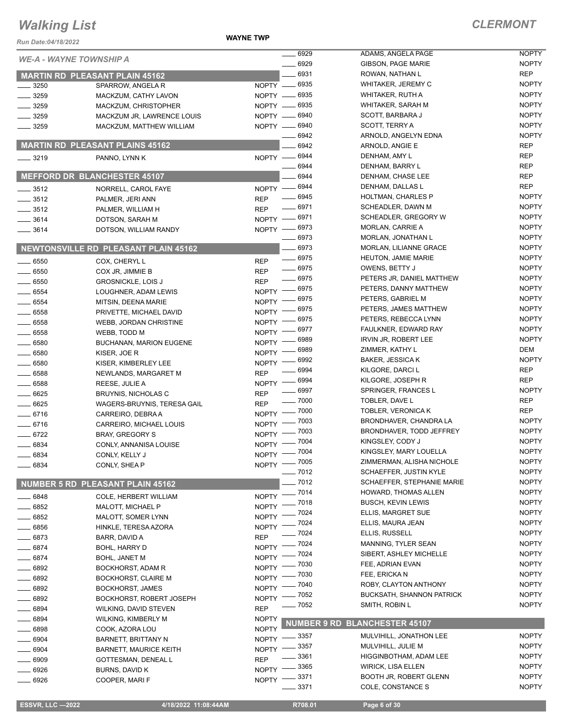# Walking List

**CLERMONT**

Run Date:04/18/2022

**WAYNE TWP**

*WE-A - WAYNE TOWNSHIP A*

## MARTIN RD PLEASANT PLAIN 45162

| No. | Name | Party |
|---|---|---|
| 3250 | SPARROW, ANGELA R | NOPTY |
| 3259 | MACKZUM, CATHY LAVON | NOPTY |
| 3259 | MACKZUM, CHRISTOPHER | NOPTY |
| 3259 | MACKZUM JR, LAWRENCE LOUIS | NOPTY |
| 3259 | MACKZUM, MATTHEW WILLIAM | NOPTY |

## MARTIN RD PLEASANT PLAINS 45162

| No. | Name | Party |
|---|---|---|
| 3219 | PANNO, LYNN K | NOPTY |

## MEFFORD DR BLANCHESTER 45107

| No. | Name | Party |
|---|---|---|
| 3512 | NORRELL, CAROL FAYE | NOPTY |
| 3512 | PALMER, JERI ANN | REP |
| 3512 | PALMER, WILLIAM H | REP |
| 3614 | DOTSON, SARAH M | NOPTY |
| 3614 | DOTSON, WILLIAM RANDY | NOPTY |

## NEWTONSVILLE RD PLEASANT PLAIN 45162

| No. | Name | Party |
|---|---|---|
| 6550 | COX, CHERYL L | REP |
| 6550 | COX JR, JIMMIE B | REP |
| 6550 | GROSNICKLE, LOIS J | REP |
| 6554 | LOUGHNER, ADAM LEWIS | NOPTY |
| 6554 | MITSIN, DEENA MARIE | NOPTY |
| 6558 | PRIVETTE, MICHAEL DAVID | NOPTY |
| 6558 | WEBB, JORDAN CHRISTINE | NOPTY |
| 6558 | WEBB, TODD M | NOPTY |
| 6580 | BUCHANAN, MARION EUGENE | NOPTY |
| 6580 | KISER, JOE R | NOPTY |
| 6580 | KISER, KIMBERLEY LEE | NOPTY |
| 6588 | NEWLANDS, MARGARET M | REP |
| 6588 | REESE, JULIE A | NOPTY |
| 6625 | BRUYNIS, NICHOLAS C | REP |
| 6625 | WAGERS-BRUYNIS, TERESA GAIL | REP |
| 6716 | CARREIRO, DEBRA A | NOPTY |
| 6716 | CARREIRO, MICHAEL LOUIS | NOPTY |
| 6722 | BRAY, GREGORY S | NOPTY |
| 6834 | CONLY, ANNANISA LOUISE | NOPTY |
| 6834 | CONLY, KELLY J | NOPTY |
| 6834 | CONLY, SHEA P | NOPTY |

## NUMBER 5 RD PLEASANT PLAIN 45162

| No. | Name | Party |
|---|---|---|
| 6848 | COLE, HERBERT WILLIAM | NOPTY |
| 6852 | MALOTT, MICHAEL P | NOPTY |
| 6852 | MALOTT, SOMER LYNN | NOPTY |
| 6856 | HINKLE, TERESA AZORA | NOPTY |
| 6873 | BARR, DAVID A | REP |
| 6874 | BOHL, HARRY D | NOPTY |
| 6874 | BOHL, JANET M | NOPTY |
| 6892 | BOCKHORST, ADAM R | NOPTY |
| 6892 | BOCKHORST, CLAIRE M | NOPTY |
| 6892 | BOCKHORST, JAMES | NOPTY |
| 6892 | BOCKHORST, ROBERT JOSEPH | NOPTY |
| 6894 | WILKING, DAVID STEVEN | REP |
| 6894 | WILKING, KIMBERLY M | NOPTY |
| 6898 | COOK, AZORA LOU | NOPTY |
| 6904 | BARNETT, BRITTANY N | NOPTY |
| 6904 | BARNETT, MAURICE KEITH | NOPTY |
| 6909 | GOTTESMAN, DENEAL L | REP |
| 6926 | BURNS, DAVID K | NOPTY |
| 6926 | COOPER, MARI F | NOPTY |
| 6929 | ADAMS, ANGELA PAGE | NOPTY |
| 6929 | GIBSON, PAGE MARIE | NOPTY |
| 6931 | ROWAN, NATHAN L | REP |
| 6935 | WHITAKER, JEREMY C | NOPTY |
| 6935 | WHITAKER, RUTH A | NOPTY |
| 6935 | WHITAKER, SARAH M | NOPTY |
| 6940 | SCOTT, BARBARA J | NOPTY |
| 6940 | SCOTT, TERRY A | NOPTY |
| 6942 | ARNOLD, ANGELYN EDNA | NOPTY |
| 6942 | ARNOLD, ANGIE E | REP |
| 6944 | DENHAM, AMY L | REP |
| 6944 | DENHAM, BARRY L | REP |
| 6944 | DENHAM, CHASE LEE | REP |
| 6944 | DENHAM, DALLAS L | REP |
| 6945 | HOLTMAN, CHARLES P | NOPTY |
| 6971 | SCHEADLER, DAWN M | NOPTY |
| 6971 | SCHEADLER, GREGORY W | NOPTY |
| 6973 | MORLAN, CARRIE A | NOPTY |
| 6973 | MORLAN, JONATHAN L | NOPTY |
| 6973 | MORLAN, LILIANNE GRACE | NOPTY |
| 6975 | HEUTON, JAMIE MARIE | NOPTY |
| 6975 | OWENS, BETTY J | NOPTY |
| 6975 | PETERS JR, DANIEL MATTHEW | NOPTY |
| 6975 | PETERS, DANNY MATTHEW | NOPTY |
| 6975 | PETERS, GABRIEL M | NOPTY |
| 6975 | PETERS, JAMES MATTHEW | NOPTY |
| 6975 | PETERS, REBECCA LYNN | NOPTY |
| 6977 | FAULKNER, EDWARD RAY | NOPTY |
| 6989 | IRVIN JR, ROBERT LEE | NOPTY |
| 6989 | ZIMMER, KATHY L | DEM |
| 6992 | BAKER, JESSICA K | NOPTY |
| 6994 | KILGORE, DARCI L | REP |
| 6994 | KILGORE, JOSEPH R | REP |
| 6997 | SPRINGER, FRANCES L | NOPTY |
| 7000 | TOBLER, DAVE L | REP |
| 7000 | TOBLER, VERONICA K | REP |
| 7003 | BRONDHAVER, CHANDRA LA | NOPTY |
| 7003 | BRONDHAVER, TODD JEFFREY | NOPTY |
| 7004 | KINGSLEY, CODY J | NOPTY |
| 7004 | KINGSLEY, MARY LOUELLA | NOPTY |
| 7005 | ZIMMERMAN, ALISHA NICHOLE | NOPTY |
| 7012 | SCHAEFFER, JUSTIN KYLE | NOPTY |
| 7012 | SCHAEFFER, STEPHANIE MARIE | NOPTY |
| 7014 | HOWARD, THOMAS ALLEN | NOPTY |
| 7018 | BUSCH, KEVIN LEWIS | NOPTY |
| 7024 | ELLIS, MARGRET SUE | NOPTY |
| 7024 | ELLIS, MAURA JEAN | NOPTY |
| 7024 | ELLIS, RUSSELL | NOPTY |
| 7024 | MANNING, TYLER SEAN | NOPTY |
| 7024 | SIBERT, ASHLEY MICHELLE | NOPTY |
| 7030 | FEE, ADRIAN EVAN | NOPTY |
| 7030 | FEE, ERICKA N | NOPTY |
| 7040 | ROBY, CLAYTON ANTHONY | NOPTY |
| 7052 | BUCKSATH, SHANNON PATRICK | NOPTY |
| 7052 | SMITH, ROBIN L | NOPTY |

## NUMBER 9 RD BLANCHESTER 45107

| No. | Name | Party |
|---|---|---|
| 3357 | MULVIHILL, JONATHON LEE | NOPTY |
| 3357 | MULVIHILL, JULIE M | NOPTY |
| 3361 | HIGGINBOTHAM, ADAM LEE | NOPTY |
| 3365 | WIRICK, LISA ELLEN | NOPTY |
| 3371 | BOOTH JR, ROBERT GLENN | NOPTY |
| 3371 | COLE, CONSTANCE S | NOPTY |

ESSVR, LLC —2022 | 4/18/2022 11:08:44AM | R708.01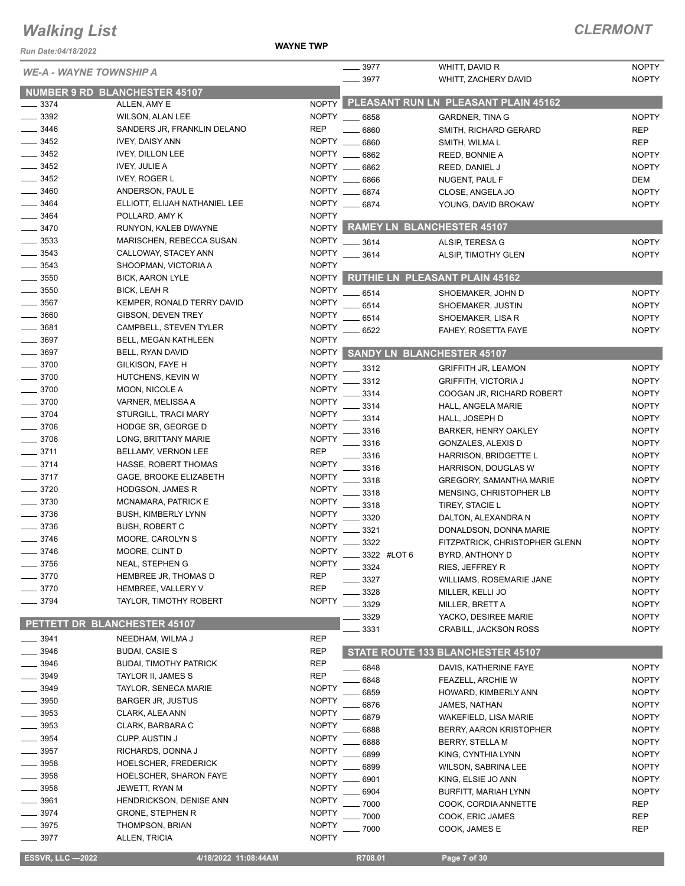# Walking List

**CLERMONT**

Run Date:04/18/2022

**WAYNE TWP**

*WE-A - WAYNE TOWNSHIP A*

## NUMBER 9 RD BLANCHESTER 45107

| No. | Name | Party |
|---|---|---|
| 3374 | ALLEN, AMY E | NOPTY |
| 3392 | WILSON, ALAN LEE | NOPTY |
| 3446 | SANDERS JR, FRANKLIN DELANO | REP |
| 3452 | IVEY, DAISY ANN | NOPTY |
| 3452 | IVEY, DILLON LEE | NOPTY |
| 3452 | IVEY, JULIE A | NOPTY |
| 3452 | IVEY, ROGER L | NOPTY |
| 3460 | ANDERSON, PAUL E | NOPTY |
| 3464 | ELLIOTT, ELIJAH NATHANIEL LEE | NOPTY |
| 3464 | POLLARD, AMY K | NOPTY |
| 3470 | RUNYON, KALEB DWAYNE | NOPTY |
| 3533 | MARISCHEN, REBECCA SUSAN | NOPTY |
| 3543 | CALLOWAY, STACEY ANN | NOPTY |
| 3543 | SHOOPMAN, VICTORIA A | NOPTY |
| 3550 | BICK, AARON LYLE | NOPTY |
| 3550 | BICK, LEAH R | NOPTY |
| 3567 | KEMPER, RONALD TERRY DAVID | NOPTY |
| 3660 | GIBSON, DEVEN TREY | NOPTY |
| 3681 | CAMPBELL, STEVEN TYLER | NOPTY |
| 3697 | BELL, MEGAN KATHLEEN | NOPTY |
| 3697 | BELL, RYAN DAVID | NOPTY |
| 3700 | GILKISON, FAYE H | NOPTY |
| 3700 | HUTCHENS, KEVIN W | NOPTY |
| 3700 | MOON, NICOLE A | NOPTY |
| 3700 | VARNER, MELISSA A | NOPTY |
| 3704 | STURGILL, TRACI MARY | NOPTY |
| 3706 | HODGE SR, GEORGE D | NOPTY |
| 3706 | LONG, BRITTANY MARIE | NOPTY |
| 3711 | BELLAMY, VERNON LEE | REP |
| 3714 | HASSE, ROBERT THOMAS | NOPTY |
| 3717 | GAGE, BROOKE ELIZABETH | NOPTY |
| 3720 | HODGSON, JAMES R | NOPTY |
| 3730 | MCNAMARA, PATRICK E | NOPTY |
| 3736 | BUSH, KIMBERLY LYNN | NOPTY |
| 3736 | BUSH, ROBERT C | NOPTY |
| 3746 | MOORE, CAROLYN S | NOPTY |
| 3746 | MOORE, CLINT D | NOPTY |
| 3756 | NEAL, STEPHEN G | NOPTY |
| 3770 | HEMBREE JR, THOMAS D | REP |
| 3770 | HEMBREE, VALLERY V | REP |
| 3794 | TAYLOR, TIMOTHY ROBERT | NOPTY |

## PETTETT DR BLANCHESTER 45107

| No. | Name | Party |
|---|---|---|
| 3941 | NEEDHAM, WILMA J | REP |
| 3946 | BUDAI, CASIE S | REP |
| 3946 | BUDAI, TIMOTHY PATRICK | REP |
| 3949 | TAYLOR II, JAMES S | REP |
| 3949 | TAYLOR, SENECA MARIE | NOPTY |
| 3950 | BARGER JR, JUSTUS | NOPTY |
| 3953 | CLARK, ALEA ANN | NOPTY |
| 3953 | CLARK, BARBARA C | NOPTY |
| 3954 | CUPP, AUSTIN J | NOPTY |
| 3957 | RICHARDS, DONNA J | NOPTY |
| 3958 | HOELSCHER, FREDERICK | NOPTY |
| 3958 | HOELSCHER, SHARON FAYE | NOPTY |
| 3958 | JEWETT, RYAN M | NOPTY |
| 3961 | HENDRICKSON, DENISE ANN | NOPTY |
| 3974 | GRONE, STEPHEN R | NOPTY |
| 3975 | THOMPSON, BRIAN | NOPTY |
| 3977 | ALLEN, TRICIA | NOPTY |
| 3977 | WHITT, DAVID R | NOPTY |
| 3977 | WHITT, ZACHERY DAVID | NOPTY |

## PLEASANT RUN LN PLEASANT PLAIN 45162

| No. | Name | Party |
|---|---|---|
| 6858 | GARDNER, TINA G | NOPTY |
| 6860 | SMITH, RICHARD GERARD | REP |
| 6860 | SMITH, WILMA L | REP |
| 6862 | REED, BONNIE A | NOPTY |
| 6862 | REED, DANIEL J | NOPTY |
| 6866 | NUGENT, PAUL F | DEM |
| 6874 | CLOSE, ANGELA JO | NOPTY |
| 6874 | YOUNG, DAVID BROKAW | NOPTY |

## RAMEY LN BLANCHESTER 45107

| No. | Name | Party |
|---|---|---|
| 3614 | ALSIP, TERESA G | NOPTY |
| 3614 | ALSIP, TIMOTHY GLEN | NOPTY |

## RUTHIE LN PLEASANT PLAIN 45162

| No. | Name | Party |
|---|---|---|
| 6514 | SHOEMAKER, JOHN D | NOPTY |
| 6514 | SHOEMAKER, JUSTIN | NOPTY |
| 6514 | SHOEMAKER, LISA R | NOPTY |
| 6522 | FAHEY, ROSETTA FAYE | NOPTY |

## SANDY LN BLANCHESTER 45107

| No. | Name | Party |
|---|---|---|
| 3312 | GRIFFITH JR, LEAMON | NOPTY |
| 3312 | GRIFFITH, VICTORIA J | NOPTY |
| 3314 | COOGAN JR, RICHARD ROBERT | NOPTY |
| 3314 | HALL, ANGELA MARIE | NOPTY |
| 3314 | HALL, JOSEPH D | NOPTY |
| 3316 | BARKER, HENRY OAKLEY | NOPTY |
| 3316 | GONZALES, ALEXIS D | NOPTY |
| 3316 | HARRISON, BRIDGETTE L | NOPTY |
| 3316 | HARRISON, DOUGLAS W | NOPTY |
| 3318 | GREGORY, SAMANTHA MARIE | NOPTY |
| 3318 | MENSING, CHRISTOPHER LB | NOPTY |
| 3318 | TIREY, STACIE L | NOPTY |
| 3320 | DALTON, ALEXANDRA N | NOPTY |
| 3321 | DONALDSON, DONNA MARIE | NOPTY |
| 3322 | FITZPATRICK, CHRISTOPHER GLENN | NOPTY |
| 3322 #LOT 6 | BYRD, ANTHONY D | NOPTY |
| 3324 | RIES, JEFFREY R | NOPTY |
| 3327 | WILLIAMS, ROSEMARIE JANE | NOPTY |
| 3328 | MILLER, KELLI JO | NOPTY |
| 3329 | MILLER, BRETT A | NOPTY |
| 3329 | YACKO, DESIREE MARIE | NOPTY |
| 3331 | CRABILL, JACKSON ROSS | NOPTY |

## STATE ROUTE 133 BLANCHESTER 45107

| No. | Name | Party |
|---|---|---|
| 6848 | DAVIS, KATHERINE FAYE | NOPTY |
| 6848 | FEAZELL, ARCHIE W | NOPTY |
| 6859 | HOWARD, KIMBERLY ANN | NOPTY |
| 6876 | JAMES, NATHAN | NOPTY |
| 6879 | WAKEFIELD, LISA MARIE | NOPTY |
| 6888 | BERRY, AARON KRISTOPHER | NOPTY |
| 6888 | BERRY, STELLA M | NOPTY |
| 6899 | KING, CYNTHIA LYNN | NOPTY |
| 6899 | WILSON, SABRINA LEE | NOPTY |
| 6901 | KING, ELSIE JO ANN | NOPTY |
| 6904 | BURFITT, MARIAH LYNN | NOPTY |
| 7000 | COOK, CORDIA ANNETTE | REP |
| 7000 | COOK, ERIC JAMES | REP |
| 7000 | COOK, JAMES E | REP |

ESSVR, LLC —2022    4/18/2022 11:08:44AM    R708.01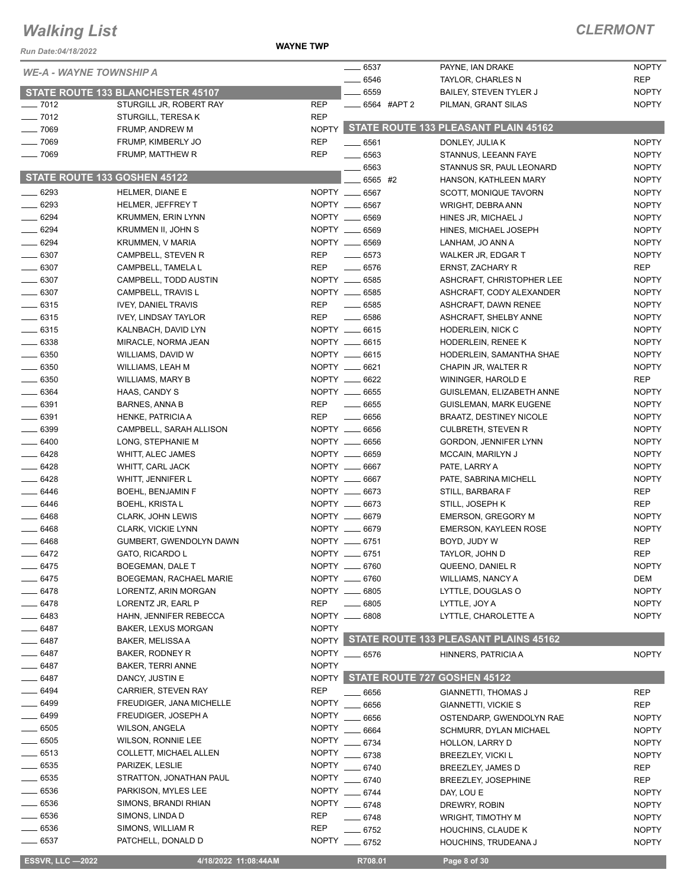# Walking List

**CLERMONT**

Run Date:04/18/2022

**WAYNE TWP**

*WE-A - WAYNE TOWNSHIP A*

## STATE ROUTE 133 BLANCHESTER 45107

| No. | Name | Party |
|---|---|---|
| 7012 | STURGILL JR, ROBERT RAY | REP |
| 7012 | STURGILL, TERESA K | REP |
| 7069 | FRUMP, ANDREW M | NOPTY |
| 7069 | FRUMP, KIMBERLY JO | REP |
| 7069 | FRUMP, MATTHEW R | REP |

## STATE ROUTE 133 GOSHEN 45122

| No. | Name | Party |
|---|---|---|
| 6293 | HELMER, DIANE E | NOPTY |
| 6293 | HELMER, JEFFREY T | NOPTY |
| 6294 | KRUMMEN, ERIN LYNN | NOPTY |
| 6294 | KRUMMEN II, JOHN S | NOPTY |
| 6294 | KRUMMEN, V MARIA | NOPTY |
| 6307 | CAMPBELL, STEVEN R | REP |
| 6307 | CAMPBELL, TAMELA L | REP |
| 6307 | CAMPBELL, TODD AUSTIN | NOPTY |
| 6307 | CAMPBELL, TRAVIS L | NOPTY |
| 6315 | IVEY, DANIEL TRAVIS | REP |
| 6315 | IVEY, LINDSAY TAYLOR | REP |
| 6315 | KALNBACH, DAVID LYN | NOPTY |
| 6338 | MIRACLE, NORMA JEAN | NOPTY |
| 6350 | WILLIAMS, DAVID W | NOPTY |
| 6350 | WILLIAMS, LEAH M | NOPTY |
| 6350 | WILLIAMS, MARY B | NOPTY |
| 6364 | HAAS, CANDY S | NOPTY |
| 6391 | BARNES, ANNA B | REP |
| 6391 | HENKE, PATRICIA A | REP |
| 6399 | CAMPBELL, SARAH ALLISON | NOPTY |
| 6400 | LONG, STEPHANIE M | NOPTY |
| 6428 | WHITT, ALEC JAMES | NOPTY |
| 6428 | WHITT, CARL JACK | NOPTY |
| 6428 | WHITT, JENNIFER L | NOPTY |
| 6446 | BOEHL, BENJAMIN F | NOPTY |
| 6446 | BOEHL, KRISTA L | NOPTY |
| 6468 | CLARK, JOHN LEWIS | NOPTY |
| 6468 | CLARK, VICKIE LYNN | NOPTY |
| 6468 | GUMBERT, GWENDOLYN DAWN | NOPTY |
| 6472 | GATO, RICARDO L | NOPTY |
| 6475 | BOEGEMAN, DALE T | NOPTY |
| 6475 | BOEGEMAN, RACHAEL MARIE | NOPTY |
| 6478 | LORENTZ, ARIN MORGAN | NOPTY |
| 6478 | LORENTZ JR, EARL P | REP |
| 6483 | HAHN, JENNIFER REBECCA | NOPTY |
| 6487 | BAKER, LEXUS MORGAN | NOPTY |
| 6487 | BAKER, MELISSA A | NOPTY |
| 6487 | BAKER, RODNEY R | NOPTY |
| 6487 | BAKER, TERRI ANNE | NOPTY |
| 6487 | DANCY, JUSTIN E | NOPTY |
| 6494 | CARRIER, STEVEN RAY | REP |
| 6499 | FREUDIGER, JANA MICHELLE | NOPTY |
| 6499 | FREUDIGER, JOSEPH A | NOPTY |
| 6505 | WILSON, ANGELA | NOPTY |
| 6505 | WILSON, RONNIE LEE | NOPTY |
| 6513 | COLLETT, MICHAEL ALLEN | NOPTY |
| 6535 | PARIZEK, LESLIE | NOPTY |
| 6535 | STRATTON, JONATHAN PAUL | NOPTY |
| 6536 | PARKISON, MYLES LEE | NOPTY |
| 6536 | SIMONS, BRANDI RHIAN | NOPTY |
| 6536 | SIMONS, LINDA D | REP |
| 6536 | SIMONS, WILLIAM R | REP |
| 6537 | PATCHELL, DONALD D | NOPTY |
| 6537 | PAYNE, IAN DRAKE | NOPTY |
| 6546 | TAYLOR, CHARLES N | REP |
| 6559 | BAILEY, STEVEN TYLER J | NOPTY |
| 6564 #APT 2 | PILMAN, GRANT SILAS | NOPTY |

## STATE ROUTE 133 PLEASANT PLAIN 45162

| No. | Name | Party |
|---|---|---|
| 6561 | DONLEY, JULIA K | NOPTY |
| 6563 | STANNUS, LEEANN FAYE | NOPTY |
| 6563 | STANNUS SR, PAUL LEONARD | NOPTY |
| 6565 #2 | HANSON, KATHLEEN MARY | NOPTY |
| 6567 | SCOTT, MONIQUE TAVORN | NOPTY |
| 6567 | WRIGHT, DEBRA ANN | NOPTY |
| 6569 | HINES JR, MICHAEL J | NOPTY |
| 6569 | HINES, MICHAEL JOSEPH | NOPTY |
| 6569 | LANHAM, JO ANN A | NOPTY |
| 6573 | WALKER JR, EDGAR T | NOPTY |
| 6576 | ERNST, ZACHARY R | REP |
| 6585 | ASHCRAFT, CHRISTOPHER LEE | NOPTY |
| 6585 | ASHCRAFT, CODY ALEXANDER | NOPTY |
| 6585 | ASHCRAFT, DAWN RENEE | NOPTY |
| 6586 | ASHCRAFT, SHELBY ANNE | NOPTY |
| 6615 | HODERLEIN, NICK C | NOPTY |
| 6615 | HODERLEIN, RENEE K | NOPTY |
| 6615 | HODERLEIN, SAMANTHA SHAE | NOPTY |
| 6621 | CHAPIN JR, WALTER R | NOPTY |
| 6622 | WININGER, HAROLD E | REP |
| 6655 | GUISLEMAN, ELIZABETH ANNE | NOPTY |
| 6655 | GUISLEMAN, MARK EUGENE | NOPTY |
| 6656 | BRAATZ, DESTINEY NICOLE | NOPTY |
| 6656 | CULBRETH, STEVEN R | NOPTY |
| 6656 | GORDON, JENNIFER LYNN | NOPTY |
| 6659 | MCCAIN, MARILYN J | NOPTY |
| 6667 | PATE, LARRY A | NOPTY |
| 6667 | PATE, SABRINA MICHELL | NOPTY |
| 6673 | STILL, BARBARA F | REP |
| 6673 | STILL, JOSEPH K | REP |
| 6679 | EMERSON, GREGORY M | NOPTY |
| 6679 | EMERSON, KAYLEEN ROSE | NOPTY |
| 6751 | BOYD, JUDY W | REP |
| 6751 | TAYLOR, JOHN D | REP |
| 6760 | QUEENO, DANIEL R | NOPTY |
| 6760 | WILLIAMS, NANCY A | DEM |
| 6805 | LYTTLE, DOUGLAS O | NOPTY |
| 6805 | LYTTLE, JOY A | NOPTY |
| 6808 | LYTTLE, CHAROLETTE A | NOPTY |

## STATE ROUTE 133 PLEASANT PLAINS 45162

| No. | Name | Party |
|---|---|---|
| 6576 | HINNERS, PATRICIA A | NOPTY |

## STATE ROUTE 727 GOSHEN 45122

| No. | Name | Party |
|---|---|---|
| 6656 | GIANNETTI, THOMAS J | REP |
| 6656 | GIANNETTI, VICKIE S | REP |
| 6656 | OSTENDARP, GWENDOLYN RAE | NOPTY |
| 6664 | SCHMURR, DYLAN MICHAEL | NOPTY |
| 6734 | HOLLON, LARRY D | NOPTY |
| 6738 | BREEZLEY, VICKI L | NOPTY |
| 6740 | BREEZLEY, JAMES D | REP |
| 6740 | BREEZLEY, JOSEPHINE | REP |
| 6744 | DAY, LOU E | NOPTY |
| 6748 | DREWRY, ROBIN | NOPTY |
| 6748 | WRIGHT, TIMOTHY M | NOPTY |
| 6752 | HOUCHINS, CLAUDE K | NOPTY |
| 6752 | HOUCHINS, TRUDEANA J | NOPTY |

ESSVR, LLC —2022 | 4/18/2022 11:08:44AM | R708.01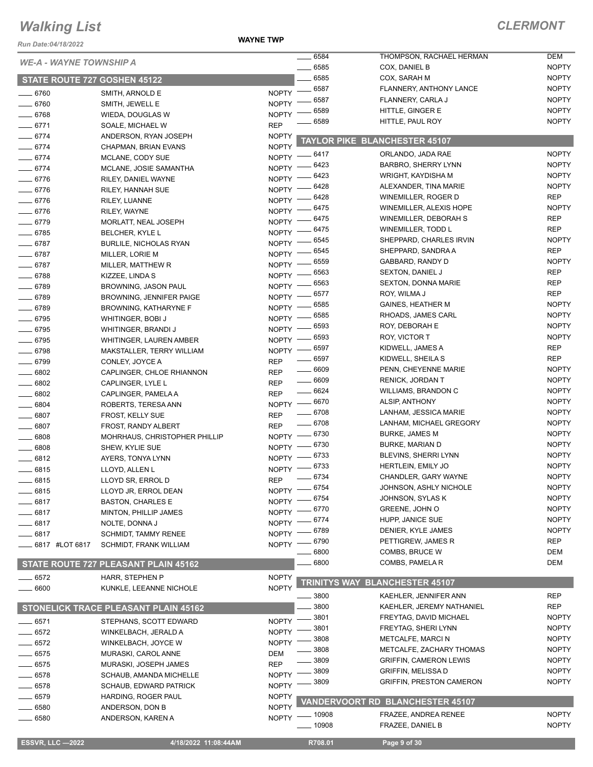# Walking List

**CLERMONT**

Run Date:04/18/2022

**WAYNE TWP**

*WE-A - WAYNE TOWNSHIP A*

## STATE ROUTE 727 GOSHEN 45122

| # | Name | Party |
|---|---|---|
| 6760 | SMITH, ARNOLD E | NOPTY |
| 6760 | SMITH, JEWELL E | NOPTY |
| 6768 | WIEDA, DOUGLAS W | NOPTY |
| 6771 | SOALE, MICHAEL W | REP |
| 6774 | ANDERSON, RYAN JOSEPH | NOPTY |
| 6774 | CHAPMAN, BRIAN EVANS | NOPTY |
| 6774 | MCLANE, CODY SUE | NOPTY |
| 6774 | MCLANE, JOSIE SAMANTHA | NOPTY |
| 6776 | RILEY, DANIEL WAYNE | NOPTY |
| 6776 | RILEY, HANNAH SUE | NOPTY |
| 6776 | RILEY, LUANNE | NOPTY |
| 6776 | RILEY, WAYNE | NOPTY |
| 6779 | MORLATT, NEAL JOSEPH | NOPTY |
| 6785 | BELCHER, KYLE L | NOPTY |
| 6787 | BURLILE, NICHOLAS RYAN | NOPTY |
| 6787 | MILLER, LORIE M | NOPTY |
| 6787 | MILLER, MATTHEW R | NOPTY |
| 6788 | KIZZEE, LINDA S | NOPTY |
| 6789 | BROWNING, JASON PAUL | NOPTY |
| 6789 | BROWNING, JENNIFER PAIGE | NOPTY |
| 6789 | BROWNING, KATHARYNE F | NOPTY |
| 6795 | WHITINGER, BOBI J | NOPTY |
| 6795 | WHITINGER, BRANDI J | NOPTY |
| 6795 | WHITINGER, LAUREN AMBER | NOPTY |
| 6798 | MAKSTALLER, TERRY WILLIAM | NOPTY |
| 6799 | CONLEY, JOYCE A | REP |
| 6802 | CAPLINGER, CHLOE RHIANNON | REP |
| 6802 | CAPLINGER, LYLE L | REP |
| 6802 | CAPLINGER, PAMELA A | REP |
| 6804 | ROBERTS, TERESA ANN | NOPTY |
| 6807 | FROST, KELLY SUE | REP |
| 6807 | FROST, RANDY ALBERT | REP |
| 6808 | MOHRHAUS, CHRISTOPHER PHILLIP | NOPTY |
| 6808 | SHEW, KYLIE SUE | NOPTY |
| 6812 | AYERS, TONYA LYNN | NOPTY |
| 6815 | LLOYD, ALLEN L | NOPTY |
| 6815 | LLOYD SR, ERROL D | REP |
| 6815 | LLOYD JR, ERROL DEAN | NOPTY |
| 6817 | BASTON, CHARLES E | NOPTY |
| 6817 | MINTON, PHILLIP JAMES | NOPTY |
| 6817 | NOLTE, DONNA J | NOPTY |
| 6817 | SCHMIDT, TAMMY RENEE | NOPTY |
| 6817 #LOT 6817 | SCHMIDT, FRANK WILLIAM | NOPTY |

## STATE ROUTE 727 PLEASANT PLAIN 45162

| # | Name | Party |
|---|---|---|
| 6572 | HARR, STEPHEN P | NOPTY |
| 6600 | KUNKLE, LEEANNE NICHOLE | NOPTY |

## STONELICK TRACE PLEASANT PLAIN 45162

| # | Name | Party |
|---|---|---|
| 6571 | STEPHANS, SCOTT EDWARD | NOPTY |
| 6572 | WINKELBACH, JERALD A | NOPTY |
| 6572 | WINKELBACH, JOYCE W | NOPTY |
| 6575 | MURASKI, CAROL ANNE | DEM |
| 6575 | MURASKI, JOSEPH JAMES | REP |
| 6578 | SCHAUB, AMANDA MICHELLE | NOPTY |
| 6578 | SCHAUB, EDWARD PATRICK | NOPTY |
| 6579 | HARDING, ROGER PAUL | NOPTY |
| 6580 | ANDERSON, DON B | NOPTY |
| 6580 | ANDERSON, KAREN A | NOPTY |
| 6584 | THOMPSON, RACHAEL HERMAN | DEM |
| 6585 | COX, DANIEL B | NOPTY |
| 6585 | COX, SARAH M | NOPTY |
| 6587 | FLANNERY, ANTHONY LANCE | NOPTY |
| 6587 | FLANNERY, CARLA J | NOPTY |
| 6589 | HITTLE, GINGER E | NOPTY |
| 6589 | HITTLE, PAUL ROY | NOPTY |

## TAYLOR PIKE BLANCHESTER 45107

| # | Name | Party |
|---|---|---|
| 6417 | ORLANDO, JADA RAE | NOPTY |
| 6423 | BARBRO, SHERRY LYNN | NOPTY |
| 6423 | WRIGHT, KAYDISHA M | NOPTY |
| 6428 | ALEXANDER, TINA MARIE | NOPTY |
| 6428 | WINEMILLER, ROGER D | REP |
| 6475 | WINEMILLER, ALEXIS HOPE | NOPTY |
| 6475 | WINEMILLER, DEBORAH S | REP |
| 6475 | WINEMILLER, TODD L | REP |
| 6545 | SHEPPARD, CHARLES IRVIN | NOPTY |
| 6545 | SHEPPARD, SANDRA A | REP |
| 6559 | GABBARD, RANDY D | NOPTY |
| 6563 | SEXTON, DANIEL J | REP |
| 6563 | SEXTON, DONNA MARIE | REP |
| 6577 | ROY, WILMA J | REP |
| 6585 | GAINES, HEATHER M | NOPTY |
| 6585 | RHOADS, JAMES CARL | NOPTY |
| 6593 | ROY, DEBORAH E | NOPTY |
| 6593 | ROY, VICTOR T | NOPTY |
| 6597 | KIDWELL, JAMES A | REP |
| 6597 | KIDWELL, SHEILA S | REP |
| 6609 | PENN, CHEYENNE MARIE | NOPTY |
| 6609 | RENICK, JORDAN T | NOPTY |
| 6624 | WILLIAMS, BRANDON C | NOPTY |
| 6670 | ALSIP, ANTHONY | NOPTY |
| 6708 | LANHAM, JESSICA MARIE | NOPTY |
| 6708 | LANHAM, MICHAEL GREGORY | NOPTY |
| 6730 | BURKE, JAMES M | NOPTY |
| 6730 | BURKE, MARIAN D | NOPTY |
| 6733 | BLEVINS, SHERRI LYNN | NOPTY |
| 6733 | HERTLEIN, EMILY JO | NOPTY |
| 6734 | CHANDLER, GARY WAYNE | NOPTY |
| 6754 | JOHNSON, ASHLY NICHOLE | NOPTY |
| 6754 | JOHNSON, SYLAS K | NOPTY |
| 6770 | GREENE, JOHN O | NOPTY |
| 6774 | HUPP, JANICE SUE | NOPTY |
| 6789 | DENIER, KYLE JAMES | NOPTY |
| 6790 | PETTIGREW, JAMES R | REP |
| 6800 | COMBS, BRUCE W | DEM |
| 6800 | COMBS, PAMELA R | DEM |

## TRINITYS WAY BLANCHESTER 45107

| # | Name | Party |
|---|---|---|
| 3800 | KAEHLER, JENNIFER ANN | REP |
| 3800 | KAEHLER, JEREMY NATHANIEL | REP |
| 3801 | FREYTAG, DAVID MICHAEL | NOPTY |
| 3801 | FREYTAG, SHERI LYNN | NOPTY |
| 3808 | METCALFE, MARCI N | NOPTY |
| 3808 | METCALFE, ZACHARY THOMAS | NOPTY |
| 3809 | GRIFFIN, CAMERON LEWIS | NOPTY |
| 3809 | GRIFFIN, MELISSA D | NOPTY |
| 3809 | GRIFFIN, PRESTON CAMERON | NOPTY |

## VANDERVOORT RD BLANCHESTER 45107

| # | Name | Party |
|---|---|---|
| 10908 | FRAZEE, ANDREA RENEE | NOPTY |
| 10908 | FRAZEE, DANIEL B | NOPTY |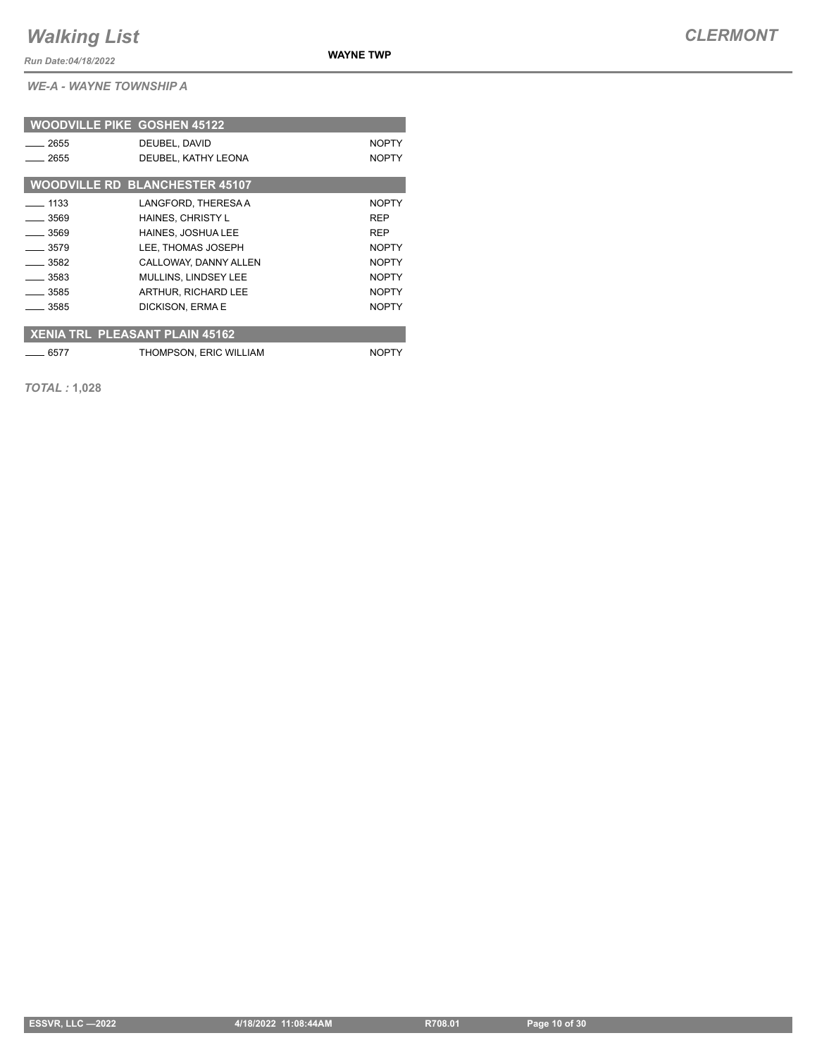*WE-A - WAYNE TOWNSHIP A*

### WOODVILLE PIKE GOSHEN 45122

| | | |
|---|---|---|
| ____ 2655 | DEUBEL, DAVID | NOPTY |
| ____ 2655 | DEUBEL, KATHY LEONA | NOPTY |

### WOODVILLE RD BLANCHESTER 45107

| | | |
|---|---|---|
| ____ 1133 | LANGFORD, THERESA A | NOPTY |
| ____ 3569 | HAINES, CHRISTY L | REP |
| ____ 3569 | HAINES, JOSHUA LEE | REP |
| ____ 3579 | LEE, THOMAS JOSEPH | NOPTY |
| ____ 3582 | CALLOWAY, DANNY ALLEN | NOPTY |
| ____ 3583 | MULLINS, LINDSEY LEE | NOPTY |
| ____ 3585 | ARTHUR, RICHARD LEE | NOPTY |
| ____ 3585 | DICKISON, ERMA E | NOPTY |

### XENIA TRL PLEASANT PLAIN 45162

| | | |
|---|---|---|
| ____ 6577 | THOMPSON, ERIC WILLIAM | NOPTY |

***TOTAL :*** **1,028**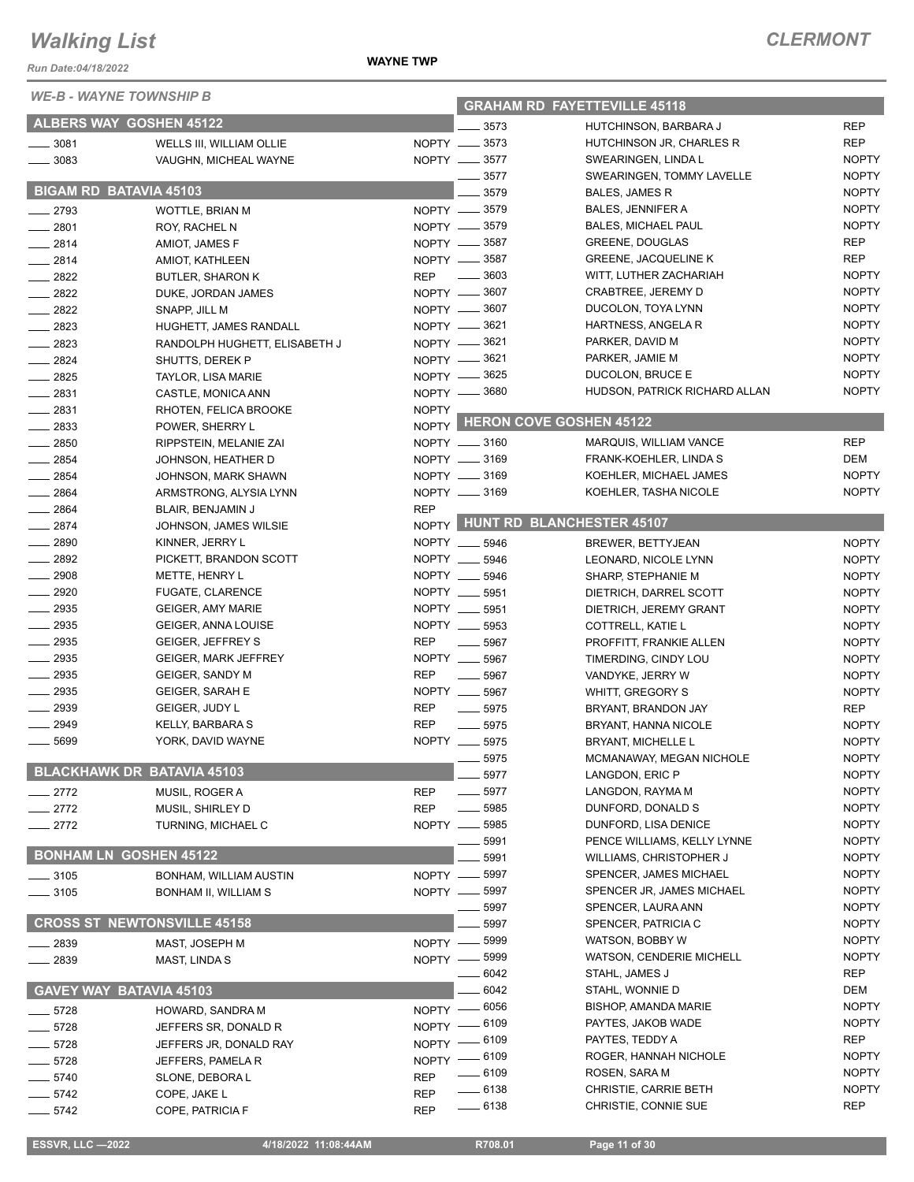# Walking List

**CLERMONT**

**WAYNE TWP**

*Run Date:04/18/2022*

*WE-B - WAYNE TOWNSHIP B*

## ALBERS WAY GOSHEN 45122

| No. | Name | Party |
|---|---|---|
| 3081 | WELLS III, WILLIAM OLLIE | NOPTY |
| 3083 | VAUGHN, MICHEAL WAYNE | NOPTY |

## BIGAM RD BATAVIA 45103

| No. | Name | Party |
|---|---|---|
| 2793 | WOTTLE, BRIAN M | NOPTY |
| 2801 | ROY, RACHEL N | NOPTY |
| 2814 | AMIOT, JAMES F | NOPTY |
| 2814 | AMIOT, KATHLEEN | NOPTY |
| 2822 | BUTLER, SHARON K | REP |
| 2822 | DUKE, JORDAN JAMES | NOPTY |
| 2822 | SNAPP, JILL M | NOPTY |
| 2823 | HUGHETT, JAMES RANDALL | NOPTY |
| 2823 | RANDOLPH HUGHETT, ELISABETH J | NOPTY |
| 2824 | SHUTTS, DEREK P | NOPTY |
| 2825 | TAYLOR, LISA MARIE | NOPTY |
| 2831 | CASTLE, MONICA ANN | NOPTY |
| 2831 | RHOTEN, FELICA BROOKE | NOPTY |
| 2833 | POWER, SHERRY L | NOPTY |
| 2850 | RIPPSTEIN, MELANIE ZAI | NOPTY |
| 2854 | JOHNSON, HEATHER D | NOPTY |
| 2854 | JOHNSON, MARK SHAWN | NOPTY |
| 2864 | ARMSTRONG, ALYSIA LYNN | NOPTY |
| 2864 | BLAIR, BENJAMIN J | REP |
| 2874 | JOHNSON, JAMES WILSIE | NOPTY |
| 2890 | KINNER, JERRY L | NOPTY |
| 2892 | PICKETT, BRANDON SCOTT | NOPTY |
| 2908 | METTE, HENRY L | NOPTY |
| 2920 | FUGATE, CLARENCE | NOPTY |
| 2935 | GEIGER, AMY MARIE | NOPTY |
| 2935 | GEIGER, ANNA LOUISE | NOPTY |
| 2935 | GEIGER, JEFFREY S | REP |
| 2935 | GEIGER, MARK JEFFREY | NOPTY |
| 2935 | GEIGER, SANDY M | REP |
| 2935 | GEIGER, SARAH E | NOPTY |
| 2939 | GEIGER, JUDY L | REP |
| 2949 | KELLY, BARBARA S | REP |
| 5699 | YORK, DAVID WAYNE | NOPTY |

## BLACKHAWK DR BATAVIA 45103

| No. | Name | Party |
|---|---|---|
| 2772 | MUSIL, ROGER A | REP |
| 2772 | MUSIL, SHIRLEY D | REP |
| 2772 | TURNING, MICHAEL C | NOPTY |

## BONHAM LN GOSHEN 45122

| No. | Name | Party |
|---|---|---|
| 3105 | BONHAM, WILLIAM AUSTIN | NOPTY |
| 3105 | BONHAM II, WILLIAM S | NOPTY |

## CROSS ST NEWTONSVILLE 45158

| No. | Name | Party |
|---|---|---|
| 2839 | MAST, JOSEPH M | NOPTY |
| 2839 | MAST, LINDA S | NOPTY |

## GAVEY WAY BATAVIA 45103

| No. | Name | Party |
|---|---|---|
| 5728 | HOWARD, SANDRA M | NOPTY |
| 5728 | JEFFERS SR, DONALD R | NOPTY |
| 5728 | JEFFERS JR, DONALD RAY | NOPTY |
| 5728 | JEFFERS, PAMELA R | NOPTY |
| 5740 | SLONE, DEBORA L | REP |
| 5742 | COPE, JAKE L | REP |
| 5742 | COPE, PATRICIA F | REP |

## GRAHAM RD FAYETTEVILLE 45118

| No. | Name | Party |
|---|---|---|
| 3573 | HUTCHINSON, BARBARA J | REP |
| 3573 | HUTCHINSON JR, CHARLES R | REP |
| 3577 | SWEARINGEN, LINDA L | NOPTY |
| 3577 | SWEARINGEN, TOMMY LAVELLE | NOPTY |
| 3579 | BALES, JAMES R | NOPTY |
| 3579 | BALES, JENNIFER A | NOPTY |
| 3579 | BALES, MICHAEL PAUL | NOPTY |
| 3587 | GREENE, DOUGLAS | REP |
| 3587 | GREENE, JACQUELINE K | REP |
| 3603 | WITT, LUTHER ZACHARIAH | NOPTY |
| 3607 | CRABTREE, JEREMY D | NOPTY |
| 3607 | DUCOLON, TOYA LYNN | NOPTY |
| 3621 | HARTNESS, ANGELA R | NOPTY |
| 3621 | PARKER, DAVID M | NOPTY |
| 3621 | PARKER, JAMIE M | NOPTY |
| 3625 | DUCOLON, BRUCE E | NOPTY |
| 3680 | HUDSON, PATRICK RICHARD ALLAN | NOPTY |

## HERON COVE GOSHEN 45122

| No. | Name | Party |
|---|---|---|
| 3160 | MARQUIS, WILLIAM VANCE | REP |
| 3169 | FRANK-KOEHLER, LINDA S | DEM |
| 3169 | KOEHLER, MICHAEL JAMES | NOPTY |
| 3169 | KOEHLER, TASHA NICOLE | NOPTY |

## HUNT RD BLANCHESTER 45107

| No. | Name | Party |
|---|---|---|
| 5946 | BREWER, BETTYJEAN | NOPTY |
| 5946 | LEONARD, NICOLE LYNN | NOPTY |
| 5946 | SHARP, STEPHANIE M | NOPTY |
| 5951 | DIETRICH, DARREL SCOTT | NOPTY |
| 5951 | DIETRICH, JEREMY GRANT | NOPTY |
| 5953 | COTTRELL, KATIE L | NOPTY |
| 5967 | PROFFITT, FRANKIE ALLEN | NOPTY |
| 5967 | TIMERDING, CINDY LOU | NOPTY |
| 5967 | VANDYKE, JERRY W | NOPTY |
| 5967 | WHITT, GREGORY S | NOPTY |
| 5975 | BRYANT, BRANDON JAY | REP |
| 5975 | BRYANT, HANNA NICOLE | NOPTY |
| 5975 | BRYANT, MICHELLE L | NOPTY |
| 5975 | MCMANAWAY, MEGAN NICHOLE | NOPTY |
| 5977 | LANGDON, ERIC P | NOPTY |
| 5977 | LANGDON, RAYMA M | NOPTY |
| 5985 | DUNFORD, DONALD S | NOPTY |
| 5985 | DUNFORD, LISA DENICE | NOPTY |
| 5991 | PENCE WILLIAMS, KELLY LYNNE | NOPTY |
| 5991 | WILLIAMS, CHRISTOPHER J | NOPTY |
| 5997 | SPENCER, JAMES MICHAEL | NOPTY |
| 5997 | SPENCER JR, JAMES MICHAEL | NOPTY |
| 5997 | SPENCER, LAURA ANN | NOPTY |
| 5997 | SPENCER, PATRICIA C | NOPTY |
| 5999 | WATSON, BOBBY W | NOPTY |
| 5999 | WATSON, CENDERIE MICHELL | NOPTY |
| 6042 | STAHL, JAMES J | REP |
| 6042 | STAHL, WONNIE D | DEM |
| 6056 | BISHOP, AMANDA MARIE | NOPTY |
| 6109 | PAYTES, JAKOB WADE | NOPTY |
| 6109 | PAYTES, TEDDY A | REP |
| 6109 | ROGER, HANNAH NICHOLE | NOPTY |
| 6109 | ROSEN, SARA M | NOPTY |
| 6138 | CHRISTIE, CARRIE BETH | NOPTY |
| 6138 | CHRISTIE, CONNIE SUE | REP |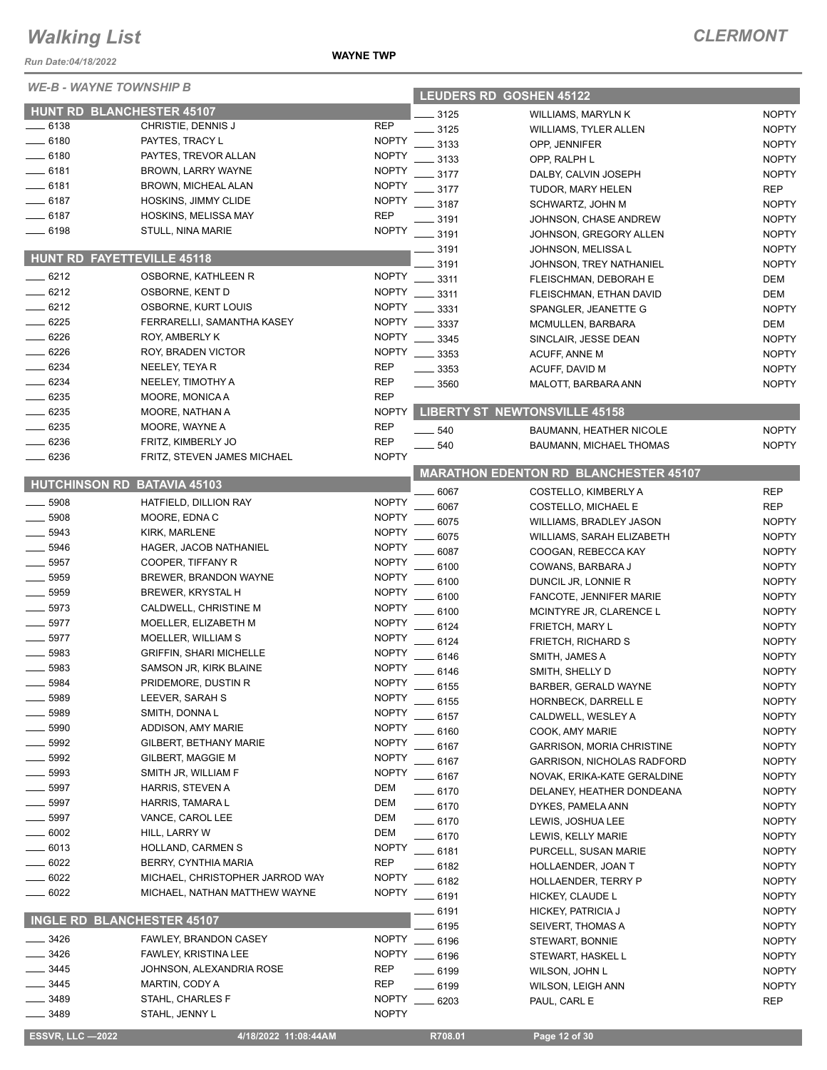# Walking List

# CLERMONT

Run Date:04/18/2022

WAYNE TWP

*WE-B - WAYNE TOWNSHIP B*

## HUNT RD BLANCHESTER 45107

| No. | Name | Party |
|---|---|---|
| ___ 6138 | CHRISTIE, DENNIS J | REP |
| ___ 6180 | PAYTES, TRACY L | NOPTY |
| ___ 6180 | PAYTES, TREVOR ALLAN | NOPTY |
| ___ 6181 | BROWN, LARRY WAYNE | NOPTY |
| ___ 6181 | BROWN, MICHEAL ALAN | NOPTY |
| ___ 6187 | HOSKINS, JIMMY CLIDE | NOPTY |
| ___ 6187 | HOSKINS, MELISSA MAY | REP |
| ___ 6198 | STULL, NINA MARIE | NOPTY |

## HUNT RD FAYETTEVILLE 45118

| No. | Name | Party |
|---|---|---|
| ___ 6212 | OSBORNE, KATHLEEN R | NOPTY |
| ___ 6212 | OSBORNE, KENT D | NOPTY |
| ___ 6212 | OSBORNE, KURT LOUIS | NOPTY |
| ___ 6225 | FERRARELLI, SAMANTHA KASEY | NOPTY |
| ___ 6226 | ROY, AMBERLY K | NOPTY |
| ___ 6226 | ROY, BRADEN VICTOR | NOPTY |
| ___ 6234 | NEELEY, TEYA R | REP |
| ___ 6234 | NEELEY, TIMOTHY A | REP |
| ___ 6235 | MOORE, MONICA A | REP |
| ___ 6235 | MOORE, NATHAN A | NOPTY |
| ___ 6235 | MOORE, WAYNE A | REP |
| ___ 6236 | FRITZ, KIMBERLY JO | REP |
| ___ 6236 | FRITZ, STEVEN JAMES MICHAEL | NOPTY |

## HUTCHINSON RD BATAVIA 45103

| No. | Name | Party |
|---|---|---|
| ___ 5908 | HATFIELD, DILLION RAY | NOPTY |
| ___ 5908 | MOORE, EDNA C | NOPTY |
| ___ 5943 | KIRK, MARLENE | NOPTY |
| ___ 5946 | HAGER, JACOB NATHANIEL | NOPTY |
| ___ 5957 | COOPER, TIFFANY R | NOPTY |
| ___ 5959 | BREWER, BRANDON WAYNE | NOPTY |
| ___ 5959 | BREWER, KRYSTAL H | NOPTY |
| ___ 5973 | CALDWELL, CHRISTINE M | NOPTY |
| ___ 5977 | MOELLER, ELIZABETH M | NOPTY |
| ___ 5977 | MOELLER, WILLIAM S | NOPTY |
| ___ 5983 | GRIFFIN, SHARI MICHELLE | NOPTY |
| ___ 5983 | SAMSON JR, KIRK BLAINE | NOPTY |
| ___ 5984 | PRIDEMORE, DUSTIN R | NOPTY |
| ___ 5989 | LEEVER, SARAH S | NOPTY |
| ___ 5989 | SMITH, DONNA L | NOPTY |
| ___ 5990 | ADDISON, AMY MARIE | NOPTY |
| ___ 5992 | GILBERT, BETHANY MARIE | NOPTY |
| ___ 5992 | GILBERT, MAGGIE M | NOPTY |
| ___ 5993 | SMITH JR, WILLIAM F | NOPTY |
| ___ 5997 | HARRIS, STEVEN A | DEM |
| ___ 5997 | HARRIS, TAMARA L | DEM |
| ___ 5997 | VANCE, CAROL LEE | DEM |
| ___ 6002 | HILL, LARRY W | DEM |
| ___ 6013 | HOLLAND, CARMEN S | NOPTY |
| ___ 6022 | BERRY, CYNTHIA MARIA | REP |
| ___ 6022 | MICHAEL, CHRISTOPHER JARROD WAY | NOPTY |
| ___ 6022 | MICHAEL, NATHAN MATTHEW WAYNE | NOPTY |

## INGLE RD BLANCHESTER 45107

| No. | Name | Party |
|---|---|---|
| ___ 3426 | FAWLEY, BRANDON CASEY | NOPTY |
| ___ 3426 | FAWLEY, KRISTINA LEE | NOPTY |
| ___ 3445 | JOHNSON, ALEXANDRIA ROSE | REP |
| ___ 3445 | MARTIN, CODY A | REP |
| ___ 3489 | STAHL, CHARLES F | NOPTY |
| ___ 3489 | STAHL, JENNY L | NOPTY |

## LEUDERS RD GOSHEN 45122

| No. | Name | Party |
|---|---|---|
| ___ 3125 | WILLIAMS, MARYLN K | NOPTY |
| ___ 3125 | WILLIAMS, TYLER ALLEN | NOPTY |
| ___ 3133 | OPP, JENNIFER | NOPTY |
| ___ 3133 | OPP, RALPH L | NOPTY |
| ___ 3177 | DALBY, CALVIN JOSEPH | NOPTY |
| ___ 3177 | TUDOR, MARY HELEN | REP |
| ___ 3187 | SCHWARTZ, JOHN M | NOPTY |
| ___ 3191 | JOHNSON, CHASE ANDREW | NOPTY |
| ___ 3191 | JOHNSON, GREGORY ALLEN | NOPTY |
| ___ 3191 | JOHNSON, MELISSA L | NOPTY |
| ___ 3191 | JOHNSON, TREY NATHANIEL | NOPTY |
| ___ 3311 | FLEISCHMAN, DEBORAH E | DEM |
| ___ 3311 | FLEISCHMAN, ETHAN DAVID | DEM |
| ___ 3331 | SPANGLER, JEANETTE G | NOPTY |
| ___ 3337 | MCMULLEN, BARBARA | DEM |
| ___ 3345 | SINCLAIR, JESSE DEAN | NOPTY |
| ___ 3353 | ACUFF, ANNE M | NOPTY |
| ___ 3353 | ACUFF, DAVID M | NOPTY |
| ___ 3560 | MALOTT, BARBARA ANN | NOPTY |

## LIBERTY ST NEWTONSVILLE 45158

| No. | Name | Party |
|---|---|---|
| ___ 540 | BAUMANN, HEATHER NICOLE | NOPTY |
| ___ 540 | BAUMANN, MICHAEL THOMAS | NOPTY |

## MARATHON EDENTON RD BLANCHESTER 45107

| No. | Name | Party |
|---|---|---|
| ___ 6067 | COSTELLO, KIMBERLY A | REP |
| ___ 6067 | COSTELLO, MICHAEL E | REP |
| ___ 6075 | WILLIAMS, BRADLEY JASON | NOPTY |
| ___ 6075 | WILLIAMS, SARAH ELIZABETH | NOPTY |
| ___ 6087 | COOGAN, REBECCA KAY | NOPTY |
| ___ 6100 | COWANS, BARBARA J | NOPTY |
| ___ 6100 | DUNCIL JR, LONNIE R | NOPTY |
| ___ 6100 | FANCOTE, JENNIFER MARIE | NOPTY |
| ___ 6100 | MCINTYRE JR, CLARENCE L | NOPTY |
| ___ 6124 | FRIETCH, MARY L | NOPTY |
| ___ 6124 | FRIETCH, RICHARD S | NOPTY |
| ___ 6146 | SMITH, JAMES A | NOPTY |
| ___ 6146 | SMITH, SHELLY D | NOPTY |
| ___ 6155 | BARBER, GERALD WAYNE | NOPTY |
| ___ 6155 | HORNBECK, DARRELL E | NOPTY |
| ___ 6157 | CALDWELL, WESLEY A | NOPTY |
| ___ 6160 | COOK, AMY MARIE | NOPTY |
| ___ 6167 | GARRISON, MORIA CHRISTINE | NOPTY |
| ___ 6167 | GARRISON, NICHOLAS RADFORD | NOPTY |
| ___ 6167 | NOVAK, ERIKA-KATE GERALDINE | NOPTY |
| ___ 6170 | DELANEY, HEATHER DONDEANA | NOPTY |
| ___ 6170 | DYKES, PAMELA ANN | NOPTY |
| ___ 6170 | LEWIS, JOSHUA LEE | NOPTY |
| ___ 6170 | LEWIS, KELLY MARIE | NOPTY |
| ___ 6181 | PURCELL, SUSAN MARIE | NOPTY |
| ___ 6182 | HOLLAENDER, JOAN T | NOPTY |
| ___ 6182 | HOLLAENDER, TERRY P | NOPTY |
| ___ 6191 | HICKEY, CLAUDE L | NOPTY |
| ___ 6191 | HICKEY, PATRICIA J | NOPTY |
| ___ 6195 | SEIVERT, THOMAS A | NOPTY |
| ___ 6196 | STEWART, BONNIE | NOPTY |
| ___ 6196 | STEWART, HASKEL L | NOPTY |
| ___ 6199 | WILSON, JOHN L | NOPTY |
| ___ 6199 | WILSON, LEIGH ANN | NOPTY |
| ___ 6203 | PAUL, CARL E | REP |

ESSVR, LLC —2022 | 4/18/2022 11:08:44AM | R708.01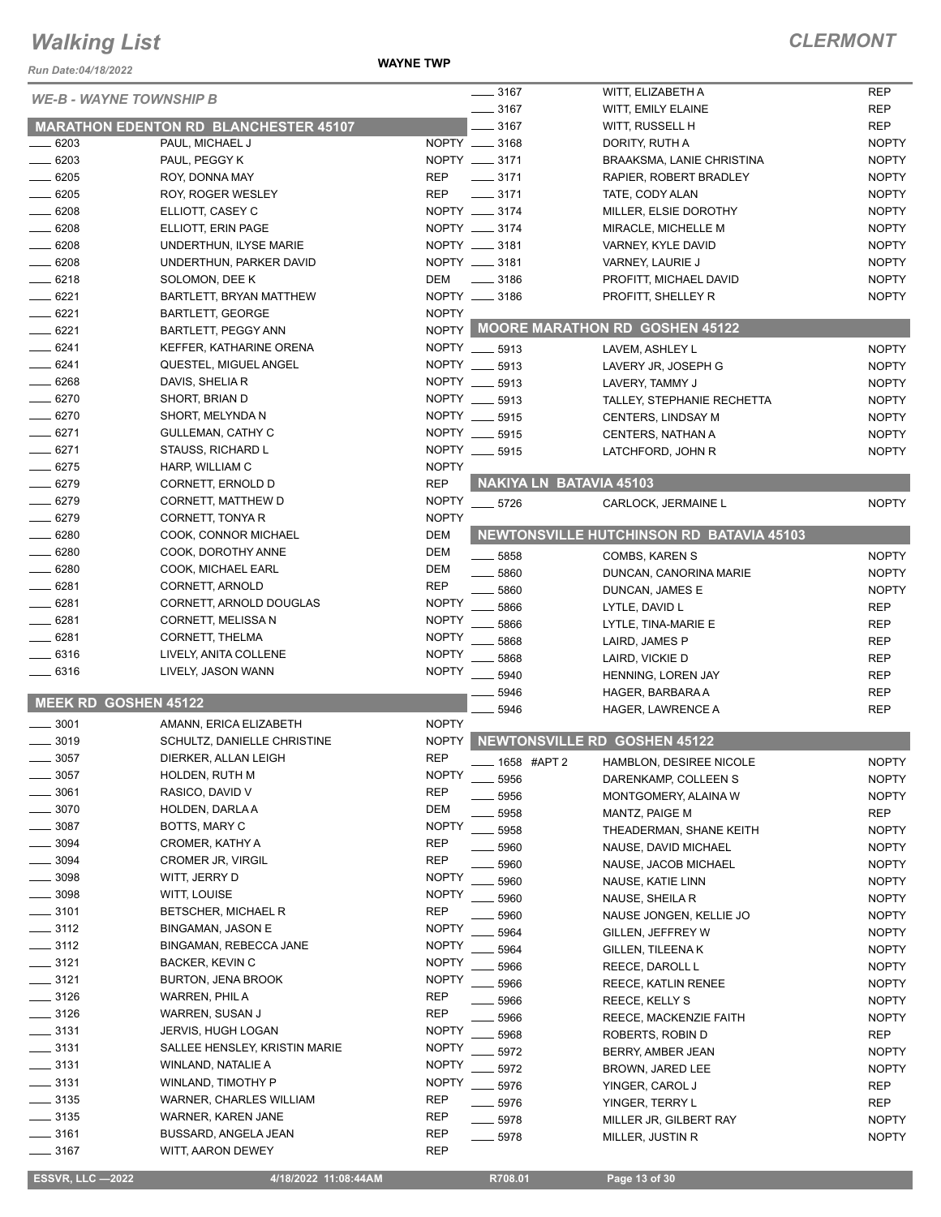# Walking List

## CLERMONT

WAYNE TWP

Run Date:04/18/2022

### WE-B - WAYNE TOWNSHIP B

#### MARATHON EDENTON RD BLANCHESTER 45107

| No. | Name | Party |
|---|---|---|
| 6203 | PAUL, MICHAEL J | NOPTY |
| 6203 | PAUL, PEGGY K | NOPTY |
| 6205 | ROY, DONNA MAY | REP |
| 6205 | ROY, ROGER WESLEY | REP |
| 6208 | ELLIOTT, CASEY C | NOPTY |
| 6208 | ELLIOTT, ERIN PAGE | NOPTY |
| 6208 | UNDERTHUN, ILYSE MARIE | NOPTY |
| 6208 | UNDERTHUN, PARKER DAVID | NOPTY |
| 6218 | SOLOMON, DEE K | DEM |
| 6221 | BARTLETT, BRYAN MATTHEW | NOPTY |
| 6221 | BARTLETT, GEORGE | NOPTY |
| 6221 | BARTLETT, PEGGY ANN | NOPTY |
| 6241 | KEFFER, KATHARINE ORENA | NOPTY |
| 6241 | QUESTEL, MIGUEL ANGEL | NOPTY |
| 6268 | DAVIS, SHELIA R | NOPTY |
| 6270 | SHORT, BRIAN D | NOPTY |
| 6270 | SHORT, MELYNDA N | NOPTY |
| 6271 | GULLEMAN, CATHY C | NOPTY |
| 6271 | STAUSS, RICHARD L | NOPTY |
| 6275 | HARP, WILLIAM C | NOPTY |
| 6279 | CORNETT, ERNOLD D | REP |
| 6279 | CORNETT, MATTHEW D | NOPTY |
| 6279 | CORNETT, TONYA R | NOPTY |
| 6280 | COOK, CONNOR MICHAEL | DEM |
| 6280 | COOK, DOROTHY ANNE | DEM |
| 6280 | COOK, MICHAEL EARL | DEM |
| 6281 | CORNETT, ARNOLD | REP |
| 6281 | CORNETT, ARNOLD DOUGLAS | NOPTY |
| 6281 | CORNETT, MELISSA N | NOPTY |
| 6281 | CORNETT, THELMA | NOPTY |
| 6316 | LIVELY, ANITA COLLENE | NOPTY |
| 6316 | LIVELY, JASON WANN | NOPTY |

#### MEEK RD GOSHEN 45122

| No. | Name | Party |
|---|---|---|
| 3001 | AMANN, ERICA ELIZABETH | NOPTY |
| 3019 | SCHULTZ, DANIELLE CHRISTINE | NOPTY |
| 3057 | DIERKER, ALLAN LEIGH | REP |
| 3057 | HOLDEN, RUTH M | NOPTY |
| 3061 | RASICO, DAVID V | REP |
| 3070 | HOLDEN, DARLA A | DEM |
| 3087 | BOTTS, MARY C | NOPTY |
| 3094 | CROMER, KATHY A | REP |
| 3094 | CROMER JR, VIRGIL | REP |
| 3098 | WITT, JERRY D | NOPTY |
| 3098 | WITT, LOUISE | NOPTY |
| 3101 | BETSCHER, MICHAEL R | REP |
| 3112 | BINGAMAN, JASON E | NOPTY |
| 3112 | BINGAMAN, REBECCA JANE | NOPTY |
| 3121 | BACKER, KEVIN C | NOPTY |
| 3121 | BURTON, JENA BROOK | NOPTY |
| 3126 | WARREN, PHIL A | REP |
| 3126 | WARREN, SUSAN J | REP |
| 3131 | JERVIS, HUGH LOGAN | NOPTY |
| 3131 | SALLEE HENSLEY, KRISTIN MARIE | NOPTY |
| 3131 | WINLAND, NATALIE A | NOPTY |
| 3131 | WINLAND, TIMOTHY P | NOPTY |
| 3135 | WARNER, CHARLES WILLIAM | REP |
| 3135 | WARNER, KAREN JANE | REP |
| 3161 | BUSSARD, ANGELA JEAN | REP |
| 3167 | WITT, AARON DEWEY | REP |
| 3167 | WITT, ELIZABETH A | REP |
| 3167 | WITT, EMILY ELAINE | REP |
| 3167 | WITT, RUSSELL H | REP |
| 3168 | DORITY, RUTH A | NOPTY |
| 3171 | BRAAKSMA, LANIE CHRISTINA | NOPTY |
| 3171 | RAPIER, ROBERT BRADLEY | NOPTY |
| 3171 | TATE, CODY ALAN | NOPTY |
| 3174 | MILLER, ELSIE DOROTHY | NOPTY |
| 3174 | MIRACLE, MICHELLE M | NOPTY |
| 3181 | VARNEY, KYLE DAVID | NOPTY |
| 3181 | VARNEY, LAURIE J | NOPTY |
| 3186 | PROFITT, MICHAEL DAVID | NOPTY |
| 3186 | PROFITT, SHELLEY R | NOPTY |

#### MOORE MARATHON RD GOSHEN 45122

| No. | Name | Party |
|---|---|---|
| 5913 | LAVEM, ASHLEY L | NOPTY |
| 5913 | LAVERY JR, JOSEPH G | NOPTY |
| 5913 | LAVERY, TAMMY J | NOPTY |
| 5913 | TALLEY, STEPHANIE RECHETTA | NOPTY |
| 5915 | CENTERS, LINDSAY M | NOPTY |
| 5915 | CENTERS, NATHAN A | NOPTY |
| 5915 | LATCHFORD, JOHN R | NOPTY |

#### NAKIYA LN BATAVIA 45103

| No. | Name | Party |
|---|---|---|
| 5726 | CARLOCK, JERMAINE L | NOPTY |

#### NEWTONSVILLE HUTCHINSON RD BATAVIA 45103

| No. | Name | Party |
|---|---|---|
| 5858 | COMBS, KAREN S | NOPTY |
| 5860 | DUNCAN, CANORINA MARIE | NOPTY |
| 5860 | DUNCAN, JAMES E | NOPTY |
| 5866 | LYTLE, DAVID L | REP |
| 5866 | LYTLE, TINA-MARIE E | REP |
| 5868 | LAIRD, JAMES P | REP |
| 5868 | LAIRD, VICKIE D | REP |
| 5940 | HENNING, LOREN JAY | REP |
| 5946 | HAGER, BARBARA A | REP |
| 5946 | HAGER, LAWRENCE A | REP |

#### NEWTONSVILLE RD GOSHEN 45122

| No. | Name | Party |
|---|---|---|
| 1658 #APT 2 | HAMBLON, DESIREE NICOLE | NOPTY |
| 5956 | DARENKAMP, COLLEEN S | NOPTY |
| 5956 | MONTGOMERY, ALAINA W | NOPTY |
| 5958 | MANTZ, PAIGE M | REP |
| 5958 | THEADERMAN, SHANE KEITH | NOPTY |
| 5960 | NAUSE, DAVID MICHAEL | NOPTY |
| 5960 | NAUSE, JACOB MICHAEL | NOPTY |
| 5960 | NAUSE, KATIE LINN | NOPTY |
| 5960 | NAUSE, SHEILA R | NOPTY |
| 5960 | NAUSE JONGEN, KELLIE JO | NOPTY |
| 5964 | GILLEN, JEFFREY W | NOPTY |
| 5964 | GILLEN, TILEENA K | NOPTY |
| 5966 | REECE, DAROLL L | NOPTY |
| 5966 | REECE, KATLIN RENEE | NOPTY |
| 5966 | REECE, KELLY S | NOPTY |
| 5966 | REECE, MACKENZIE FAITH | NOPTY |
| 5968 | ROBERTS, ROBIN D | REP |
| 5972 | BERRY, AMBER JEAN | NOPTY |
| 5972 | BROWN, JARED LEE | NOPTY |
| 5976 | YINGER, CAROL J | REP |
| 5976 | YINGER, TERRY L | REP |
| 5978 | MILLER JR, GILBERT RAY | NOPTY |
| 5978 | MILLER, JUSTIN R | NOPTY |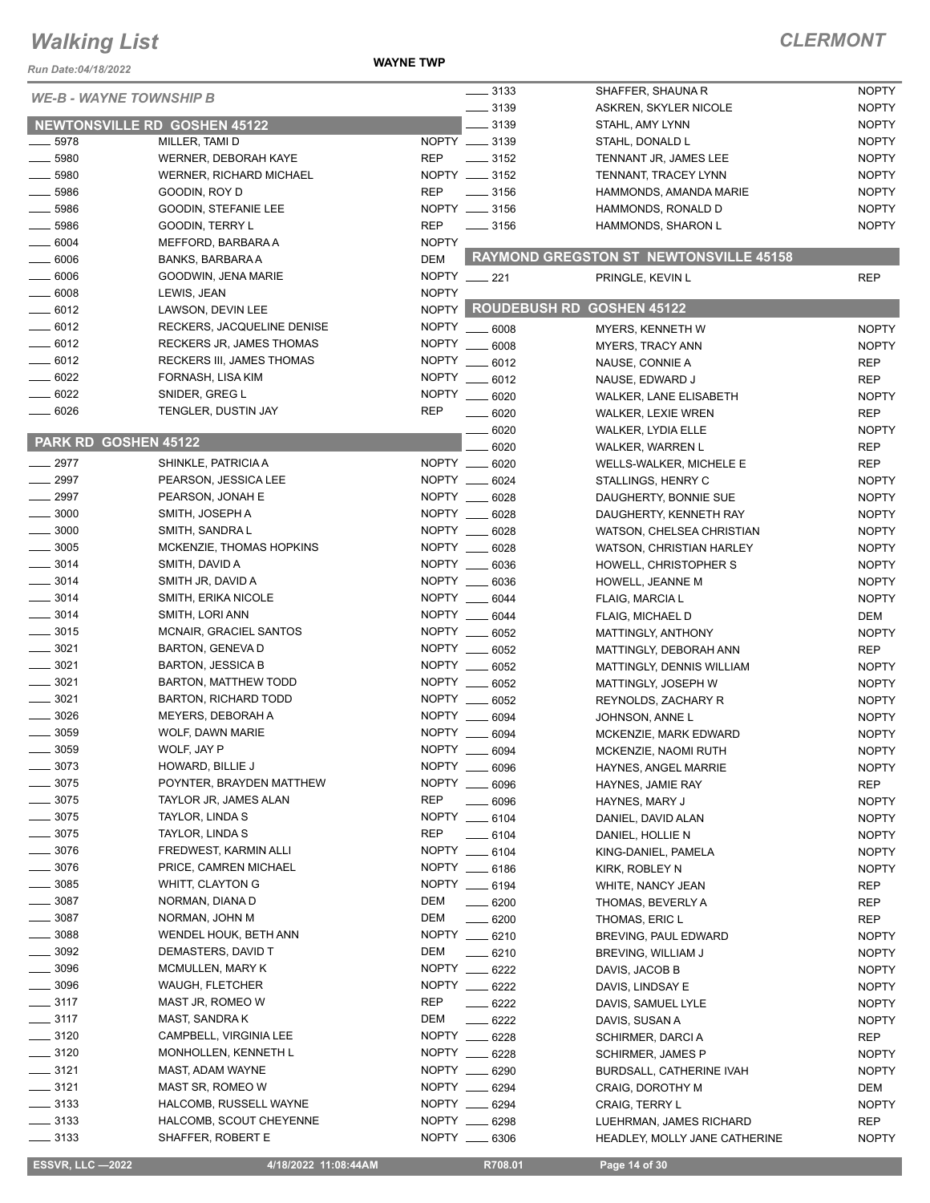# Walking List

**CLERMONT**

Run Date:04/18/2022

**WAYNE TWP**

*WE-B - WAYNE TOWNSHIP B*

## NEWTONSVILLE RD GOSHEN 45122

| No. | Name | Party |
|---|---|---|
| 5978 | MILLER, TAMI D | NOPTY |
| 5980 | WERNER, DEBORAH KAYE | REP |
| 5980 | WERNER, RICHARD MICHAEL | NOPTY |
| 5986 | GOODIN, ROY D | REP |
| 5986 | GOODIN, STEFANIE LEE | NOPTY |
| 5986 | GOODIN, TERRY L | REP |
| 6004 | MEFFORD, BARBARA A | NOPTY |
| 6006 | BANKS, BARBARA A | DEM |
| 6006 | GOODWIN, JENA MARIE | NOPTY |
| 6008 | LEWIS, JEAN | NOPTY |
| 6012 | LAWSON, DEVIN LEE | NOPTY |
| 6012 | RECKERS, JACQUELINE DENISE | NOPTY |
| 6012 | RECKERS JR, JAMES THOMAS | NOPTY |
| 6012 | RECKERS III, JAMES THOMAS | NOPTY |
| 6022 | FORNASH, LISA KIM | NOPTY |
| 6022 | SNIDER, GREG L | NOPTY |
| 6026 | TENGLER, DUSTIN JAY | REP |

## PARK RD GOSHEN 45122

| No. | Name | Party |
|---|---|---|
| 2977 | SHINKLE, PATRICIA A | NOPTY |
| 2997 | PEARSON, JESSICA LEE | NOPTY |
| 2997 | PEARSON, JONAH E | NOPTY |
| 3000 | SMITH, JOSEPH A | NOPTY |
| 3000 | SMITH, SANDRA L | NOPTY |
| 3005 | MCKENZIE, THOMAS HOPKINS | NOPTY |
| 3014 | SMITH, DAVID A | NOPTY |
| 3014 | SMITH JR, DAVID A | NOPTY |
| 3014 | SMITH, ERIKA NICOLE | NOPTY |
| 3014 | SMITH, LORI ANN | NOPTY |
| 3015 | MCNAIR, GRACIEL SANTOS | NOPTY |
| 3021 | BARTON, GENEVA D | NOPTY |
| 3021 | BARTON, JESSICA B | NOPTY |
| 3021 | BARTON, MATTHEW TODD | NOPTY |
| 3021 | BARTON, RICHARD TODD | NOPTY |
| 3026 | MEYERS, DEBORAH A | NOPTY |
| 3059 | WOLF, DAWN MARIE | NOPTY |
| 3059 | WOLF, JAY P | NOPTY |
| 3073 | HOWARD, BILLIE J | NOPTY |
| 3075 | POYNTER, BRAYDEN MATTHEW | NOPTY |
| 3075 | TAYLOR JR, JAMES ALAN | REP |
| 3075 | TAYLOR, LINDA S | NOPTY |
| 3075 | TAYLOR, LINDA S | REP |
| 3076 | FREDWEST, KARMIN ALLI | NOPTY |
| 3076 | PRICE, CAMREN MICHAEL | NOPTY |
| 3085 | WHITT, CLAYTON G | NOPTY |
| 3087 | NORMAN, DIANA D | DEM |
| 3087 | NORMAN, JOHN M | DEM |
| 3088 | WENDEL HOUK, BETH ANN | NOPTY |
| 3092 | DEMASTERS, DAVID T | DEM |
| 3096 | MCMULLEN, MARY K | NOPTY |
| 3096 | WAUGH, FLETCHER | NOPTY |
| 3117 | MAST JR, ROMEO W | REP |
| 3117 | MAST, SANDRA K | DEM |
| 3120 | CAMPBELL, VIRGINIA LEE | NOPTY |
| 3120 | MONHOLLEN, KENNETH L | NOPTY |
| 3121 | MAST, ADAM WAYNE | NOPTY |
| 3121 | MAST SR, ROMEO W | NOPTY |
| 3133 | HALCOMB, RUSSELL WAYNE | NOPTY |
| 3133 | HALCOMB, SCOUT CHEYENNE | NOPTY |
| 3133 | SHAFFER, ROBERT E | NOPTY |
| 3133 | SHAFFER, SHAUNA R | NOPTY |
| 3139 | ASKREN, SKYLER NICOLE | NOPTY |
| 3139 | STAHL, AMY LYNN | NOPTY |
| 3139 | STAHL, DONALD L | NOPTY |
| 3152 | TENNANT JR, JAMES LEE | NOPTY |
| 3152 | TENNANT, TRACEY LYNN | NOPTY |
| 3156 | HAMMONDS, AMANDA MARIE | NOPTY |
| 3156 | HAMMONDS, RONALD D | NOPTY |
| 3156 | HAMMONDS, SHARON L | NOPTY |

## RAYMOND GREGSTON ST NEWTONSVILLE 45158

| No. | Name | Party |
|---|---|---|
| 221 | PRINGLE, KEVIN L | REP |

## ROUDEBUSH RD GOSHEN 45122

| No. | Name | Party |
|---|---|---|
| 6008 | MYERS, KENNETH W | NOPTY |
| 6008 | MYERS, TRACY ANN | NOPTY |
| 6012 | NAUSE, CONNIE A | REP |
| 6012 | NAUSE, EDWARD J | REP |
| 6020 | WALKER, LANE ELISABETH | NOPTY |
| 6020 | WALKER, LEXIE WREN | REP |
| 6020 | WALKER, LYDIA ELLE | NOPTY |
| 6020 | WALKER, WARREN L | REP |
| 6020 | WELLS-WALKER, MICHELE E | REP |
| 6024 | STALLINGS, HENRY C | NOPTY |
| 6028 | DAUGHERTY, BONNIE SUE | NOPTY |
| 6028 | DAUGHERTY, KENNETH RAY | NOPTY |
| 6028 | WATSON, CHELSEA CHRISTIAN | NOPTY |
| 6028 | WATSON, CHRISTIAN HARLEY | NOPTY |
| 6036 | HOWELL, CHRISTOPHER S | NOPTY |
| 6036 | HOWELL, JEANNE M | NOPTY |
| 6044 | FLAIG, MARCIA L | NOPTY |
| 6044 | FLAIG, MICHAEL D | DEM |
| 6052 | MATTINGLY, ANTHONY | NOPTY |
| 6052 | MATTINGLY, DEBORAH ANN | REP |
| 6052 | MATTINGLY, DENNIS WILLIAM | NOPTY |
| 6052 | MATTINGLY, JOSEPH W | NOPTY |
| 6052 | REYNOLDS, ZACHARY R | NOPTY |
| 6094 | JOHNSON, ANNE L | NOPTY |
| 6094 | MCKENZIE, MARK EDWARD | NOPTY |
| 6094 | MCKENZIE, NAOMI RUTH | NOPTY |
| 6096 | HAYNES, ANGEL MARRIE | NOPTY |
| 6096 | HAYNES, JAMIE RAY | REP |
| 6096 | HAYNES, MARY J | NOPTY |
| 6104 | DANIEL, DAVID ALAN | NOPTY |
| 6104 | DANIEL, HOLLIE N | NOPTY |
| 6104 | KING-DANIEL, PAMELA | NOPTY |
| 6186 | KIRK, ROBLEY N | NOPTY |
| 6194 | WHITE, NANCY JEAN | REP |
| 6200 | THOMAS, BEVERLY A | REP |
| 6200 | THOMAS, ERIC L | REP |
| 6210 | BREVING, PAUL EDWARD | NOPTY |
| 6210 | BREVING, WILLIAM J | NOPTY |
| 6222 | DAVIS, JACOB B | NOPTY |
| 6222 | DAVIS, LINDSAY E | NOPTY |
| 6222 | DAVIS, SAMUEL LYLE | NOPTY |
| 6222 | DAVIS, SUSAN A | NOPTY |
| 6228 | SCHIRMER, DARCI A | REP |
| 6228 | SCHIRMER, JAMES P | NOPTY |
| 6290 | BURDSALL, CATHERINE IVAH | NOPTY |
| 6294 | CRAIG, DOROTHY M | DEM |
| 6294 | CRAIG, TERRY L | NOPTY |
| 6298 | LUEHRMAN, JAMES RICHARD | REP |
| 6306 | HEADLEY, MOLLY JANE CATHERINE | NOPTY |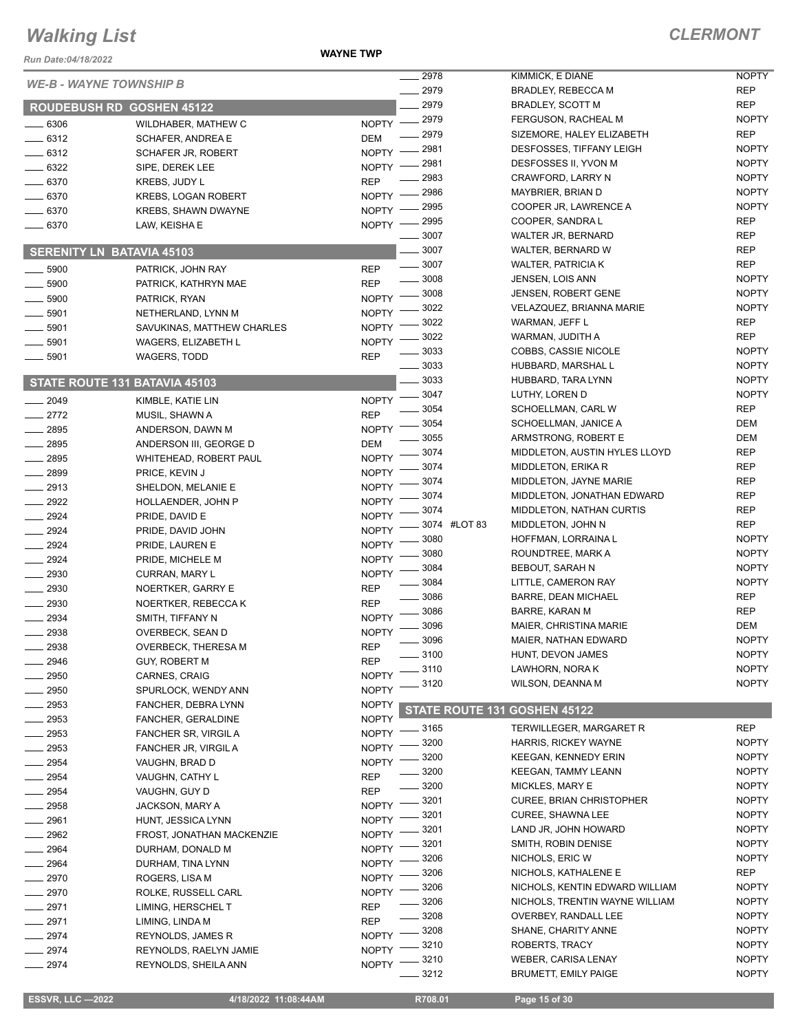# Walking List

**CLERMONT**

*Run Date:04/18/2022*

**WAYNE TWP**

*WE-B - WAYNE TOWNSHIP B*

## ROUDEBUSH RD GOSHEN 45122

| No. | Name | Party |
|---|---|---|
| 6306 | WILDHABER, MATHEW C | NOPTY |
| 6312 | SCHAFER, ANDREA E | DEM |
| 6312 | SCHAFER JR, ROBERT | NOPTY |
| 6322 | SIPE, DEREK LEE | NOPTY |
| 6370 | KREBS, JUDY L | REP |
| 6370 | KREBS, LOGAN ROBERT | NOPTY |
| 6370 | KREBS, SHAWN DWAYNE | NOPTY |
| 6370 | LAW, KEISHA E | NOPTY |

## SERENITY LN BATAVIA 45103

| No. | Name | Party |
|---|---|---|
| 5900 | PATRICK, JOHN RAY | REP |
| 5900 | PATRICK, KATHRYN MAE | REP |
| 5900 | PATRICK, RYAN | NOPTY |
| 5901 | NETHERLAND, LYNN M | NOPTY |
| 5901 | SAVUKINAS, MATTHEW CHARLES | NOPTY |
| 5901 | WAGERS, ELIZABETH L | NOPTY |
| 5901 | WAGERS, TODD | REP |

## STATE ROUTE 131 BATAVIA 45103

| No. | Name | Party |
|---|---|---|
| 2049 | KIMBLE, KATIE LIN | NOPTY |
| 2772 | MUSIL, SHAWN A | REP |
| 2895 | ANDERSON, DAWN M | NOPTY |
| 2895 | ANDERSON III, GEORGE D | DEM |
| 2895 | WHITEHEAD, ROBERT PAUL | NOPTY |
| 2899 | PRICE, KEVIN J | NOPTY |
| 2913 | SHELDON, MELANIE E | NOPTY |
| 2922 | HOLLAENDER, JOHN P | NOPTY |
| 2924 | PRIDE, DAVID E | NOPTY |
| 2924 | PRIDE, DAVID JOHN | NOPTY |
| 2924 | PRIDE, LAUREN E | NOPTY |
| 2924 | PRIDE, MICHELE M | NOPTY |
| 2930 | CURRAN, MARY L | NOPTY |
| 2930 | NOERTKER, GARRY E | REP |
| 2930 | NOERTKER, REBECCA K | REP |
| 2934 | SMITH, TIFFANY N | NOPTY |
| 2938 | OVERBECK, SEAN D | NOPTY |
| 2938 | OVERBECK, THERESA M | REP |
| 2946 | GUY, ROBERT M | REP |
| 2950 | CARNES, CRAIG | NOPTY |
| 2950 | SPURLOCK, WENDY ANN | NOPTY |
| 2953 | FANCHER, DEBRA LYNN | NOPTY |
| 2953 | FANCHER, GERALDINE | NOPTY |
| 2953 | FANCHER SR, VIRGIL A | NOPTY |
| 2953 | FANCHER JR, VIRGIL A | NOPTY |
| 2954 | VAUGHN, BRAD D | NOPTY |
| 2954 | VAUGHN, CATHY L | REP |
| 2954 | VAUGHN, GUY D | REP |
| 2958 | JACKSON, MARY A | NOPTY |
| 2961 | HUNT, JESSICA LYNN | NOPTY |
| 2962 | FROST, JONATHAN MACKENZIE | NOPTY |
| 2964 | DURHAM, DONALD M | NOPTY |
| 2964 | DURHAM, TINA LYNN | NOPTY |
| 2970 | ROGERS, LISA M | NOPTY |
| 2970 | ROLKE, RUSSELL CARL | NOPTY |
| 2971 | LIMING, HERSCHEL T | REP |
| 2971 | LIMING, LINDA M | REP |
| 2974 | REYNOLDS, JAMES R | NOPTY |
| 2974 | REYNOLDS, RAELYN JAMIE | NOPTY |
| 2974 | REYNOLDS, SHEILA ANN | NOPTY |
| 2978 | KIMMICK, E DIANE | NOPTY |
| 2979 | BRADLEY, REBECCA M | REP |
| 2979 | BRADLEY, SCOTT M | REP |
| 2979 | FERGUSON, RACHEAL M | NOPTY |
| 2979 | SIZEMORE, HALEY ELIZABETH | REP |
| 2981 | DESFOSSES, TIFFANY LEIGH | NOPTY |
| 2981 | DESFOSSES II, YVON M | NOPTY |
| 2983 | CRAWFORD, LARRY N | NOPTY |
| 2986 | MAYBRIER, BRIAN D | NOPTY |
| 2995 | COOPER JR, LAWRENCE A | NOPTY |
| 2995 | COOPER, SANDRA L | REP |
| 3007 | WALTER JR, BERNARD | REP |
| 3007 | WALTER, BERNARD W | REP |
| 3007 | WALTER, PATRICIA K | REP |
| 3008 | JENSEN, LOIS ANN | NOPTY |
| 3008 | JENSEN, ROBERT GENE | NOPTY |
| 3022 | VELAZQUEZ, BRIANNA MARIE | NOPTY |
| 3022 | WARMAN, JEFF L | REP |
| 3022 | WARMAN, JUDITH A | REP |
| 3033 | COBBS, CASSIE NICOLE | NOPTY |
| 3033 | HUBBARD, MARSHAL L | NOPTY |
| 3033 | HUBBARD, TARA LYNN | NOPTY |
| 3047 | LUTHY, LOREN D | NOPTY |
| 3054 | SCHOELLMAN, CARL W | REP |
| 3054 | SCHOELLMAN, JANICE A | DEM |
| 3055 | ARMSTRONG, ROBERT E | DEM |
| 3074 | MIDDLETON, AUSTIN HYLES LLOYD | REP |
| 3074 | MIDDLETON, ERIKA R | REP |
| 3074 | MIDDLETON, JAYNE MARIE | REP |
| 3074 | MIDDLETON, JONATHAN EDWARD | REP |
| 3074 | MIDDLETON, NATHAN CURTIS | REP |
| 3074 #LOT 83 | MIDDLETON, JOHN N | REP |
| 3080 | HOFFMAN, LORRAINA L | NOPTY |
| 3080 | ROUNDTREE, MARK A | NOPTY |
| 3084 | BEBOUT, SARAH N | NOPTY |
| 3084 | LITTLE, CAMERON RAY | NOPTY |
| 3086 | BARRE, DEAN MICHAEL | REP |
| 3086 | BARRE, KARAN M | REP |
| 3096 | MAIER, CHRISTINA MARIE | DEM |
| 3096 | MAIER, NATHAN EDWARD | NOPTY |
| 3100 | HUNT, DEVON JAMES | NOPTY |
| 3110 | LAWHORN, NORA K | NOPTY |
| 3120 | WILSON, DEANNA M | NOPTY |

## STATE ROUTE 131 GOSHEN 45122

| No. | Name | Party |
|---|---|---|
| 3165 | TERWILLEGER, MARGARET R | REP |
| 3200 | HARRIS, RICKEY WAYNE | NOPTY |
| 3200 | KEEGAN, KENNEDY ERIN | NOPTY |
| 3200 | KEEGAN, TAMMY LEANN | NOPTY |
| 3200 | MICKLES, MARY E | NOPTY |
| 3201 | CUREE, BRIAN CHRISTOPHER | NOPTY |
| 3201 | CUREE, SHAWNA LEE | NOPTY |
| 3201 | LAND JR, JOHN HOWARD | NOPTY |
| 3201 | SMITH, ROBIN DENISE | NOPTY |
| 3206 | NICHOLS, ERIC W | NOPTY |
| 3206 | NICHOLS, KATHALENE E | REP |
| 3206 | NICHOLS, KENTIN EDWARD WILLIAM | NOPTY |
| 3206 | NICHOLS, TRENTIN WAYNE WILLIAM | NOPTY |
| 3208 | OVERBEY, RANDALL LEE | NOPTY |
| 3208 | SHANE, CHARITY ANNE | NOPTY |
| 3210 | ROBERTS, TRACY | NOPTY |
| 3210 | WEBER, CARISA LENAY | NOPTY |
| 3212 | BRUMETT, EMILY PAIGE | NOPTY |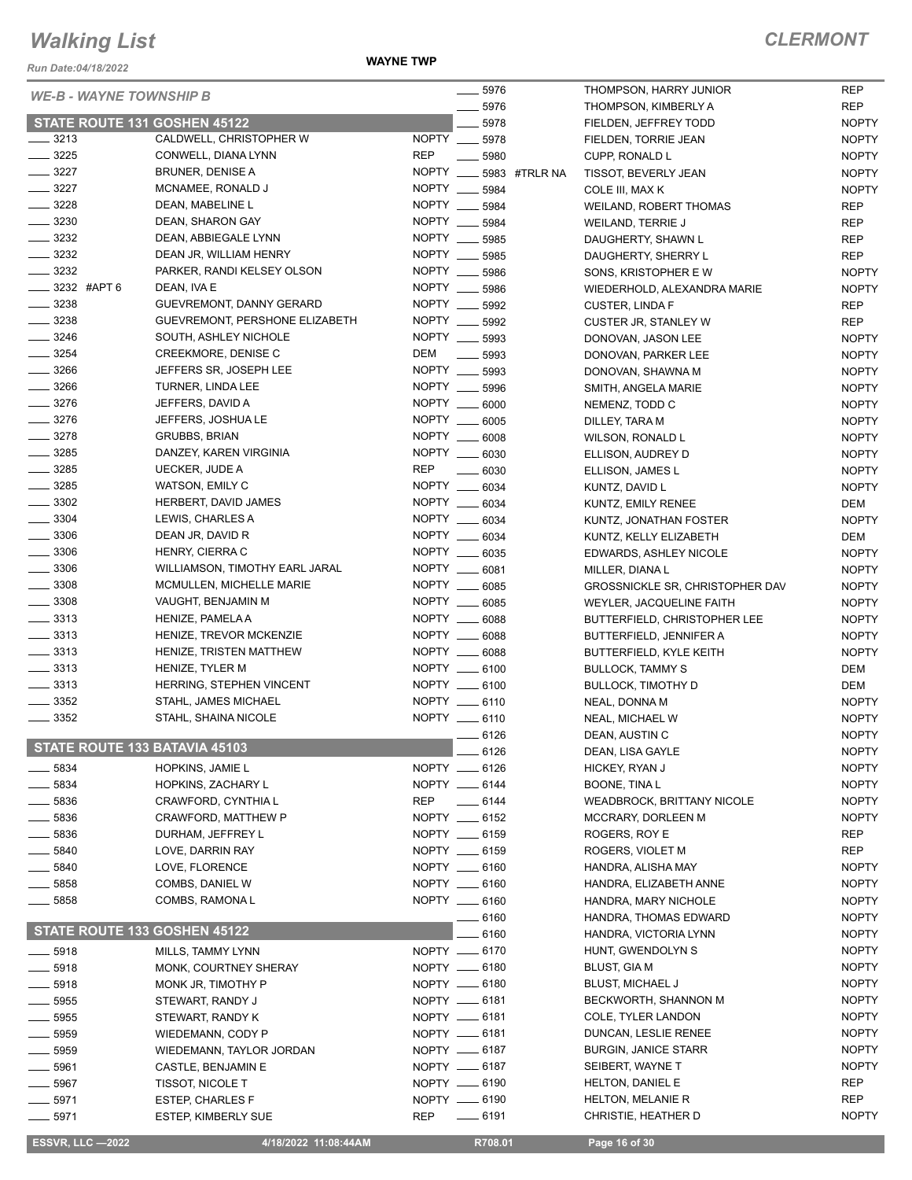# Walking List

## CLERMONT

Run Date:04/18/2022

WAYNE TWP

### WE-B - WAYNE TOWNSHIP B

#### STATE ROUTE 131 GOSHEN 45122

| No. | Name | Party |
|---|---|---|
| ____ 3213 | CALDWELL, CHRISTOPHER W | NOPTY |
| ____ 3225 | CONWELL, DIANA LYNN | REP |
| ____ 3227 | BRUNER, DENISE A | NOPTY |
| ____ 3227 | MCNAMEE, RONALD J | NOPTY |
| ____ 3228 | DEAN, MABELINE L | NOPTY |
| ____ 3230 | DEAN, SHARON GAY | NOPTY |
| ____ 3232 | DEAN, ABBIEGALE LYNN | NOPTY |
| ____ 3232 | DEAN JR, WILLIAM HENRY | NOPTY |
| ____ 3232 | PARKER, RANDI KELSEY OLSON | NOPTY |
| ____ 3232 #APT 6 | DEAN, IVA E | NOPTY |
| ____ 3238 | GUEVREMONT, DANNY GERARD | NOPTY |
| ____ 3238 | GUEVREMONT, PERSHONE ELIZABETH | NOPTY |
| ____ 3246 | SOUTH, ASHLEY NICHOLE | NOPTY |
| ____ 3254 | CREEKMORE, DENISE C | DEM |
| ____ 3266 | JEFFERS SR, JOSEPH LEE | NOPTY |
| ____ 3266 | TURNER, LINDA LEE | NOPTY |
| ____ 3276 | JEFFERS, DAVID A | NOPTY |
| ____ 3276 | JEFFERS, JOSHUA LE | NOPTY |
| ____ 3278 | GRUBBS, BRIAN | NOPTY |
| ____ 3285 | DANZEY, KAREN VIRGINIA | NOPTY |
| ____ 3285 | UECKER, JUDE A | REP |
| ____ 3285 | WATSON, EMILY C | NOPTY |
| ____ 3302 | HERBERT, DAVID JAMES | NOPTY |
| ____ 3304 | LEWIS, CHARLES A | NOPTY |
| ____ 3306 | DEAN JR, DAVID R | NOPTY |
| ____ 3306 | HENRY, CIERRA C | NOPTY |
| ____ 3306 | WILLIAMSON, TIMOTHY EARL JARAL | NOPTY |
| ____ 3308 | MCMULLEN, MICHELLE MARIE | NOPTY |
| ____ 3308 | VAUGHT, BENJAMIN M | NOPTY |
| ____ 3313 | HENIZE, PAMELA A | NOPTY |
| ____ 3313 | HENIZE, TREVOR MCKENZIE | NOPTY |
| ____ 3313 | HENIZE, TRISTEN MATTHEW | NOPTY |
| ____ 3313 | HENIZE, TYLER M | NOPTY |
| ____ 3313 | HERRING, STEPHEN VINCENT | NOPTY |
| ____ 3352 | STAHL, JAMES MICHAEL | NOPTY |
| ____ 3352 | STAHL, SHAINA NICOLE | NOPTY |

#### STATE ROUTE 133 BATAVIA 45103

| No. | Name | Party |
|---|---|---|
| ____ 5834 | HOPKINS, JAMIE L | NOPTY |
| ____ 5834 | HOPKINS, ZACHARY L | NOPTY |
| ____ 5836 | CRAWFORD, CYNTHIA L | REP |
| ____ 5836 | CRAWFORD, MATTHEW P | NOPTY |
| ____ 5836 | DURHAM, JEFFREY L | NOPTY |
| ____ 5840 | LOVE, DARRIN RAY | NOPTY |
| ____ 5840 | LOVE, FLORENCE | NOPTY |
| ____ 5858 | COMBS, DANIEL W | NOPTY |
| ____ 5858 | COMBS, RAMONA L | NOPTY |

#### STATE ROUTE 133 GOSHEN 45122

| No. | Name | Party |
|---|---|---|
| ____ 5918 | MILLS, TAMMY LYNN | NOPTY |
| ____ 5918 | MONK, COURTNEY SHERAY | NOPTY |
| ____ 5918 | MONK JR, TIMOTHY P | NOPTY |
| ____ 5955 | STEWART, RANDY J | NOPTY |
| ____ 5955 | STEWART, RANDY K | NOPTY |
| ____ 5959 | WIEDEMANN, CODY P | NOPTY |
| ____ 5959 | WIEDEMANN, TAYLOR JORDAN | NOPTY |
| ____ 5961 | CASTLE, BENJAMIN E | NOPTY |
| ____ 5967 | TISSOT, NICOLE T | NOPTY |
| ____ 5971 | ESTEP, CHARLES F | NOPTY |
| ____ 5971 | ESTEP, KIMBERLY SUE | REP |
| ____ 5976 | THOMPSON, HARRY JUNIOR | REP |
| ____ 5976 | THOMPSON, KIMBERLY A | REP |
| ____ 5978 | FIELDEN, JEFFREY TODD | NOPTY |
| ____ 5978 | FIELDEN, TORRIE JEAN | NOPTY |
| ____ 5980 | CUPP, RONALD L | NOPTY |
| ____ 5983 #TRLR NA | TISSOT, BEVERLY JEAN | NOPTY |
| ____ 5984 | COLE III, MAX K | NOPTY |
| ____ 5984 | WEILAND, ROBERT THOMAS | REP |
| ____ 5984 | WEILAND, TERRIE J | REP |
| ____ 5985 | DAUGHERTY, SHAWN L | REP |
| ____ 5985 | DAUGHERTY, SHERRY L | REP |
| ____ 5986 | SONS, KRISTOPHER E W | NOPTY |
| ____ 5986 | WIEDERHOLD, ALEXANDRA MARIE | NOPTY |
| ____ 5992 | CUSTER, LINDA F | REP |
| ____ 5992 | CUSTER JR, STANLEY W | REP |
| ____ 5993 | DONOVAN, JASON LEE | NOPTY |
| ____ 5993 | DONOVAN, PARKER LEE | NOPTY |
| ____ 5993 | DONOVAN, SHAWNA M | NOPTY |
| ____ 5996 | SMITH, ANGELA MARIE | NOPTY |
| ____ 6000 | NEMENZ, TODD C | NOPTY |
| ____ 6005 | DILLEY, TARA M | NOPTY |
| ____ 6008 | WILSON, RONALD L | NOPTY |
| ____ 6030 | ELLISON, AUDREY D | NOPTY |
| ____ 6030 | ELLISON, JAMES L | NOPTY |
| ____ 6034 | KUNTZ, DAVID L | NOPTY |
| ____ 6034 | KUNTZ, EMILY RENEE | DEM |
| ____ 6034 | KUNTZ, JONATHAN FOSTER | NOPTY |
| ____ 6034 | KUNTZ, KELLY ELIZABETH | DEM |
| ____ 6035 | EDWARDS, ASHLEY NICOLE | NOPTY |
| ____ 6081 | MILLER, DIANA L | NOPTY |
| ____ 6085 | GROSSNICKLE SR, CHRISTOPHER DAV | NOPTY |
| ____ 6085 | WEYLER, JACQUELINE FAITH | NOPTY |
| ____ 6088 | BUTTERFIELD, CHRISTOPHER LEE | NOPTY |
| ____ 6088 | BUTTERFIELD, JENNIFER A | NOPTY |
| ____ 6088 | BUTTERFIELD, KYLE KEITH | NOPTY |
| ____ 6100 | BULLOCK, TAMMY S | DEM |
| ____ 6100 | BULLOCK, TIMOTHY D | DEM |
| ____ 6110 | NEAL, DONNA M | NOPTY |
| ____ 6110 | NEAL, MICHAEL W | NOPTY |
| ____ 6126 | DEAN, AUSTIN C | NOPTY |
| ____ 6126 | DEAN, LISA GAYLE | NOPTY |
| ____ 6126 | HICKEY, RYAN J | NOPTY |
| ____ 6144 | BOONE, TINA L | NOPTY |
| ____ 6144 | WEADBROCK, BRITTANY NICOLE | NOPTY |
| ____ 6152 | MCCRARY, DORLEEN M | NOPTY |
| ____ 6159 | ROGERS, ROY E | REP |
| ____ 6159 | ROGERS, VIOLET M | REP |
| ____ 6160 | HANDRA, ALISHA MAY | NOPTY |
| ____ 6160 | HANDRA, ELIZABETH ANNE | NOPTY |
| ____ 6160 | HANDRA, MARY NICHOLE | NOPTY |
| ____ 6160 | HANDRA, THOMAS EDWARD | NOPTY |
| ____ 6160 | HANDRA, VICTORIA LYNN | NOPTY |
| ____ 6170 | HUNT, GWENDOLYN S | NOPTY |
| ____ 6180 | BLUST, GIA M | NOPTY |
| ____ 6180 | BLUST, MICHAEL J | NOPTY |
| ____ 6181 | BECKWORTH, SHANNON M | NOPTY |
| ____ 6181 | COLE, TYLER LANDON | NOPTY |
| ____ 6181 | DUNCAN, LESLIE RENEE | NOPTY |
| ____ 6187 | BURGIN, JANICE STARR | NOPTY |
| ____ 6187 | SEIBERT, WAYNE T | NOPTY |
| ____ 6190 | HELTON, DANIEL E | REP |
| ____ 6190 | HELTON, MELANIE R | REP |
| ____ 6191 | CHRISTIE, HEATHER D | NOPTY |

ESSVR, LLC —2022 4/18/2022 11:08:44AM R708.01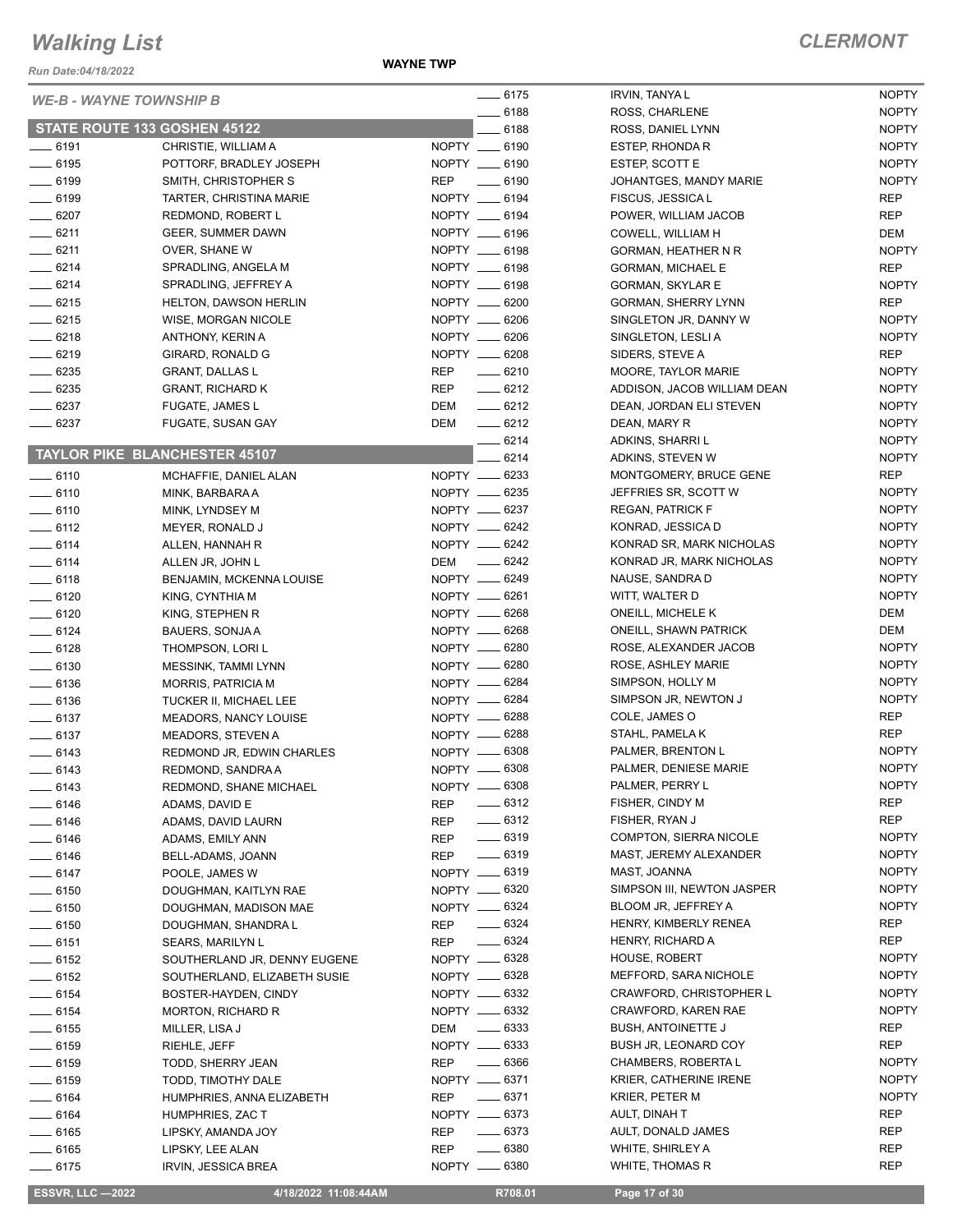# Walking List

**CLERMONT**

Run Date:04/18/2022

**WAYNE TWP**

*WE-B - WAYNE TOWNSHIP B*

## STATE ROUTE 133 GOSHEN 45122

| No. | Name | Party |
|---|---|---|
| ____ 6191 | CHRISTIE, WILLIAM A | NOPTY |
| ____ 6195 | POTTORF, BRADLEY JOSEPH | NOPTY |
| ____ 6199 | SMITH, CHRISTOPHER S | REP |
| ____ 6199 | TARTER, CHRISTINA MARIE | NOPTY |
| ____ 6207 | REDMOND, ROBERT L | NOPTY |
| ____ 6211 | GEER, SUMMER DAWN | NOPTY |
| ____ 6211 | OVER, SHANE W | NOPTY |
| ____ 6214 | SPRADLING, ANGELA M | NOPTY |
| ____ 6214 | SPRADLING, JEFFREY A | NOPTY |
| ____ 6215 | HELTON, DAWSON HERLIN | NOPTY |
| ____ 6215 | WISE, MORGAN NICOLE | NOPTY |
| ____ 6218 | ANTHONY, KERIN A | NOPTY |
| ____ 6219 | GIRARD, RONALD G | NOPTY |
| ____ 6235 | GRANT, DALLAS L | REP |
| ____ 6235 | GRANT, RICHARD K | REP |
| ____ 6237 | FUGATE, JAMES L | DEM |
| ____ 6237 | FUGATE, SUSAN GAY | DEM |

## TAYLOR PIKE BLANCHESTER 45107

| No. | Name | Party |
|---|---|---|
| ____ 6110 | MCHAFFIE, DANIEL ALAN | NOPTY |
| ____ 6110 | MINK, BARBARA A | NOPTY |
| ____ 6110 | MINK, LYNDSEY M | NOPTY |
| ____ 6112 | MEYER, RONALD J | NOPTY |
| ____ 6114 | ALLEN, HANNAH R | NOPTY |
| ____ 6114 | ALLEN JR, JOHN L | DEM |
| ____ 6118 | BENJAMIN, MCKENNA LOUISE | NOPTY |
| ____ 6120 | KING, CYNTHIA M | NOPTY |
| ____ 6120 | KING, STEPHEN R | NOPTY |
| ____ 6124 | BAUERS, SONJA A | NOPTY |
| ____ 6128 | THOMPSON, LORI L | NOPTY |
| ____ 6130 | MESSINK, TAMMI LYNN | NOPTY |
| ____ 6136 | MORRIS, PATRICIA M | NOPTY |
| ____ 6136 | TUCKER II, MICHAEL LEE | NOPTY |
| ____ 6137 | MEADORS, NANCY LOUISE | NOPTY |
| ____ 6137 | MEADORS, STEVEN A | NOPTY |
| ____ 6143 | REDMOND JR, EDWIN CHARLES | NOPTY |
| ____ 6143 | REDMOND, SANDRA A | NOPTY |
| ____ 6143 | REDMOND, SHANE MICHAEL | NOPTY |
| ____ 6146 | ADAMS, DAVID E | REP |
| ____ 6146 | ADAMS, DAVID LAURN | REP |
| ____ 6146 | ADAMS, EMILY ANN | REP |
| ____ 6146 | BELL-ADAMS, JOANN | REP |
| ____ 6147 | POOLE, JAMES W | NOPTY |
| ____ 6150 | DOUGHMAN, KAITLYN RAE | NOPTY |
| ____ 6150 | DOUGHMAN, MADISON MAE | NOPTY |
| ____ 6150 | DOUGHMAN, SHANDRA L | REP |
| ____ 6151 | SEARS, MARILYN L | REP |
| ____ 6152 | SOUTHERLAND JR, DENNY EUGENE | NOPTY |
| ____ 6152 | SOUTHERLAND, ELIZABETH SUSIE | NOPTY |
| ____ 6154 | BOSTER-HAYDEN, CINDY | NOPTY |
| ____ 6154 | MORTON, RICHARD R | NOPTY |
| ____ 6155 | MILLER, LISA J | DEM |
| ____ 6159 | RIEHLE, JEFF | NOPTY |
| ____ 6159 | TODD, SHERRY JEAN | REP |
| ____ 6159 | TODD, TIMOTHY DALE | NOPTY |
| ____ 6164 | HUMPHRIES, ANNA ELIZABETH | REP |
| ____ 6164 | HUMPHRIES, ZAC T | NOPTY |
| ____ 6165 | LIPSKY, AMANDA JOY | REP |
| ____ 6165 | LIPSKY, LEE ALAN | REP |
| ____ 6175 | IRVIN, JESSICA BREA | NOPTY |
| ____ 6175 | IRVIN, TANYA L | NOPTY |
| ____ 6188 | ROSS, CHARLENE | NOPTY |
| ____ 6188 | ROSS, DANIEL LYNN | NOPTY |
| ____ 6190 | ESTEP, RHONDA R | NOPTY |
| ____ 6190 | ESTEP, SCOTT E | NOPTY |
| ____ 6190 | JOHANTGES, MANDY MARIE | NOPTY |
| ____ 6194 | FISCUS, JESSICA L | REP |
| ____ 6194 | POWER, WILLIAM JACOB | REP |
| ____ 6196 | COWELL, WILLIAM H | DEM |
| ____ 6198 | GORMAN, HEATHER N R | NOPTY |
| ____ 6198 | GORMAN, MICHAEL E | REP |
| ____ 6198 | GORMAN, SKYLAR E | NOPTY |
| ____ 6200 | GORMAN, SHERRY LYNN | REP |
| ____ 6206 | SINGLETON JR, DANNY W | NOPTY |
| ____ 6206 | SINGLETON, LESLI A | NOPTY |
| ____ 6208 | SIDERS, STEVE A | REP |
| ____ 6210 | MOORE, TAYLOR MARIE | NOPTY |
| ____ 6212 | ADDISON, JACOB WILLIAM DEAN | NOPTY |
| ____ 6212 | DEAN, JORDAN ELI STEVEN | NOPTY |
| ____ 6212 | DEAN, MARY R | NOPTY |
| ____ 6214 | ADKINS, SHARRI L | NOPTY |
| ____ 6214 | ADKINS, STEVEN W | NOPTY |
| ____ 6233 | MONTGOMERY, BRUCE GENE | REP |
| ____ 6235 | JEFFRIES SR, SCOTT W | NOPTY |
| ____ 6237 | REGAN, PATRICK F | NOPTY |
| ____ 6242 | KONRAD, JESSICA D | NOPTY |
| ____ 6242 | KONRAD SR, MARK NICHOLAS | NOPTY |
| ____ 6242 | KONRAD JR, MARK NICHOLAS | NOPTY |
| ____ 6249 | NAUSE, SANDRA D | NOPTY |
| ____ 6261 | WITT, WALTER D | NOPTY |
| ____ 6268 | ONEILL, MICHELE K | DEM |
| ____ 6268 | ONEILL, SHAWN PATRICK | DEM |
| ____ 6280 | ROSE, ALEXANDER JACOB | NOPTY |
| ____ 6280 | ROSE, ASHLEY MARIE | NOPTY |
| ____ 6284 | SIMPSON, HOLLY M | NOPTY |
| ____ 6284 | SIMPSON JR, NEWTON J | NOPTY |
| ____ 6288 | COLE, JAMES O | REP |
| ____ 6288 | STAHL, PAMELA K | REP |
| ____ 6308 | PALMER, BRENTON L | NOPTY |
| ____ 6308 | PALMER, DENIESE MARIE | NOPTY |
| ____ 6308 | PALMER, PERRY L | NOPTY |
| ____ 6312 | FISHER, CINDY M | REP |
| ____ 6312 | FISHER, RYAN J | REP |
| ____ 6319 | COMPTON, SIERRA NICOLE | NOPTY |
| ____ 6319 | MAST, JEREMY ALEXANDER | NOPTY |
| ____ 6319 | MAST, JOANNA | NOPTY |
| ____ 6320 | SIMPSON III, NEWTON JASPER | NOPTY |
| ____ 6324 | BLOOM JR, JEFFREY A | NOPTY |
| ____ 6324 | HENRY, KIMBERLY RENEA | REP |
| ____ 6324 | HENRY, RICHARD A | REP |
| ____ 6328 | HOUSE, ROBERT | NOPTY |
| ____ 6328 | MEFFORD, SARA NICHOLE | NOPTY |
| ____ 6332 | CRAWFORD, CHRISTOPHER L | NOPTY |
| ____ 6332 | CRAWFORD, KAREN RAE | NOPTY |
| ____ 6333 | BUSH, ANTOINETTE J | REP |
| ____ 6333 | BUSH JR, LEONARD COY | REP |
| ____ 6366 | CHAMBERS, ROBERTA L | NOPTY |
| ____ 6371 | KRIER, CATHERINE IRENE | NOPTY |
| ____ 6371 | KRIER, PETER M | NOPTY |
| ____ 6373 | AULT, DINAH T | REP |
| ____ 6373 | AULT, DONALD JAMES | REP |
| ____ 6380 | WHITE, SHIRLEY A | REP |
| ____ 6380 | WHITE, THOMAS R | REP |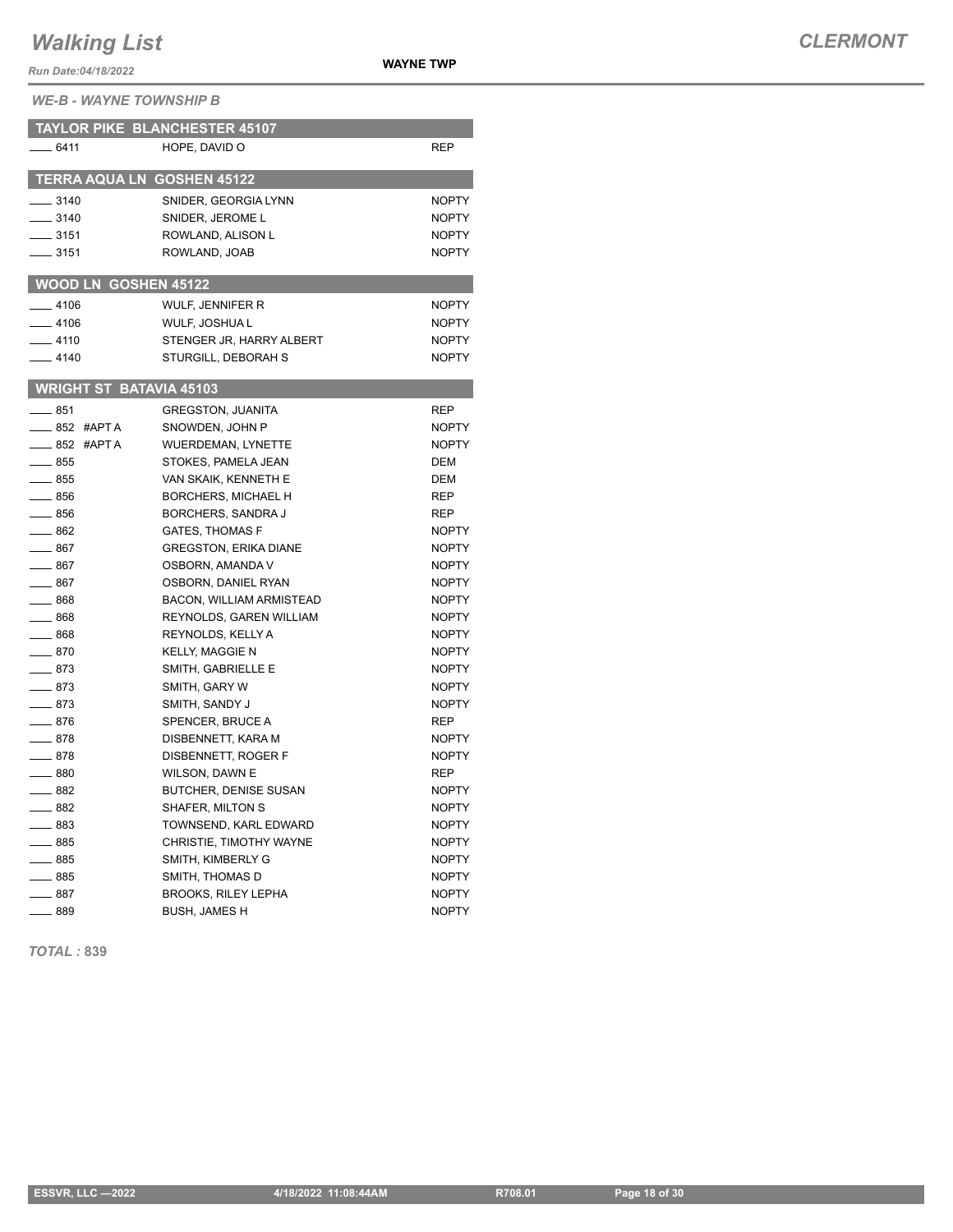# Walking List

**WAYNE TWP**

**CLERMONT**

*Run Date:04/18/2022*

*WE-B - WAYNE TOWNSHIP B*

### TAYLOR PIKE BLANCHESTER 45107

| | | |
|---|---|---|
| ____ 6411 | HOPE, DAVID O | REP |

### TERRA AQUA LN GOSHEN 45122

| | | |
|---|---|---|
| ____ 3140 | SNIDER, GEORGIA LYNN | NOPTY |
| ____ 3140 | SNIDER, JEROME L | NOPTY |
| ____ 3151 | ROWLAND, ALISON L | NOPTY |
| ____ 3151 | ROWLAND, JOAB | NOPTY |

### WOOD LN GOSHEN 45122

| | | |
|---|---|---|
| ____ 4106 | WULF, JENNIFER R | NOPTY |
| ____ 4106 | WULF, JOSHUA L | NOPTY |
| ____ 4110 | STENGER JR, HARRY ALBERT | NOPTY |
| ____ 4140 | STURGILL, DEBORAH S | NOPTY |

### WRIGHT ST BATAVIA 45103

| | | |
|---|---|---|
| ____ 851 | GREGSTON, JUANITA | REP |
| ____ 852 #APT A | SNOWDEN, JOHN P | NOPTY |
| ____ 852 #APT A | WUERDEMAN, LYNETTE | NOPTY |
| ____ 855 | STOKES, PAMELA JEAN | DEM |
| ____ 855 | VAN SKAIK, KENNETH E | DEM |
| ____ 856 | BORCHERS, MICHAEL H | REP |
| ____ 856 | BORCHERS, SANDRA J | REP |
| ____ 862 | GATES, THOMAS F | NOPTY |
| ____ 867 | GREGSTON, ERIKA DIANE | NOPTY |
| ____ 867 | OSBORN, AMANDA V | NOPTY |
| ____ 867 | OSBORN, DANIEL RYAN | NOPTY |
| ____ 868 | BACON, WILLIAM ARMISTEAD | NOPTY |
| ____ 868 | REYNOLDS, GAREN WILLIAM | NOPTY |
| ____ 868 | REYNOLDS, KELLY A | NOPTY |
| ____ 870 | KELLY, MAGGIE N | NOPTY |
| ____ 873 | SMITH, GABRIELLE E | NOPTY |
| ____ 873 | SMITH, GARY W | NOPTY |
| ____ 873 | SMITH, SANDY J | NOPTY |
| ____ 876 | SPENCER, BRUCE A | REP |
| ____ 878 | DISBENNETT, KARA M | NOPTY |
| ____ 878 | DISBENNETT, ROGER F | NOPTY |
| ____ 880 | WILSON, DAWN E | REP |
| ____ 882 | BUTCHER, DENISE SUSAN | NOPTY |
| ____ 882 | SHAFER, MILTON S | NOPTY |
| ____ 883 | TOWNSEND, KARL EDWARD | NOPTY |
| ____ 885 | CHRISTIE, TIMOTHY WAYNE | NOPTY |
| ____ 885 | SMITH, KIMBERLY G | NOPTY |
| ____ 885 | SMITH, THOMAS D | NOPTY |
| ____ 887 | BROOKS, RILEY LEPHA | NOPTY |
| ____ 889 | BUSH, JAMES H | NOPTY |

*TOTAL :* **839**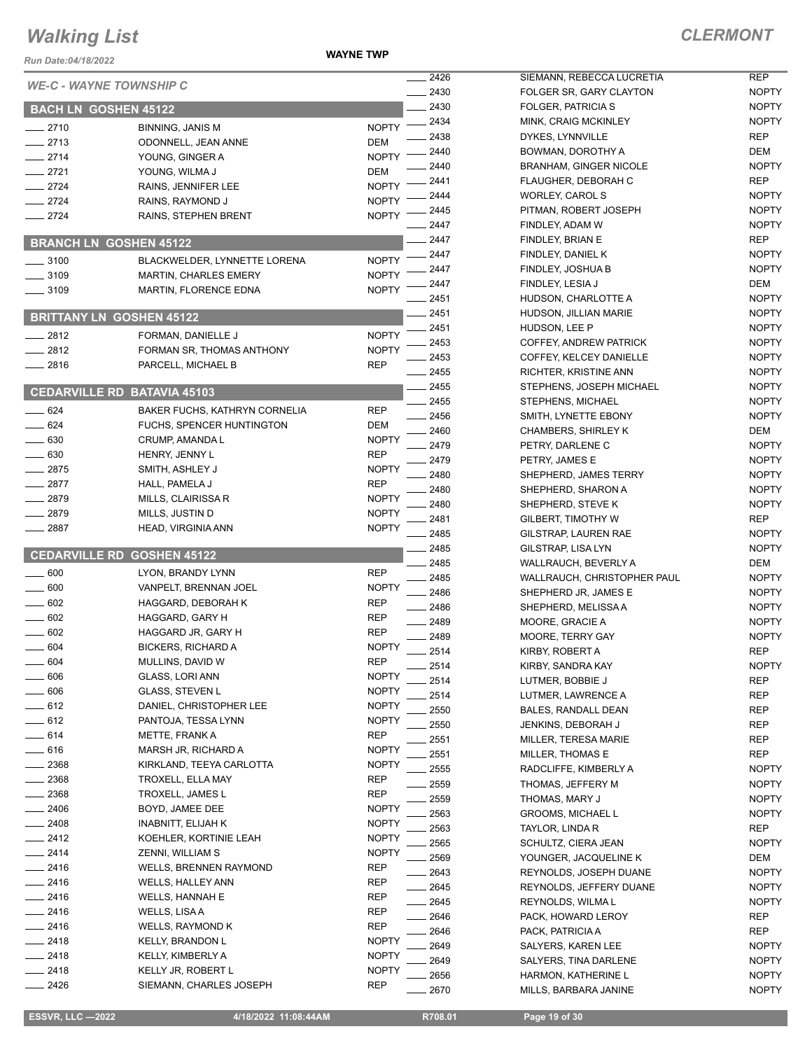# Walking List

**CLERMONT**

Run Date:04/18/2022

**WAYNE TWP**

## WE-C - WAYNE TOWNSHIP C

### BACH LN GOSHEN 45122

| No. | Name | Party |
|---|---|---|
| 2710 | BINNING, JANIS M | NOPTY |
| 2713 | ODONNELL, JEAN ANNE | DEM |
| 2714 | YOUNG, GINGER A | NOPTY |
| 2721 | YOUNG, WILMA J | DEM |
| 2724 | RAINS, JENNIFER LEE | NOPTY |
| 2724 | RAINS, RAYMOND J | NOPTY |
| 2724 | RAINS, STEPHEN BRENT | NOPTY |

### BRANCH LN GOSHEN 45122

| No. | Name | Party |
|---|---|---|
| 3100 | BLACKWELDER, LYNNETTE LORENA | NOPTY |
| 3109 | MARTIN, CHARLES EMERY | NOPTY |
| 3109 | MARTIN, FLORENCE EDNA | NOPTY |

### BRITTANY LN GOSHEN 45122

| No. | Name | Party |
|---|---|---|
| 2812 | FORMAN, DANIELLE J | NOPTY |
| 2812 | FORMAN SR, THOMAS ANTHONY | NOPTY |
| 2816 | PARCELL, MICHAEL B | REP |

### CEDARVILLE RD BATAVIA 45103

| No. | Name | Party |
|---|---|---|
| 624 | BAKER FUCHS, KATHRYN CORNELIA | REP |
| 624 | FUCHS, SPENCER HUNTINGTON | DEM |
| 630 | CRUMP, AMANDA L | NOPTY |
| 630 | HENRY, JENNY L | REP |
| 2875 | SMITH, ASHLEY J | NOPTY |
| 2877 | HALL, PAMELA J | REP |
| 2879 | MILLS, CLAIRISSA R | NOPTY |
| 2879 | MILLS, JUSTIN D | NOPTY |
| 2887 | HEAD, VIRGINIA ANN | NOPTY |

### CEDARVILLE RD GOSHEN 45122

| No. | Name | Party |
|---|---|---|
| 600 | LYON, BRANDY LYNN | REP |
| 600 | VANPELT, BRENNAN JOEL | NOPTY |
| 602 | HAGGARD, DEBORAH K | REP |
| 602 | HAGGARD, GARY H | REP |
| 602 | HAGGARD JR, GARY H | REP |
| 604 | BICKERS, RICHARD A | NOPTY |
| 604 | MULLINS, DAVID W | REP |
| 606 | GLASS, LORI ANN | NOPTY |
| 606 | GLASS, STEVEN L | NOPTY |
| 612 | DANIEL, CHRISTOPHER LEE | NOPTY |
| 612 | PANTOJA, TESSA LYNN | NOPTY |
| 614 | METTE, FRANK A | REP |
| 616 | MARSH JR, RICHARD A | NOPTY |
| 2368 | KIRKLAND, TEEYA CARLOTTA | NOPTY |
| 2368 | TROXELL, ELLA MAY | REP |
| 2368 | TROXELL, JAMES L | REP |
| 2406 | BOYD, JAMEE DEE | NOPTY |
| 2408 | INABNITT, ELIJAH K | NOPTY |
| 2412 | KOEHLER, KORTINIE LEAH | NOPTY |
| 2414 | ZENNI, WILLIAM S | NOPTY |
| 2416 | WELLS, BRENNEN RAYMOND | REP |
| 2416 | WELLS, HALLEY ANN | REP |
| 2416 | WELLS, HANNAH E | REP |
| 2416 | WELLS, LISA A | REP |
| 2416 | WELLS, RAYMOND K | REP |
| 2418 | KELLY, BRANDON L | NOPTY |
| 2418 | KELLY, KIMBERLY A | NOPTY |
| 2418 | KELLY JR, ROBERT L | NOPTY |
| 2426 | SIEMANN, CHARLES JOSEPH | REP |
| 2426 | SIEMANN, REBECCA LUCRETIA | REP |
| 2430 | FOLGER SR, GARY CLAYTON | NOPTY |
| 2430 | FOLGER, PATRICIA S | NOPTY |
| 2434 | MINK, CRAIG MCKINLEY | NOPTY |
| 2438 | DYKES, LYNNVILLE | REP |
| 2440 | BOWMAN, DOROTHY A | DEM |
| 2440 | BRANHAM, GINGER NICOLE | NOPTY |
| 2441 | FLAUGHER, DEBORAH C | REP |
| 2444 | WORLEY, CAROL S | NOPTY |
| 2445 | PITMAN, ROBERT JOSEPH | NOPTY |
| 2447 | FINDLEY, ADAM W | NOPTY |
| 2447 | FINDLEY, BRIAN E | REP |
| 2447 | FINDLEY, DANIEL K | NOPTY |
| 2447 | FINDLEY, JOSHUA B | NOPTY |
| 2447 | FINDLEY, LESIA J | DEM |
| 2451 | HUDSON, CHARLOTTE A | NOPTY |
| 2451 | HUDSON, JILLIAN MARIE | NOPTY |
| 2451 | HUDSON, LEE P | NOPTY |
| 2453 | COFFEY, ANDREW PATRICK | NOPTY |
| 2453 | COFFEY, KELCEY DANIELLE | NOPTY |
| 2455 | RICHTER, KRISTINE ANN | NOPTY |
| 2455 | STEPHENS, JOSEPH MICHAEL | NOPTY |
| 2455 | STEPHENS, MICHAEL | NOPTY |
| 2456 | SMITH, LYNETTE EBONY | NOPTY |
| 2460 | CHAMBERS, SHIRLEY K | DEM |
| 2479 | PETRY, DARLENE C | NOPTY |
| 2479 | PETRY, JAMES E | NOPTY |
| 2480 | SHEPHERD, JAMES TERRY | NOPTY |
| 2480 | SHEPHERD, SHARON A | NOPTY |
| 2480 | SHEPHERD, STEVE K | NOPTY |
| 2481 | GILBERT, TIMOTHY W | REP |
| 2485 | GILSTRAP, LAUREN RAE | NOPTY |
| 2485 | GILSTRAP, LISA LYN | NOPTY |
| 2485 | WALLRAUCH, BEVERLY A | DEM |
| 2485 | WALLRAUCH, CHRISTOPHER PAUL | NOPTY |
| 2486 | SHEPHERD JR, JAMES E | NOPTY |
| 2486 | SHEPHERD, MELISSA A | NOPTY |
| 2489 | MOORE, GRACIE A | NOPTY |
| 2489 | MOORE, TERRY GAY | NOPTY |
| 2514 | KIRBY, ROBERT A | REP |
| 2514 | KIRBY, SANDRA KAY | NOPTY |
| 2514 | LUTMER, BOBBIE J | REP |
| 2514 | LUTMER, LAWRENCE A | REP |
| 2550 | BALES, RANDALL DEAN | REP |
| 2550 | JENKINS, DEBORAH J | REP |
| 2551 | MILLER, TERESA MARIE | REP |
| 2551 | MILLER, THOMAS E | REP |
| 2555 | RADCLIFFE, KIMBERLY A | NOPTY |
| 2559 | THOMAS, JEFFERY M | NOPTY |
| 2559 | THOMAS, MARY J | NOPTY |
| 2563 | GROOMS, MICHAEL L | NOPTY |
| 2563 | TAYLOR, LINDA R | REP |
| 2565 | SCHULTZ, CIERA JEAN | NOPTY |
| 2569 | YOUNGER, JACQUELINE K | DEM |
| 2643 | REYNOLDS, JOSEPH DUANE | NOPTY |
| 2645 | REYNOLDS, JEFFERY DUANE | NOPTY |
| 2645 | REYNOLDS, WILMA L | NOPTY |
| 2646 | PACK, HOWARD LEROY | REP |
| 2646 | PACK, PATRICIA A | REP |
| 2649 | SALYERS, KAREN LEE | NOPTY |
| 2649 | SALYERS, TINA DARLENE | NOPTY |
| 2656 | HARMON, KATHERINE L | NOPTY |
| 2670 | MILLS, BARBARA JANINE | NOPTY |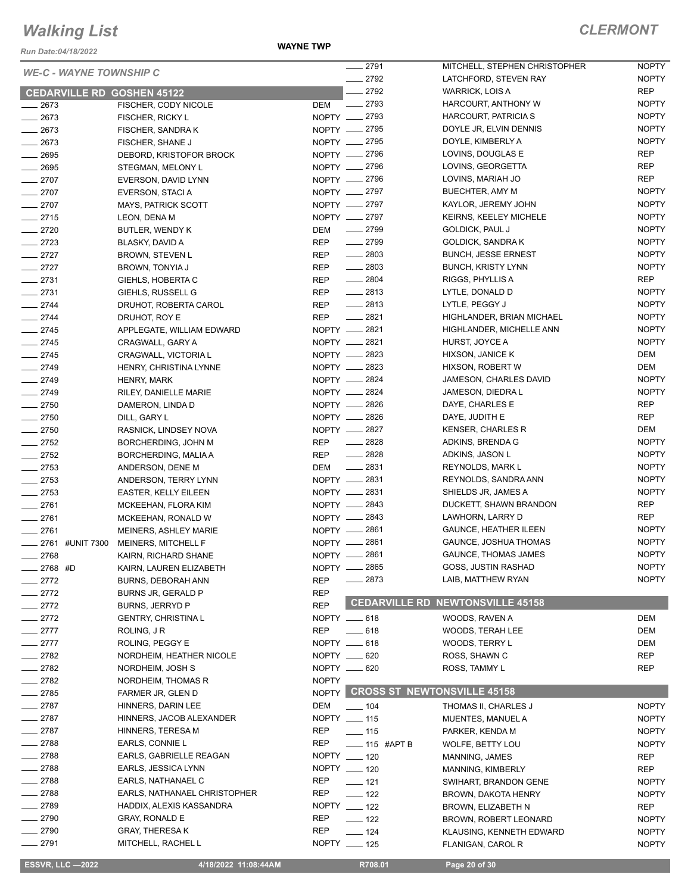# Walking List

## CLERMONT

Run Date:04/18/2022

WAYNE TWP

### WE-C - WAYNE TOWNSHIP C

#### CEDARVILLE RD GOSHEN 45122

| No. | Name | Party |
|---|---|---|
| ___ 2673 | FISCHER, CODY NICOLE | DEM |
| ___ 2673 | FISCHER, RICKY L | NOPTY |
| ___ 2673 | FISCHER, SANDRA K | NOPTY |
| ___ 2673 | FISCHER, SHANE J | NOPTY |
| ___ 2695 | DEBORD, KRISTOFOR BROCK | NOPTY |
| ___ 2695 | STEGMAN, MELONY L | NOPTY |
| ___ 2707 | EVERSON, DAVID LYNN | NOPTY |
| ___ 2707 | EVERSON, STACI A | NOPTY |
| ___ 2707 | MAYS, PATRICK SCOTT | NOPTY |
| ___ 2715 | LEON, DENA M | NOPTY |
| ___ 2720 | BUTLER, WENDY K | DEM |
| ___ 2723 | BLASKY, DAVID A | REP |
| ___ 2727 | BROWN, STEVEN L | REP |
| ___ 2727 | BROWN, TONYIA J | REP |
| ___ 2731 | GIEHLS, HOBERTA C | REP |
| ___ 2731 | GIEHLS, RUSSELL G | REP |
| ___ 2744 | DRUHOT, ROBERTA CAROL | REP |
| ___ 2744 | DRUHOT, ROY E | REP |
| ___ 2745 | APPLEGATE, WILLIAM EDWARD | NOPTY |
| ___ 2745 | CRAGWALL, GARY A | NOPTY |
| ___ 2745 | CRAGWALL, VICTORIA L | NOPTY |
| ___ 2749 | HENRY, CHRISTINA LYNNE | NOPTY |
| ___ 2749 | HENRY, MARK | NOPTY |
| ___ 2749 | RILEY, DANIELLE MARIE | NOPTY |
| ___ 2750 | DAMERON, LINDA D | NOPTY |
| ___ 2750 | DILL, GARY L | NOPTY |
| ___ 2750 | RASNICK, LINDSEY NOVA | NOPTY |
| ___ 2752 | BORCHERDING, JOHN M | REP |
| ___ 2752 | BORCHERDING, MALIA A | REP |
| ___ 2753 | ANDERSON, DENE M | DEM |
| ___ 2753 | ANDERSON, TERRY LYNN | NOPTY |
| ___ 2753 | EASTER, KELLY EILEEN | NOPTY |
| ___ 2761 | MCKEEHAN, FLORA KIM | NOPTY |
| ___ 2761 | MCKEEHAN, RONALD W | NOPTY |
| ___ 2761 | MEINERS, ASHLEY MARIE | NOPTY |
| ___ 2761 #UNIT 7300 | MEINERS, MITCHELL F | NOPTY |
| ___ 2768 | KAIRN, RICHARD SHANE | NOPTY |
| ___ 2768 #D | KAIRN, LAUREN ELIZABETH | NOPTY |
| ___ 2772 | BURNS, DEBORAH ANN | REP |
| ___ 2772 | BURNS JR, GERALD P | REP |
| ___ 2772 | BURNS, JERRYD P | REP |
| ___ 2772 | GENTRY, CHRISTINA L | NOPTY |
| ___ 2777 | ROLING, J R | REP |
| ___ 2777 | ROLING, PEGGY E | NOPTY |
| ___ 2782 | NORDHEIM, HEATHER NICOLE | NOPTY |
| ___ 2782 | NORDHEIM, JOSH S | NOPTY |
| ___ 2782 | NORDHEIM, THOMAS R | NOPTY |
| ___ 2785 | FARMER JR, GLEN D | NOPTY |
| ___ 2787 | HINNERS, DARIN LEE | DEM |
| ___ 2787 | HINNERS, JACOB ALEXANDER | NOPTY |
| ___ 2787 | HINNERS, TERESA M | REP |
| ___ 2788 | EARLS, CONNIE L | REP |
| ___ 2788 | EARLS, GABRIELLE REAGAN | NOPTY |
| ___ 2788 | EARLS, JESSICA LYNN | NOPTY |
| ___ 2788 | EARLS, NATHANAEL C | REP |
| ___ 2788 | EARLS, NATHANAEL CHRISTOPHER | REP |
| ___ 2789 | HADDIX, ALEXIS KASSANDRA | NOPTY |
| ___ 2790 | GRAY, RONALD E | REP |
| ___ 2790 | GRAY, THERESA K | REP |
| ___ 2791 | MITCHELL, RACHEL L | NOPTY |
| ___ 2791 | MITCHELL, STEPHEN CHRISTOPHER | NOPTY |
| ___ 2792 | LATCHFORD, STEVEN RAY | NOPTY |
| ___ 2792 | WARRICK, LOIS A | REP |
| ___ 2793 | HARCOURT, ANTHONY W | NOPTY |
| ___ 2793 | HARCOURT, PATRICIA S | NOPTY |
| ___ 2795 | DOYLE JR, ELVIN DENNIS | NOPTY |
| ___ 2795 | DOYLE, KIMBERLY A | NOPTY |
| ___ 2796 | LOVINS, DOUGLAS E | REP |
| ___ 2796 | LOVINS, GEORGETTA | REP |
| ___ 2796 | LOVINS, MARIAH JO | REP |
| ___ 2797 | BUECHTER, AMY M | NOPTY |
| ___ 2797 | KAYLOR, JEREMY JOHN | NOPTY |
| ___ 2797 | KEIRNS, KEELEY MICHELE | NOPTY |
| ___ 2799 | GOLDICK, PAUL J | NOPTY |
| ___ 2799 | GOLDICK, SANDRA K | NOPTY |
| ___ 2803 | BUNCH, JESSE ERNEST | NOPTY |
| ___ 2803 | BUNCH, KRISTY LYNN | NOPTY |
| ___ 2804 | RIGGS, PHYLLIS A | REP |
| ___ 2813 | LYTLE, DONALD D | NOPTY |
| ___ 2813 | LYTLE, PEGGY J | NOPTY |
| ___ 2821 | HIGHLANDER, BRIAN MICHAEL | NOPTY |
| ___ 2821 | HIGHLANDER, MICHELLE ANN | NOPTY |
| ___ 2821 | HURST, JOYCE A | NOPTY |
| ___ 2823 | HIXSON, JANICE K | DEM |
| ___ 2823 | HIXSON, ROBERT W | DEM |
| ___ 2824 | JAMESON, CHARLES DAVID | NOPTY |
| ___ 2824 | JAMESON, DIEDRA L | NOPTY |
| ___ 2826 | DAYE, CHARLES E | REP |
| ___ 2826 | DAYE, JUDITH E | REP |
| ___ 2827 | KENSER, CHARLES R | DEM |
| ___ 2828 | ADKINS, BRENDA G | NOPTY |
| ___ 2828 | ADKINS, JASON L | NOPTY |
| ___ 2831 | REYNOLDS, MARK L | NOPTY |
| ___ 2831 | REYNOLDS, SANDRA ANN | NOPTY |
| ___ 2831 | SHIELDS JR, JAMES A | NOPTY |
| ___ 2843 | DUCKETT, SHAWN BRANDON | REP |
| ___ 2843 | LAWHORN, LARRY D | REP |
| ___ 2861 | GAUNCE, HEATHER ILEEN | NOPTY |
| ___ 2861 | GAUNCE, JOSHUA THOMAS | NOPTY |
| ___ 2861 | GAUNCE, THOMAS JAMES | NOPTY |
| ___ 2865 | GOSS, JUSTIN RASHAD | NOPTY |
| ___ 2873 | LAIB, MATTHEW RYAN | NOPTY |

#### CEDARVILLE RD NEWTONSVILLE 45158

| No. | Name | Party |
|---|---|---|
| ___ 618 | WOODS, RAVEN A | DEM |
| ___ 618 | WOODS, TERAH LEE | DEM |
| ___ 618 | WOODS, TERRY L | DEM |
| ___ 620 | ROSS, SHAWN C | REP |
| ___ 620 | ROSS, TAMMY L | REP |

#### CROSS ST NEWTONSVILLE 45158

| No. | Name | Party |
|---|---|---|
| ___ 104 | THOMAS II, CHARLES J | NOPTY |
| ___ 115 | MUENTES, MANUEL A | NOPTY |
| ___ 115 | PARKER, KENDA M | NOPTY |
| ___ 115 #APT B | WOLFE, BETTY LOU | NOPTY |
| ___ 120 | MANNING, JAMES | REP |
| ___ 120 | MANNING, KIMBERLY | REP |
| ___ 121 | SWIHART, BRANDON GENE | NOPTY |
| ___ 122 | BROWN, DAKOTA HENRY | NOPTY |
| ___ 122 | BROWN, ELIZABETH N | REP |
| ___ 122 | BROWN, ROBERT LEONARD | NOPTY |
| ___ 124 | KLAUSING, KENNETH EDWARD | NOPTY |
| ___ 125 | FLANIGAN, CAROL R | NOPTY |

ESSVR, LLC —2022 | 4/18/2022 11:08:44AM | R708.01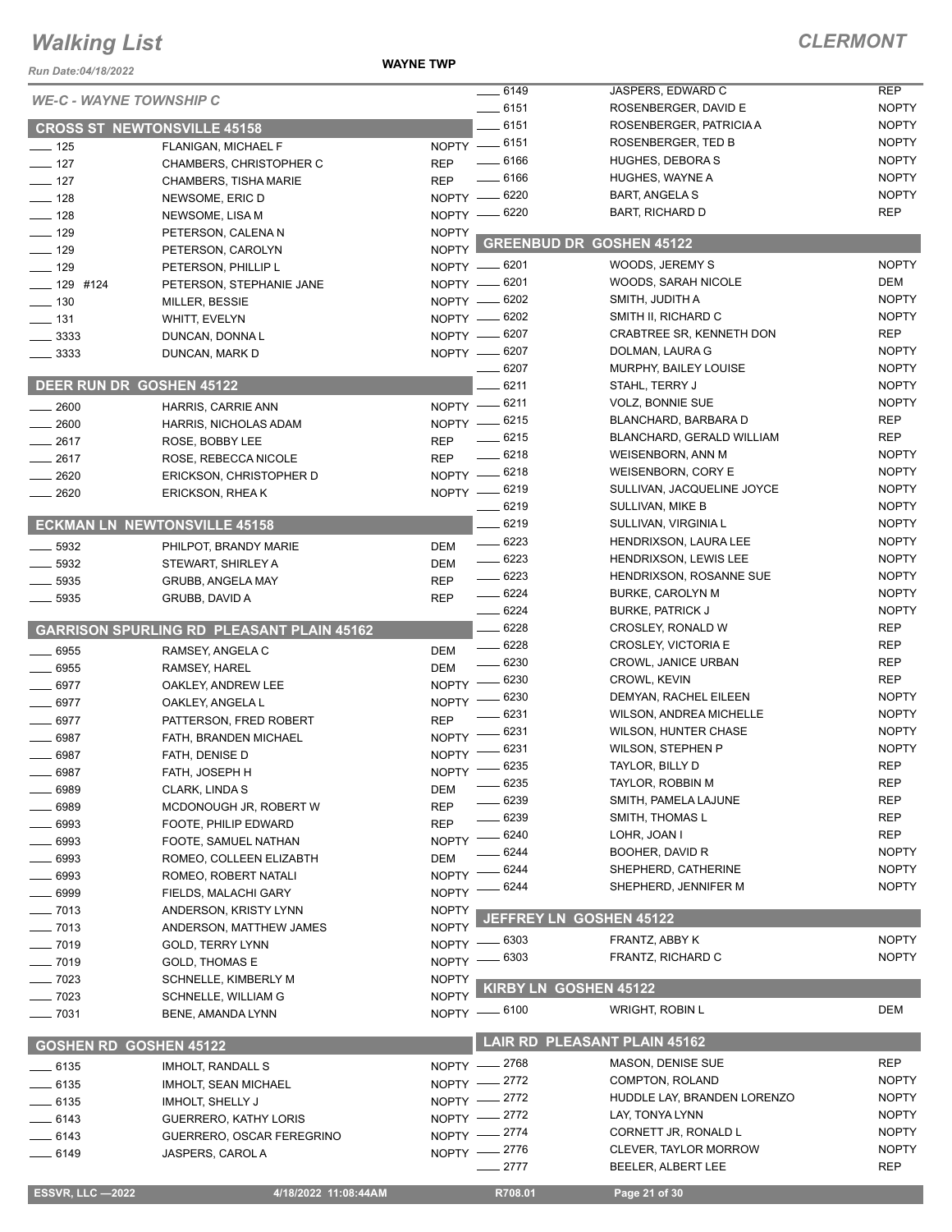# Walking List

## CLERMONT

Run Date:04/18/2022

WAYNE TWP

*WE-C - WAYNE TOWNSHIP C*

### CROSS ST NEWTONSVILLE 45158

| | Name | Party |
|---|---|---|
| 125 | FLANIGAN, MICHAEL F | NOPTY |
| 127 | CHAMBERS, CHRISTOPHER C | REP |
| 127 | CHAMBERS, TISHA MARIE | REP |
| 128 | NEWSOME, ERIC D | NOPTY |
| 128 | NEWSOME, LISA M | NOPTY |
| 129 | PETERSON, CALENA N | NOPTY |
| 129 | PETERSON, CAROLYN | NOPTY |
| 129 | PETERSON, PHILLIP L | NOPTY |
| 129 #124 | PETERSON, STEPHANIE JANE | NOPTY |
| 130 | MILLER, BESSIE | NOPTY |
| 131 | WHITT, EVELYN | NOPTY |
| 3333 | DUNCAN, DONNA L | NOPTY |
| 3333 | DUNCAN, MARK D | NOPTY |

### DEER RUN DR GOSHEN 45122

| | Name | Party |
|---|---|---|
| 2600 | HARRIS, CARRIE ANN | NOPTY |
| 2600 | HARRIS, NICHOLAS ADAM | NOPTY |
| 2617 | ROSE, BOBBY LEE | REP |
| 2617 | ROSE, REBECCA NICOLE | REP |
| 2620 | ERICKSON, CHRISTOPHER D | NOPTY |
| 2620 | ERICKSON, RHEA K | NOPTY |

### ECKMAN LN NEWTONSVILLE 45158

| | Name | Party |
|---|---|---|
| 5932 | PHILPOT, BRANDY MARIE | DEM |
| 5932 | STEWART, SHIRLEY A | DEM |
| 5935 | GRUBB, ANGELA MAY | REP |
| 5935 | GRUBB, DAVID A | REP |

### GARRISON SPURLING RD PLEASANT PLAIN 45162

| | Name | Party |
|---|---|---|
| 6955 | RAMSEY, ANGELA C | DEM |
| 6955 | RAMSEY, HAREL | DEM |
| 6977 | OAKLEY, ANDREW LEE | NOPTY |
| 6977 | OAKLEY, ANGELA L | NOPTY |
| 6977 | PATTERSON, FRED ROBERT | REP |
| 6987 | FATH, BRANDEN MICHAEL | NOPTY |
| 6987 | FATH, DENISE D | NOPTY |
| 6987 | FATH, JOSEPH H | NOPTY |
| 6989 | CLARK, LINDA S | DEM |
| 6989 | MCDONOUGH JR, ROBERT W | REP |
| 6993 | FOOTE, PHILIP EDWARD | REP |
| 6993 | FOOTE, SAMUEL NATHAN | NOPTY |
| 6993 | ROMEO, COLLEEN ELIZABTH | DEM |
| 6993 | ROMEO, ROBERT NATALI | NOPTY |
| 6999 | FIELDS, MALACHI GARY | NOPTY |
| 7013 | ANDERSON, KRISTY LYNN | NOPTY |
| 7013 | ANDERSON, MATTHEW JAMES | NOPTY |
| 7019 | GOLD, TERRY LYNN | NOPTY |
| 7019 | GOLD, THOMAS E | NOPTY |
| 7023 | SCHNELLE, KIMBERLY M | NOPTY |
| 7023 | SCHNELLE, WILLIAM G | NOPTY |
| 7031 | BENE, AMANDA LYNN | NOPTY |

### GOSHEN RD GOSHEN 45122

| | Name | Party |
|---|---|---|
| 6135 | IMHOLT, RANDALL S | NOPTY |
| 6135 | IMHOLT, SEAN MICHAEL | NOPTY |
| 6135 | IMHOLT, SHELLY J | NOPTY |
| 6143 | GUERRERO, KATHY LORIS | NOPTY |
| 6143 | GUERRERO, OSCAR FEREGRINO | NOPTY |
| 6149 | JASPERS, CAROL A | NOPTY |
| 6149 | JASPERS, EDWARD C | REP |
| 6151 | ROSENBERGER, DAVID E | NOPTY |
| 6151 | ROSENBERGER, PATRICIA A | NOPTY |
| 6151 | ROSENBERGER, TED B | NOPTY |
| 6166 | HUGHES, DEBORA S | NOPTY |
| 6166 | HUGHES, WAYNE A | NOPTY |
| 6220 | BART, ANGELA S | NOPTY |
| 6220 | BART, RICHARD D | REP |

### GREENBUD DR GOSHEN 45122

| | Name | Party |
|---|---|---|
| 6201 | WOODS, JEREMY S | NOPTY |
| 6201 | WOODS, SARAH NICOLE | DEM |
| 6202 | SMITH, JUDITH A | NOPTY |
| 6202 | SMITH II, RICHARD C | NOPTY |
| 6207 | CRABTREE SR, KENNETH DON | REP |
| 6207 | DOLMAN, LAURA G | NOPTY |
| 6207 | MURPHY, BAILEY LOUISE | NOPTY |
| 6211 | STAHL, TERRY J | NOPTY |
| 6211 | VOLZ, BONNIE SUE | NOPTY |
| 6215 | BLANCHARD, BARBARA D | REP |
| 6215 | BLANCHARD, GERALD WILLIAM | REP |
| 6218 | WEISENBORN, ANN M | NOPTY |
| 6218 | WEISENBORN, CORY E | NOPTY |
| 6219 | SULLIVAN, JACQUELINE JOYCE | NOPTY |
| 6219 | SULLIVAN, MIKE B | NOPTY |
| 6219 | SULLIVAN, VIRGINIA L | NOPTY |
| 6223 | HENDRIXSON, LAURA LEE | NOPTY |
| 6223 | HENDRIXSON, LEWIS LEE | NOPTY |
| 6223 | HENDRIXSON, ROSANNE SUE | NOPTY |
| 6224 | BURKE, CAROLYN M | NOPTY |
| 6224 | BURKE, PATRICK J | NOPTY |
| 6228 | CROSLEY, RONALD W | REP |
| 6228 | CROSLEY, VICTORIA E | REP |
| 6230 | CROWL, JANICE URBAN | REP |
| 6230 | CROWL, KEVIN | REP |
| 6230 | DEMYAN, RACHEL EILEEN | NOPTY |
| 6231 | WILSON, ANDREA MICHELLE | NOPTY |
| 6231 | WILSON, HUNTER CHASE | NOPTY |
| 6231 | WILSON, STEPHEN P | NOPTY |
| 6235 | TAYLOR, BILLY D | REP |
| 6235 | TAYLOR, ROBBIN M | REP |
| 6239 | SMITH, PAMELA LAJUNE | REP |
| 6239 | SMITH, THOMAS L | REP |
| 6240 | LOHR, JOAN I | REP |
| 6244 | BOOHER, DAVID R | NOPTY |
| 6244 | SHEPHERD, CATHERINE | NOPTY |
| 6244 | SHEPHERD, JENNIFER M | NOPTY |

### JEFFREY LN GOSHEN 45122

| | Name | Party |
|---|---|---|
| 6303 | FRANTZ, ABBY K | NOPTY |
| 6303 | FRANTZ, RICHARD C | NOPTY |

### KIRBY LN GOSHEN 45122

| | Name | Party |
|---|---|---|
| 6100 | WRIGHT, ROBIN L | DEM |

### LAIR RD PLEASANT PLAIN 45162

| | Name | Party |
|---|---|---|
| 2768 | MASON, DENISE SUE | REP |
| 2772 | COMPTON, ROLAND | NOPTY |
| 2772 | HUDDLE LAY, BRANDEN LORENZO | NOPTY |
| 2772 | LAY, TONYA LYNN | NOPTY |
| 2774 | CORNETT JR, RONALD L | NOPTY |
| 2776 | CLEVER, TAYLOR MORROW | NOPTY |
| 2777 | BEELER, ALBERT LEE | REP |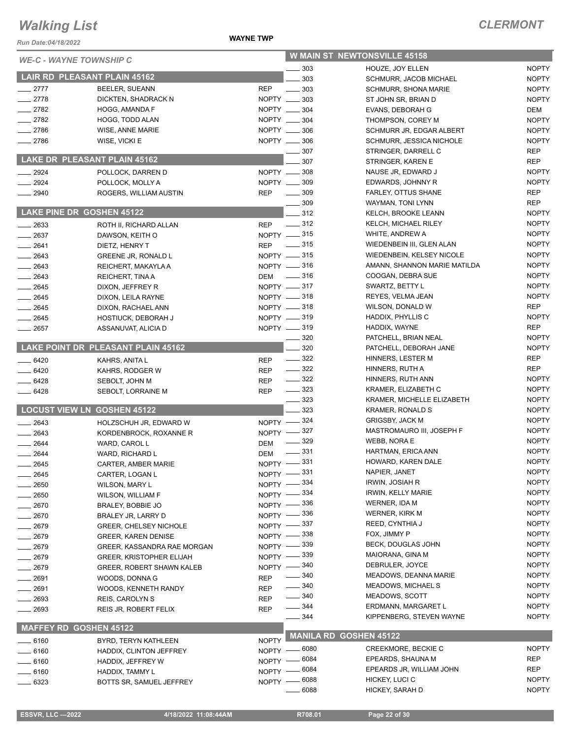# Walking List

## CLERMONT

*Run Date:04/18/2022*

**WAYNE TWP**

*WE-C - WAYNE TOWNSHIP C*

### LAIR RD PLEASANT PLAIN 45162

| No. | Name | Party |
|---|---|---|
| 2777 | BEELER, SUEANN | REP |
| 2778 | DICKTEN, SHADRACK N | NOPTY |
| 2782 | HOGG, AMANDA F | NOPTY |
| 2782 | HOGG, TODD ALAN | NOPTY |
| 2786 | WISE, ANNE MARIE | NOPTY |
| 2786 | WISE, VICKI E | NOPTY |

### LAKE DR PLEASANT PLAIN 45162

| No. | Name | Party |
|---|---|---|
| 2924 | POLLOCK, DARREN D | NOPTY |
| 2924 | POLLOCK, MOLLY A | NOPTY |
| 2940 | ROGERS, WILLIAM AUSTIN | REP |

### LAKE PINE DR GOSHEN 45122

| No. | Name | Party |
|---|---|---|
| 2633 | ROTH II, RICHARD ALLAN | REP |
| 2637 | DAWSON, KEITH O | NOPTY |
| 2641 | DIETZ, HENRY T | REP |
| 2643 | GREENE JR, RONALD L | NOPTY |
| 2643 | REICHERT, MAKAYLA A | NOPTY |
| 2643 | REICHERT, TINA A | DEM |
| 2645 | DIXON, JEFFREY R | NOPTY |
| 2645 | DIXON, LEILA RAYNE | NOPTY |
| 2645 | DIXON, RACHAEL ANN | NOPTY |
| 2645 | HOSTIUCK, DEBORAH J | NOPTY |
| 2657 | ASSANUVAT, ALICIA D | NOPTY |

### LAKE POINT DR PLEASANT PLAIN 45162

| No. | Name | Party |
|---|---|---|
| 6420 | KAHRS, ANITA L | REP |
| 6420 | KAHRS, RODGER W | REP |
| 6428 | SEBOLT, JOHN M | REP |
| 6428 | SEBOLT, LORRAINE M | REP |

### LOCUST VIEW LN GOSHEN 45122

| No. | Name | Party |
|---|---|---|
| 2643 | HOLZSCHUH JR, EDWARD W | NOPTY |
| 2643 | KORDENBROCK, ROXANNE R | NOPTY |
| 2644 | WARD, CAROL L | DEM |
| 2644 | WARD, RICHARD L | DEM |
| 2645 | CARTER, AMBER MARIE | NOPTY |
| 2645 | CARTER, LOGAN L | NOPTY |
| 2650 | WILSON, MARY L | NOPTY |
| 2650 | WILSON, WILLIAM F | NOPTY |
| 2670 | BRALEY, BOBBIE JO | NOPTY |
| 2670 | BRALEY JR, LARRY D | NOPTY |
| 2679 | GREER, CHELSEY NICHOLE | NOPTY |
| 2679 | GREER, KAREN DENISE | NOPTY |
| 2679 | GREER, KASSANDRA RAE MORGAN | NOPTY |
| 2679 | GREER, KRISTOPHER ELIJAH | NOPTY |
| 2679 | GREER, ROBERT SHAWN KALEB | NOPTY |
| 2691 | WOODS, DONNA G | REP |
| 2691 | WOODS, KENNETH RANDY | REP |
| 2693 | REIS, CAROLYN S | REP |
| 2693 | REIS JR, ROBERT FELIX | REP |

### MAFFEY RD GOSHEN 45122

| No. | Name | Party |
|---|---|---|
| 6160 | BYRD, TERYN KATHLEEN | NOPTY |
| 6160 | HADDIX, CLINTON JEFFREY | NOPTY |
| 6160 | HADDIX, JEFFREY W | NOPTY |
| 6160 | HADDIX, TAMMY L | NOPTY |
| 6323 | BOTTS SR, SAMUEL JEFFREY | NOPTY |

### W MAIN ST NEWTONSVILLE 45158

| No. | Name | Party |
|---|---|---|
| 303 | HOUZE, JOY ELLEN | NOPTY |
| 303 | SCHMURR, JACOB MICHAEL | NOPTY |
| 303 | SCHMURR, SHONA MARIE | NOPTY |
| 303 | ST JOHN SR, BRIAN D | NOPTY |
| 304 | EVANS, DEBORAH G | DEM |
| 304 | THOMPSON, COREY M | NOPTY |
| 306 | SCHMURR JR, EDGAR ALBERT | NOPTY |
| 306 | SCHMURR, JESSICA NICHOLE | NOPTY |
| 307 | STRINGER, DARRELL C | REP |
| 307 | STRINGER, KAREN E | REP |
| 308 | NAUSE JR, EDWARD J | NOPTY |
| 309 | EDWARDS, JOHNNY R | NOPTY |
| 309 | FARLEY, OTTUS SHANE | REP |
| 309 | WAYMAN, TONI LYNN | REP |
| 312 | KELCH, BROOKE LEANN | NOPTY |
| 312 | KELCH, MICHAEL RILEY | NOPTY |
| 315 | WHITE, ANDREW A | NOPTY |
| 315 | WIEDENBEIN III, GLEN ALAN | NOPTY |
| 315 | WIEDENBEIN, KELSEY NICOLE | NOPTY |
| 316 | AMANN, SHANNON MARIE MATILDA | NOPTY |
| 316 | COOGAN, DEBRA SUE | NOPTY |
| 317 | SWARTZ, BETTY L | NOPTY |
| 318 | REYES, VELMA JEAN | NOPTY |
| 318 | WILSON, DONALD W | REP |
| 319 | HADDIX, PHYLLIS C | NOPTY |
| 319 | HADDIX, WAYNE | REP |
| 320 | PATCHELL, BRIAN NEAL | NOPTY |
| 320 | PATCHELL, DEBORAH JANE | NOPTY |
| 322 | HINNERS, LESTER M | REP |
| 322 | HINNERS, RUTH A | REP |
| 322 | HINNERS, RUTH ANN | NOPTY |
| 323 | KRAMER, ELIZABETH C | NOPTY |
| 323 | KRAMER, MICHELLE ELIZABETH | NOPTY |
| 323 | KRAMER, RONALD S | NOPTY |
| 324 | GRIGSBY, JACK M | NOPTY |
| 327 | MASTROMAURO III, JOSEPH F | NOPTY |
| 329 | WEBB, NORA E | NOPTY |
| 331 | HARTMAN, ERICA ANN | NOPTY |
| 331 | HOWARD, KAREN DALE | NOPTY |
| 331 | NAPIER, JANET | NOPTY |
| 334 | IRWIN, JOSIAH R | NOPTY |
| 334 | IRWIN, KELLY MARIE | NOPTY |
| 336 | WERNER, IDA M | NOPTY |
| 336 | WERNER, KIRK M | NOPTY |
| 337 | REED, CYNTHIA J | NOPTY |
| 338 | FOX, JIMMY P | NOPTY |
| 339 | BECK, DOUGLAS JOHN | NOPTY |
| 339 | MAIORANA, GINA M | NOPTY |
| 340 | DEBRULER, JOYCE | NOPTY |
| 340 | MEADOWS, DEANNA MARIE | NOPTY |
| 340 | MEADOWS, MICHAEL S | NOPTY |
| 340 | MEADOWS, SCOTT | NOPTY |
| 344 | ERDMANN, MARGARET L | NOPTY |
| 344 | KIPPENBERG, STEVEN WAYNE | NOPTY |

### MANILA RD GOSHEN 45122

| No. | Name | Party |
|---|---|---|
| 6080 | CREEKMORE, BECKIE C | NOPTY |
| 6084 | EPEARDS, SHAUNA M | REP |
| 6084 | EPEARDS JR, WILLIAM JOHN | REP |
| 6088 | HICKEY, LUCI C | NOPTY |
| 6088 | HICKEY, SARAH D | NOPTY |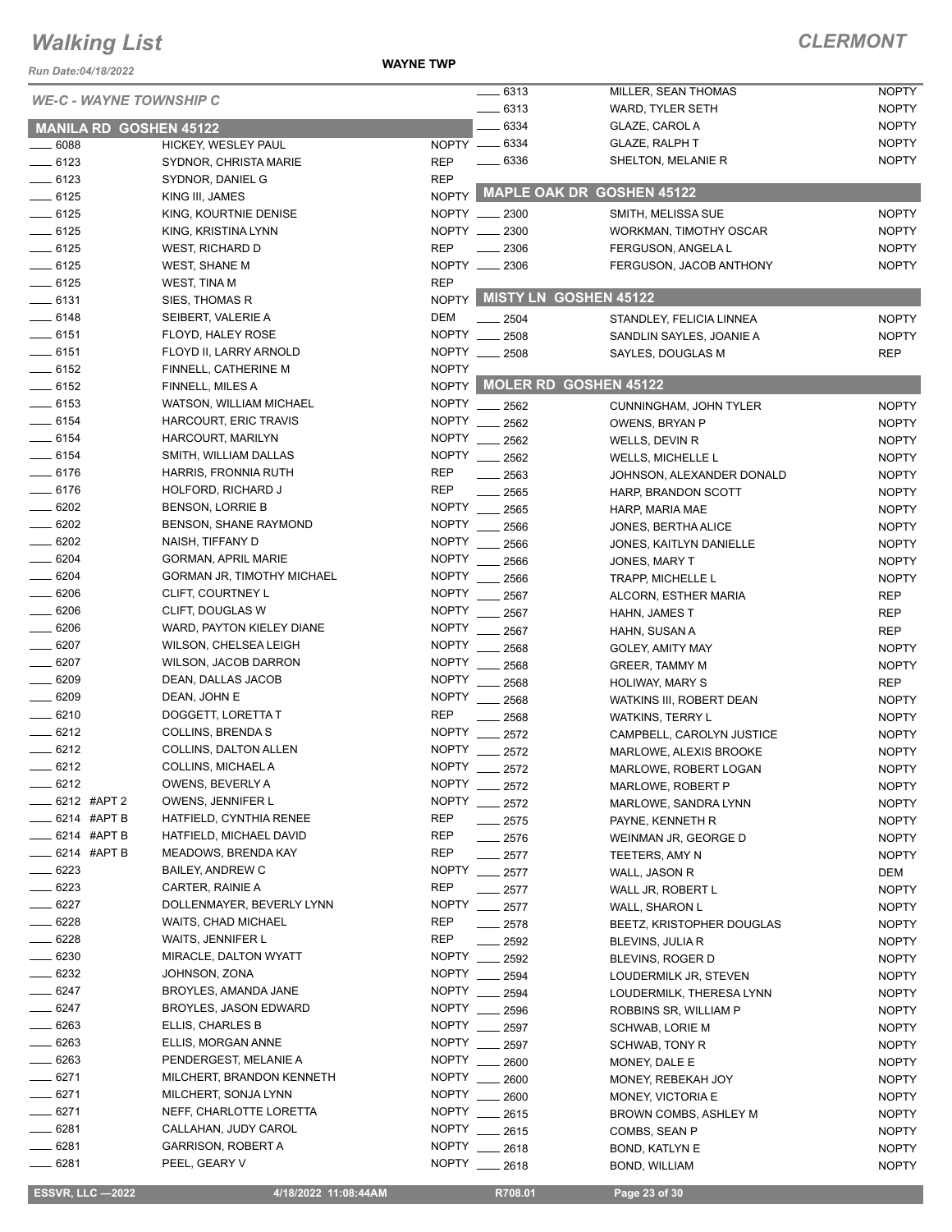# Walking List

**CLERMONT**

Run Date:04/18/2022

**WAYNE TWP**

*WE-C - WAYNE TOWNSHIP C*

## MANILA RD GOSHEN 45122

| No. | Name | Party |
|---|---|---|
| ___ 6088 | HICKEY, WESLEY PAUL | NOPTY |
| ___ 6123 | SYDNOR, CHRISTA MARIE | REP |
| ___ 6123 | SYDNOR, DANIEL G | REP |
| ___ 6125 | KING III, JAMES | NOPTY |
| ___ 6125 | KING, KOURTNIE DENISE | NOPTY |
| ___ 6125 | KING, KRISTINA LYNN | NOPTY |
| ___ 6125 | WEST, RICHARD D | REP |
| ___ 6125 | WEST, SHANE M | NOPTY |
| ___ 6125 | WEST, TINA M | REP |
| ___ 6131 | SIES, THOMAS R | NOPTY |
| ___ 6148 | SEIBERT, VALERIE A | DEM |
| ___ 6151 | FLOYD, HALEY ROSE | NOPTY |
| ___ 6151 | FLOYD II, LARRY ARNOLD | NOPTY |
| ___ 6152 | FINNELL, CATHERINE M | NOPTY |
| ___ 6152 | FINNELL, MILES A | NOPTY |
| ___ 6153 | WATSON, WILLIAM MICHAEL | NOPTY |
| ___ 6154 | HARCOURT, ERIC TRAVIS | NOPTY |
| ___ 6154 | HARCOURT, MARILYN | NOPTY |
| ___ 6154 | SMITH, WILLIAM DALLAS | NOPTY |
| ___ 6176 | HARRIS, FRONNIA RUTH | REP |
| ___ 6176 | HOLFORD, RICHARD J | REP |
| ___ 6202 | BENSON, LORRIE B | NOPTY |
| ___ 6202 | BENSON, SHANE RAYMOND | NOPTY |
| ___ 6202 | NAISH, TIFFANY D | NOPTY |
| ___ 6204 | GORMAN, APRIL MARIE | NOPTY |
| ___ 6204 | GORMAN JR, TIMOTHY MICHAEL | NOPTY |
| ___ 6206 | CLIFT, COURTNEY L | NOPTY |
| ___ 6206 | CLIFT, DOUGLAS W | NOPTY |
| ___ 6206 | WARD, PAYTON KIELEY DIANE | NOPTY |
| ___ 6207 | WILSON, CHELSEA LEIGH | NOPTY |
| ___ 6207 | WILSON, JACOB DARRON | NOPTY |
| ___ 6209 | DEAN, DALLAS JACOB | NOPTY |
| ___ 6209 | DEAN, JOHN E | NOPTY |
| ___ 6210 | DOGGETT, LORETTA T | REP |
| ___ 6212 | COLLINS, BRENDA S | NOPTY |
| ___ 6212 | COLLINS, DALTON ALLEN | NOPTY |
| ___ 6212 | COLLINS, MICHAEL A | NOPTY |
| ___ 6212 | OWENS, BEVERLY A | NOPTY |
| ___ 6212 #APT 2 | OWENS, JENNIFER L | NOPTY |
| ___ 6214 #APT B | HATFIELD, CYNTHIA RENEE | REP |
| ___ 6214 #APT B | HATFIELD, MICHAEL DAVID | REP |
| ___ 6214 #APT B | MEADOWS, BRENDA KAY | REP |
| ___ 6223 | BAILEY, ANDREW C | NOPTY |
| ___ 6223 | CARTER, RAINIE A | REP |
| ___ 6227 | DOLLENMAYER, BEVERLY LYNN | NOPTY |
| ___ 6228 | WAITS, CHAD MICHAEL | REP |
| ___ 6228 | WAITS, JENNIFER L | REP |
| ___ 6230 | MIRACLE, DALTON WYATT | NOPTY |
| ___ 6232 | JOHNSON, ZONA | NOPTY |
| ___ 6247 | BROYLES, AMANDA JANE | NOPTY |
| ___ 6247 | BROYLES, JASON EDWARD | NOPTY |
| ___ 6263 | ELLIS, CHARLES B | NOPTY |
| ___ 6263 | ELLIS, MORGAN ANNE | NOPTY |
| ___ 6263 | PENDERGEST, MELANIE A | NOPTY |
| ___ 6271 | MILCHERT, BRANDON KENNETH | NOPTY |
| ___ 6271 | MILCHERT, SONJA LYNN | NOPTY |
| ___ 6271 | NEFF, CHARLOTTE LORETTA | NOPTY |
| ___ 6281 | CALLAHAN, JUDY CAROL | NOPTY |
| ___ 6281 | GARRISON, ROBERT A | NOPTY |
| ___ 6281 | PEEL, GEARY V | NOPTY |
| ___ 6313 | MILLER, SEAN THOMAS | NOPTY |
| ___ 6313 | WARD, TYLER SETH | NOPTY |
| ___ 6334 | GLAZE, CAROL A | NOPTY |
| ___ 6334 | GLAZE, RALPH T | NOPTY |
| ___ 6336 | SHELTON, MELANIE R | NOPTY |

## MAPLE OAK DR GOSHEN 45122

| No. | Name | Party |
|---|---|---|
| ___ 2300 | SMITH, MELISSA SUE | NOPTY |
| ___ 2300 | WORKMAN, TIMOTHY OSCAR | NOPTY |
| ___ 2306 | FERGUSON, ANGELA L | NOPTY |
| ___ 2306 | FERGUSON, JACOB ANTHONY | NOPTY |

## MISTY LN GOSHEN 45122

| No. | Name | Party |
|---|---|---|
| ___ 2504 | STANDLEY, FELICIA LINNEA | NOPTY |
| ___ 2508 | SANDLIN SAYLES, JOANIE A | NOPTY |
| ___ 2508 | SAYLES, DOUGLAS M | REP |

## MOLER RD GOSHEN 45122

| No. | Name | Party |
|---|---|---|
| ___ 2562 | CUNNINGHAM, JOHN TYLER | NOPTY |
| ___ 2562 | OWENS, BRYAN P | NOPTY |
| ___ 2562 | WELLS, DEVIN R | NOPTY |
| ___ 2562 | WELLS, MICHELLE L | NOPTY |
| ___ 2563 | JOHNSON, ALEXANDER DONALD | NOPTY |
| ___ 2565 | HARP, BRANDON SCOTT | NOPTY |
| ___ 2565 | HARP, MARIA MAE | NOPTY |
| ___ 2566 | JONES, BERTHA ALICE | NOPTY |
| ___ 2566 | JONES, KAITLYN DANIELLE | NOPTY |
| ___ 2566 | JONES, MARY T | NOPTY |
| ___ 2566 | TRAPP, MICHELLE L | NOPTY |
| ___ 2567 | ALCORN, ESTHER MARIA | REP |
| ___ 2567 | HAHN, JAMES T | REP |
| ___ 2567 | HAHN, SUSAN A | REP |
| ___ 2568 | GOLEY, AMITY MAY | NOPTY |
| ___ 2568 | GREER, TAMMY M | NOPTY |
| ___ 2568 | HOLIWAY, MARY S | REP |
| ___ 2568 | WATKINS III, ROBERT DEAN | NOPTY |
| ___ 2568 | WATKINS, TERRY L | NOPTY |
| ___ 2572 | CAMPBELL, CAROLYN JUSTICE | NOPTY |
| ___ 2572 | MARLOWE, ALEXIS BROOKE | NOPTY |
| ___ 2572 | MARLOWE, ROBERT LOGAN | NOPTY |
| ___ 2572 | MARLOWE, ROBERT P | NOPTY |
| ___ 2572 | MARLOWE, SANDRA LYNN | NOPTY |
| ___ 2575 | PAYNE, KENNETH R | NOPTY |
| ___ 2576 | WEINMAN JR, GEORGE D | NOPTY |
| ___ 2577 | TEETERS, AMY N | NOPTY |
| ___ 2577 | WALL, JASON R | DEM |
| ___ 2577 | WALL JR, ROBERT L | NOPTY |
| ___ 2577 | WALL, SHARON L | NOPTY |
| ___ 2578 | BEETZ, KRISTOPHER DOUGLAS | NOPTY |
| ___ 2592 | BLEVINS, JULIA R | NOPTY |
| ___ 2592 | BLEVINS, ROGER D | NOPTY |
| ___ 2594 | LOUDERMILK JR, STEVEN | NOPTY |
| ___ 2594 | LOUDERMILK, THERESA LYNN | NOPTY |
| ___ 2596 | ROBBINS SR, WILLIAM P | NOPTY |
| ___ 2597 | SCHWAB, LORIE M | NOPTY |
| ___ 2597 | SCHWAB, TONY R | NOPTY |
| ___ 2600 | MONEY, DALE E | NOPTY |
| ___ 2600 | MONEY, REBEKAH JOY | NOPTY |
| ___ 2600 | MONEY, VICTORIA E | NOPTY |
| ___ 2615 | BROWN COMBS, ASHLEY M | NOPTY |
| ___ 2615 | COMBS, SEAN P | NOPTY |
| ___ 2618 | BOND, KATLYN E | NOPTY |
| ___ 2618 | BOND, WILLIAM | NOPTY |

ESSVR, LLC —2022 | 4/18/2022 11:08:44AM | R708.01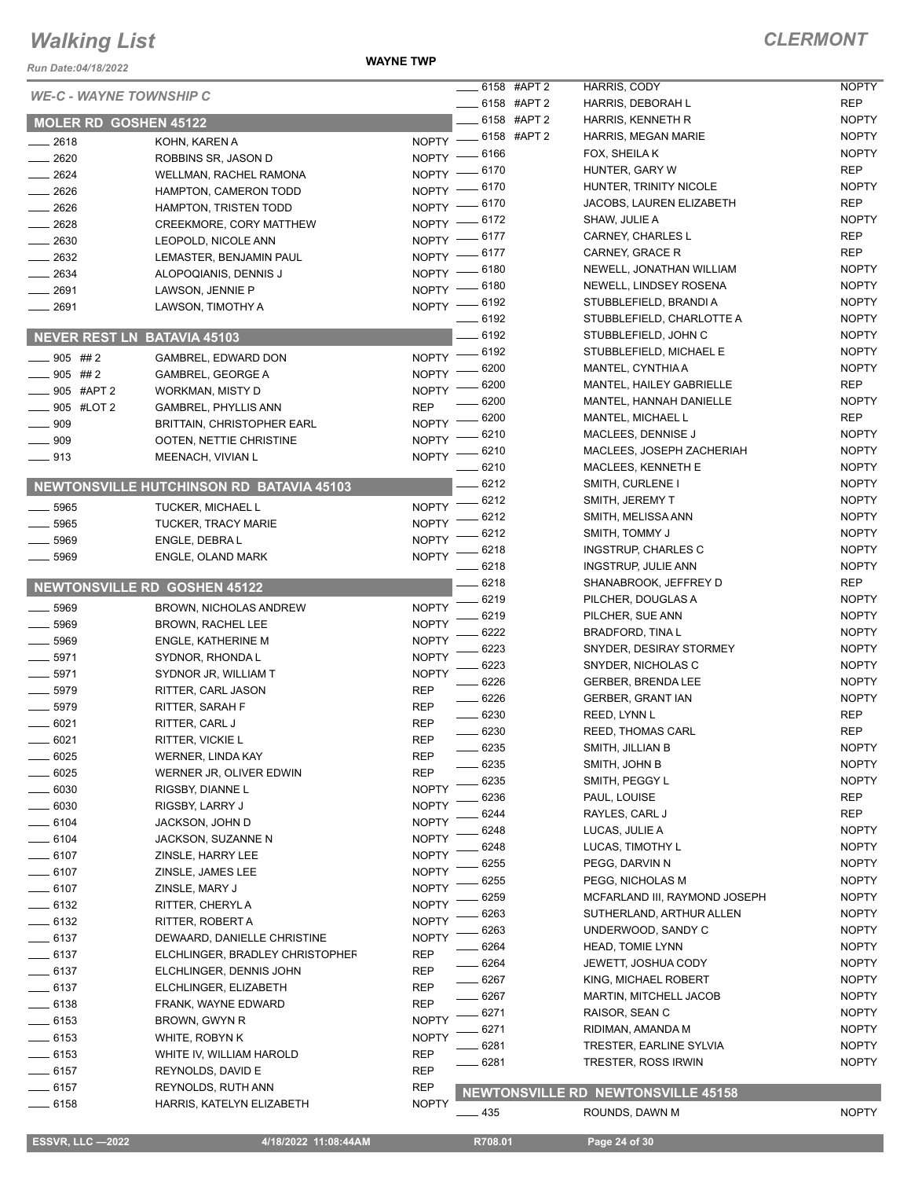# Walking List

## CLERMONT

Run Date:04/18/2022

WAYNE TWP

### WE-C - WAYNE TOWNSHIP C

### MOLER RD GOSHEN 45122

| No. | Name | Party |
|---|---|---|
| 2618 | KOHN, KAREN A | NOPTY |
| 2620 | ROBBINS SR, JASON D | NOPTY |
| 2624 | WELLMAN, RACHEL RAMONA | NOPTY |
| 2626 | HAMPTON, CAMERON TODD | NOPTY |
| 2626 | HAMPTON, TRISTEN TODD | NOPTY |
| 2628 | CREEKMORE, CORY MATTHEW | NOPTY |
| 2630 | LEOPOLD, NICOLE ANN | NOPTY |
| 2632 | LEMASTER, BENJAMIN PAUL | NOPTY |
| 2634 | ALOPOQIANIS, DENNIS J | NOPTY |
| 2691 | LAWSON, JENNIE P | NOPTY |
| 2691 | LAWSON, TIMOTHY A | NOPTY |

### NEVER REST LN BATAVIA 45103

| No. | Name | Party |
|---|---|---|
| 905 ## 2 | GAMBREL, EDWARD DON | NOPTY |
| 905 ## 2 | GAMBREL, GEORGE A | NOPTY |
| 905 #APT 2 | WORKMAN, MISTY D | NOPTY |
| 905 #LOT 2 | GAMBREL, PHYLLIS ANN | REP |
| 909 | BRITTAIN, CHRISTOPHER EARL | NOPTY |
| 909 | OOTEN, NETTIE CHRISTINE | NOPTY |
| 913 | MEENACH, VIVIAN L | NOPTY |

### NEWTONSVILLE HUTCHINSON RD BATAVIA 45103

| No. | Name | Party |
|---|---|---|
| 5965 | TUCKER, MICHAEL L | NOPTY |
| 5965 | TUCKER, TRACY MARIE | NOPTY |
| 5969 | ENGLE, DEBRA L | NOPTY |
| 5969 | ENGLE, OLAND MARK | NOPTY |

### NEWTONSVILLE RD GOSHEN 45122

| No. | Name | Party |
|---|---|---|
| 5969 | BROWN, NICHOLAS ANDREW | NOPTY |
| 5969 | BROWN, RACHEL LEE | NOPTY |
| 5969 | ENGLE, KATHERINE M | NOPTY |
| 5971 | SYDNOR, RHONDA L | NOPTY |
| 5971 | SYDNOR JR, WILLIAM T | NOPTY |
| 5979 | RITTER, CARL JASON | REP |
| 5979 | RITTER, SARAH F | REP |
| 6021 | RITTER, CARL J | REP |
| 6021 | RITTER, VICKIE L | REP |
| 6025 | WERNER, LINDA KAY | REP |
| 6025 | WERNER JR, OLIVER EDWIN | REP |
| 6030 | RIGSBY, DIANNE L | NOPTY |
| 6030 | RIGSBY, LARRY J | NOPTY |
| 6104 | JACKSON, JOHN D | NOPTY |
| 6104 | JACKSON, SUZANNE N | NOPTY |
| 6107 | ZINSLE, HARRY LEE | NOPTY |
| 6107 | ZINSLE, JAMES LEE | NOPTY |
| 6107 | ZINSLE, MARY J | NOPTY |
| 6132 | RITTER, CHERYL A | NOPTY |
| 6132 | RITTER, ROBERT A | NOPTY |
| 6137 | DEWAARD, DANIELLE CHRISTINE | NOPTY |
| 6137 | ELCHLINGER, BRADLEY CHRISTOPHER | REP |
| 6137 | ELCHLINGER, DENNIS JOHN | REP |
| 6137 | ELCHLINGER, ELIZABETH | REP |
| 6138 | FRANK, WAYNE EDWARD | REP |
| 6153 | BROWN, GWYN R | NOPTY |
| 6153 | WHITE, ROBYN K | NOPTY |
| 6153 | WHITE IV, WILLIAM HAROLD | REP |
| 6157 | REYNOLDS, DAVID E | REP |
| 6157 | REYNOLDS, RUTH ANN | REP |
| 6158 | HARRIS, KATELYN ELIZABETH | NOPTY |
| 6158 #APT 2 | HARRIS, CODY | NOPTY |
| 6158 #APT 2 | HARRIS, DEBORAH L | REP |
| 6158 #APT 2 | HARRIS, KENNETH R | NOPTY |
| 6158 #APT 2 | HARRIS, MEGAN MARIE | NOPTY |
| 6166 | FOX, SHEILA K | NOPTY |
| 6170 | HUNTER, GARY W | REP |
| 6170 | HUNTER, TRINITY NICOLE | NOPTY |
| 6170 | JACOBS, LAUREN ELIZABETH | REP |
| 6172 | SHAW, JULIE A | NOPTY |
| 6177 | CARNEY, CHARLES L | REP |
| 6177 | CARNEY, GRACE R | REP |
| 6180 | NEWELL, JONATHAN WILLIAM | NOPTY |
| 6180 | NEWELL, LINDSEY ROSENA | NOPTY |
| 6192 | STUBBLEFIELD, BRANDI A | NOPTY |
| 6192 | STUBBLEFIELD, CHARLOTTE A | NOPTY |
| 6192 | STUBBLEFIELD, JOHN C | NOPTY |
| 6192 | STUBBLEFIELD, MICHAEL E | NOPTY |
| 6200 | MANTEL, CYNTHIA A | NOPTY |
| 6200 | MANTEL, HAILEY GABRIELLE | REP |
| 6200 | MANTEL, HANNAH DANIELLE | NOPTY |
| 6200 | MANTEL, MICHAEL L | REP |
| 6210 | MACLEES, DENNISE J | NOPTY |
| 6210 | MACLEES, JOSEPH ZACHERIAH | NOPTY |
| 6210 | MACLEES, KENNETH E | NOPTY |
| 6212 | SMITH, CURLENE I | NOPTY |
| 6212 | SMITH, JEREMY T | NOPTY |
| 6212 | SMITH, MELISSA ANN | NOPTY |
| 6212 | SMITH, TOMMY J | NOPTY |
| 6218 | INGSTRUP, CHARLES C | NOPTY |
| 6218 | INGSTRUP, JULIE ANN | NOPTY |
| 6218 | SHANABROOK, JEFFREY D | REP |
| 6219 | PILCHER, DOUGLAS A | NOPTY |
| 6219 | PILCHER, SUE ANN | NOPTY |
| 6222 | BRADFORD, TINA L | NOPTY |
| 6223 | SNYDER, DESIRAY STORMEY | NOPTY |
| 6223 | SNYDER, NICHOLAS C | NOPTY |
| 6226 | GERBER, BRENDA LEE | NOPTY |
| 6226 | GERBER, GRANT IAN | NOPTY |
| 6230 | REED, LYNN L | REP |
| 6230 | REED, THOMAS CARL | REP |
| 6235 | SMITH, JILLIAN B | NOPTY |
| 6235 | SMITH, JOHN B | NOPTY |
| 6235 | SMITH, PEGGY L | NOPTY |
| 6236 | PAUL, LOUISE | REP |
| 6244 | RAYLES, CARL J | REP |
| 6248 | LUCAS, JULIE A | NOPTY |
| 6248 | LUCAS, TIMOTHY L | NOPTY |
| 6255 | PEGG, DARVIN N | NOPTY |
| 6255 | PEGG, NICHOLAS M | NOPTY |
| 6259 | MCFARLAND III, RAYMOND JOSEPH | NOPTY |
| 6263 | SUTHERLAND, ARTHUR ALLEN | NOPTY |
| 6263 | UNDERWOOD, SANDY C | NOPTY |
| 6264 | HEAD, TOMIE LYNN | NOPTY |
| 6264 | JEWETT, JOSHUA CODY | NOPTY |
| 6267 | KING, MICHAEL ROBERT | NOPTY |
| 6267 | MARTIN, MITCHELL JACOB | NOPTY |
| 6271 | RAISOR, SEAN C | NOPTY |
| 6271 | RIDIMAN, AMANDA M | NOPTY |
| 6281 | TRESTER, EARLINE SYLVIA | NOPTY |
| 6281 | TRESTER, ROSS IRWIN | NOPTY |

### NEWTONSVILLE RD NEWTONSVILLE 45158

| No. | Name | Party |
|---|---|---|
| 435 | ROUNDS, DAWN M | NOPTY |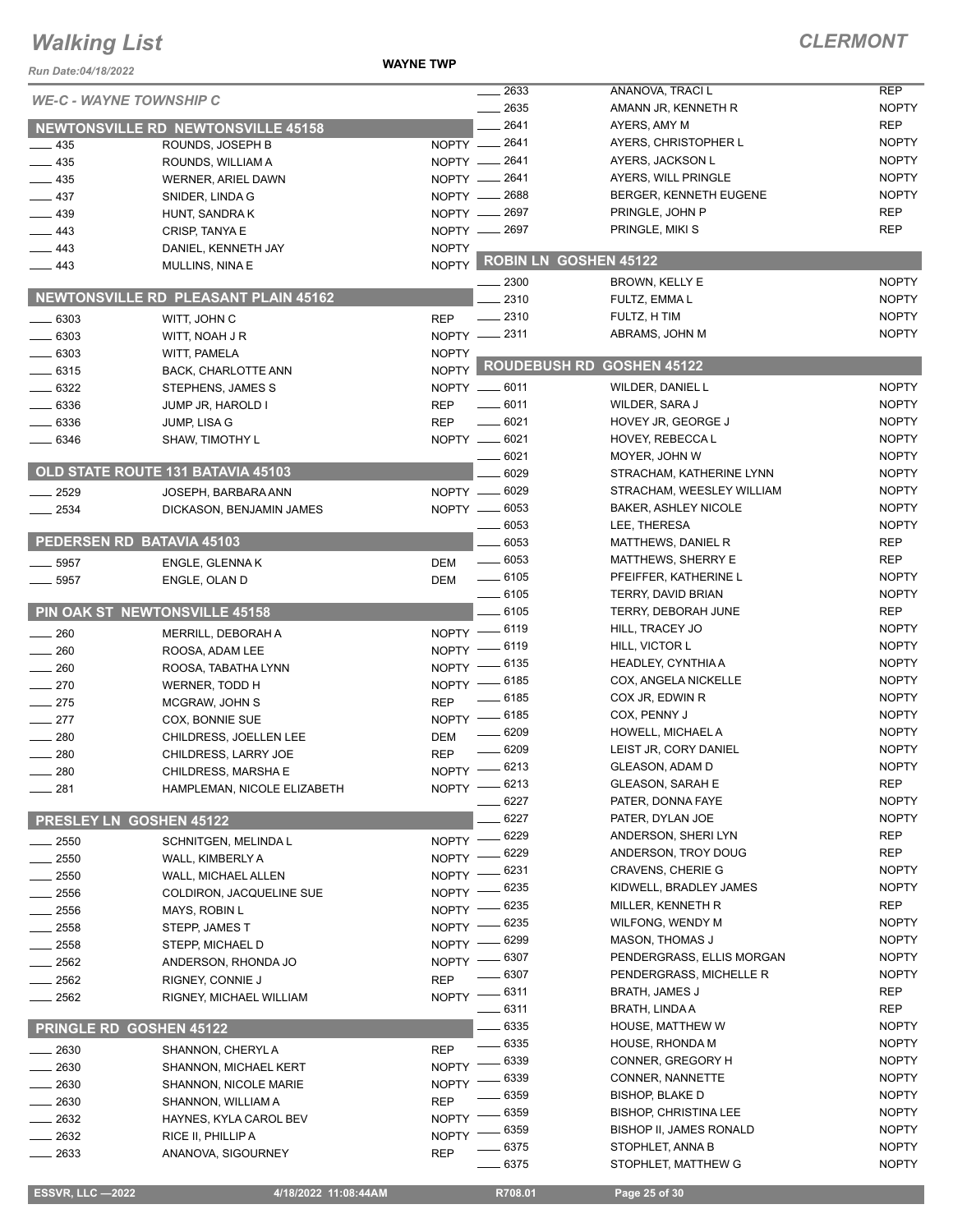# Walking List

**CLERMONT**

Run Date:04/18/2022

**WAYNE TWP**

*WE-C - WAYNE TOWNSHIP C*

## NEWTONSVILLE RD NEWTONSVILLE 45158

| No. | Name | Party |
|---|---|---|
| 435 | ROUNDS, JOSEPH B | NOPTY |
| 435 | ROUNDS, WILLIAM A | NOPTY |
| 435 | WERNER, ARIEL DAWN | NOPTY |
| 437 | SNIDER, LINDA G | NOPTY |
| 439 | HUNT, SANDRA K | NOPTY |
| 443 | CRISP, TANYA E | NOPTY |
| 443 | DANIEL, KENNETH JAY | NOPTY |
| 443 | MULLINS, NINA E | NOPTY |

## NEWTONSVILLE RD PLEASANT PLAIN 45162

| No. | Name | Party |
|---|---|---|
| 6303 | WITT, JOHN C | REP |
| 6303 | WITT, NOAH J R | NOPTY |
| 6303 | WITT, PAMELA | NOPTY |
| 6315 | BACK, CHARLOTTE ANN | NOPTY |
| 6322 | STEPHENS, JAMES S | NOPTY |
| 6336 | JUMP JR, HAROLD I | REP |
| 6336 | JUMP, LISA G | REP |
| 6346 | SHAW, TIMOTHY L | NOPTY |

## OLD STATE ROUTE 131 BATAVIA 45103

| No. | Name | Party |
|---|---|---|
| 2529 | JOSEPH, BARBARA ANN | NOPTY |
| 2534 | DICKASON, BENJAMIN JAMES | NOPTY |

## PEDERSEN RD BATAVIA 45103

| No. | Name | Party |
|---|---|---|
| 5957 | ENGLE, GLENNA K | DEM |
| 5957 | ENGLE, OLAN D | DEM |

## PIN OAK ST NEWTONSVILLE 45158

| No. | Name | Party |
|---|---|---|
| 260 | MERRILL, DEBORAH A | NOPTY |
| 260 | ROOSA, ADAM LEE | NOPTY |
| 260 | ROOSA, TABATHA LYNN | NOPTY |
| 270 | WERNER, TODD H | NOPTY |
| 275 | MCGRAW, JOHN S | REP |
| 277 | COX, BONNIE SUE | NOPTY |
| 280 | CHILDRESS, JOELLEN LEE | DEM |
| 280 | CHILDRESS, LARRY JOE | REP |
| 280 | CHILDRESS, MARSHA E | NOPTY |
| 281 | HAMPLEMAN, NICOLE ELIZABETH | NOPTY |

## PRESLEY LN GOSHEN 45122

| No. | Name | Party |
|---|---|---|
| 2550 | SCHNITGEN, MELINDA L | NOPTY |
| 2550 | WALL, KIMBERLY A | NOPTY |
| 2550 | WALL, MICHAEL ALLEN | NOPTY |
| 2556 | COLDIRON, JACQUELINE SUE | NOPTY |
| 2556 | MAYS, ROBIN L | NOPTY |
| 2558 | STEPP, JAMES T | NOPTY |
| 2558 | STEPP, MICHAEL D | NOPTY |
| 2562 | ANDERSON, RHONDA JO | NOPTY |
| 2562 | RIGNEY, CONNIE J | REP |
| 2562 | RIGNEY, MICHAEL WILLIAM | NOPTY |

## PRINGLE RD GOSHEN 45122

| No. | Name | Party |
|---|---|---|
| 2630 | SHANNON, CHERYL A | REP |
| 2630 | SHANNON, MICHAEL KERT | NOPTY |
| 2630 | SHANNON, NICOLE MARIE | NOPTY |
| 2630 | SHANNON, WILLIAM A | REP |
| 2632 | HAYNES, KYLA CAROL BEV | NOPTY |
| 2632 | RICE II, PHILLIP A | NOPTY |
| 2633 | ANANOVA, SIGOURNEY | REP |
| 2633 | ANANOVA, TRACI L | REP |
| 2635 | AMANN JR, KENNETH R | NOPTY |
| 2641 | AYERS, AMY M | REP |
| 2641 | AYERS, CHRISTOPHER L | NOPTY |
| 2641 | AYERS, JACKSON L | NOPTY |
| 2641 | AYERS, WILL PRINGLE | NOPTY |
| 2688 | BERGER, KENNETH EUGENE | NOPTY |
| 2697 | PRINGLE, JOHN P | REP |
| 2697 | PRINGLE, MIKI S | REP |

## ROBIN LN GOSHEN 45122

| No. | Name | Party |
|---|---|---|
| 2300 | BROWN, KELLY E | NOPTY |
| 2310 | FULTZ, EMMA L | NOPTY |
| 2310 | FULTZ, H TIM | NOPTY |
| 2311 | ABRAMS, JOHN M | NOPTY |

## ROUDEBUSH RD GOSHEN 45122

| No. | Name | Party |
|---|---|---|
| 6011 | WILDER, DANIEL L | NOPTY |
| 6011 | WILDER, SARA J | NOPTY |
| 6021 | HOVEY JR, GEORGE J | NOPTY |
| 6021 | HOVEY, REBECCA L | NOPTY |
| 6021 | MOYER, JOHN W | NOPTY |
| 6029 | STRACHAM, KATHERINE LYNN | NOPTY |
| 6029 | STRACHAM, WEESLEY WILLIAM | NOPTY |
| 6053 | BAKER, ASHLEY NICOLE | NOPTY |
| 6053 | LEE, THERESA | NOPTY |
| 6053 | MATTHEWS, DANIEL R | REP |
| 6053 | MATTHEWS, SHERRY E | REP |
| 6105 | PFEIFFER, KATHERINE L | NOPTY |
| 6105 | TERRY, DAVID BRIAN | NOPTY |
| 6105 | TERRY, DEBORAH JUNE | REP |
| 6119 | HILL, TRACEY JO | NOPTY |
| 6119 | HILL, VICTOR L | NOPTY |
| 6135 | HEADLEY, CYNTHIA A | NOPTY |
| 6185 | COX, ANGELA NICKELLE | NOPTY |
| 6185 | COX JR, EDWIN R | NOPTY |
| 6185 | COX, PENNY J | NOPTY |
| 6209 | HOWELL, MICHAEL A | NOPTY |
| 6209 | LEIST JR, CORY DANIEL | NOPTY |
| 6213 | GLEASON, ADAM D | NOPTY |
| 6213 | GLEASON, SARAH E | REP |
| 6227 | PATER, DONNA FAYE | NOPTY |
| 6227 | PATER, DYLAN JOE | NOPTY |
| 6229 | ANDERSON, SHERI LYN | REP |
| 6229 | ANDERSON, TROY DOUG | REP |
| 6231 | CRAVENS, CHERIE G | NOPTY |
| 6235 | KIDWELL, BRADLEY JAMES | NOPTY |
| 6235 | MILLER, KENNETH R | REP |
| 6235 | WILFONG, WENDY M | NOPTY |
| 6299 | MASON, THOMAS J | NOPTY |
| 6307 | PENDERGRASS, ELLIS MORGAN | NOPTY |
| 6307 | PENDERGRASS, MICHELLE R | NOPTY |
| 6311 | BRATH, JAMES J | REP |
| 6311 | BRATH, LINDA A | REP |
| 6335 | HOUSE, MATTHEW W | NOPTY |
| 6335 | HOUSE, RHONDA M | NOPTY |
| 6339 | CONNER, GREGORY H | NOPTY |
| 6339 | CONNER, NANNETTE | NOPTY |
| 6359 | BISHOP, BLAKE D | NOPTY |
| 6359 | BISHOP, CHRISTINA LEE | NOPTY |
| 6359 | BISHOP II, JAMES RONALD | NOPTY |
| 6375 | STOPHLET, ANNA B | NOPTY |
| 6375 | STOPHLET, MATTHEW G | NOPTY |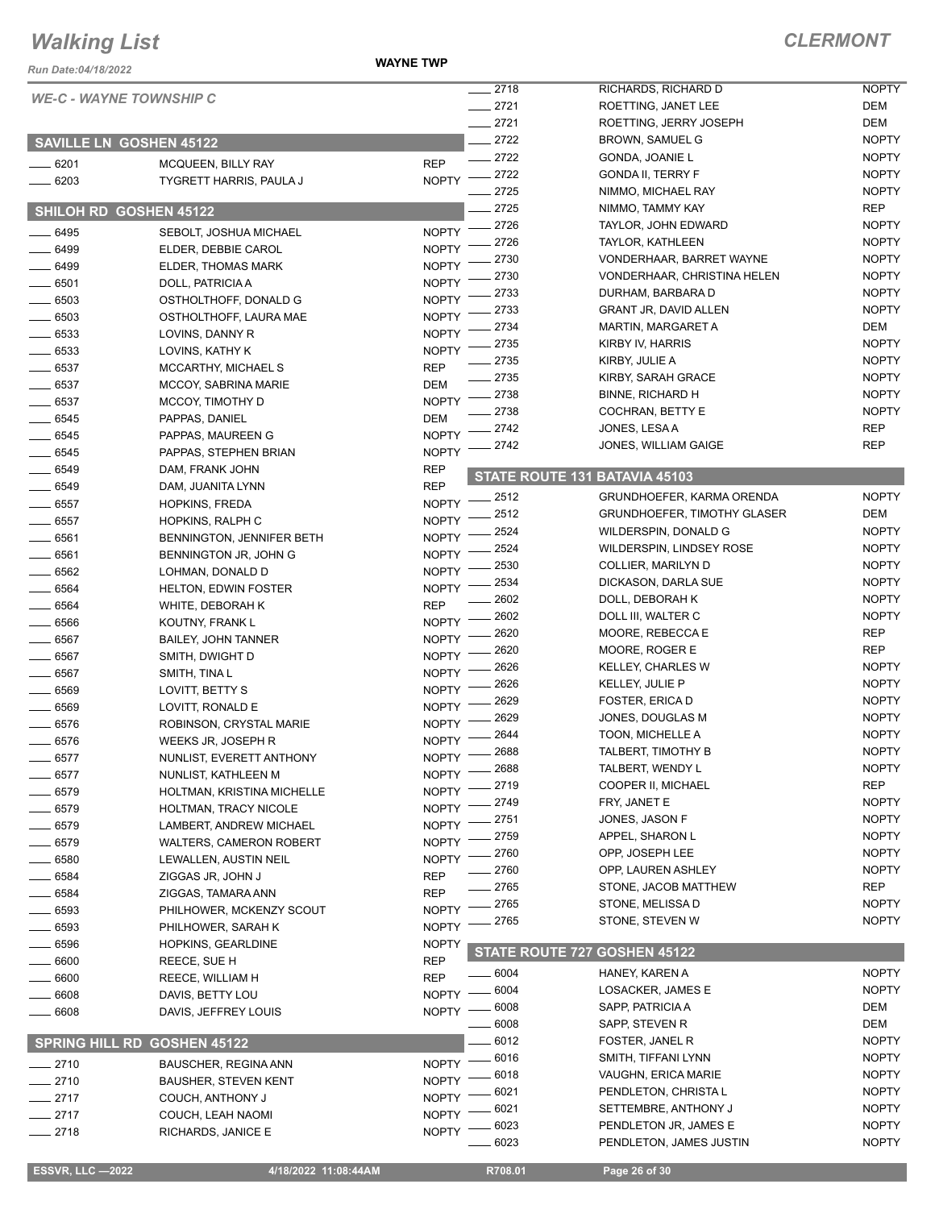# Walking List

**CLERMONT**

**WAYNE TWP**

Run Date:04/18/2022

*WE-C - WAYNE TOWNSHIP C*

## SAVILLE LN GOSHEN 45122

| No. | Name | Party |
|---|---|---|
| 6201 | MCQUEEN, BILLY RAY | REP |
| 6203 | TYGRETT HARRIS, PAULA J | NOPTY |

## SHILOH RD GOSHEN 45122

| No. | Name | Party |
|---|---|---|
| 6495 | SEBOLT, JOSHUA MICHAEL | NOPTY |
| 6499 | ELDER, DEBBIE CAROL | NOPTY |
| 6499 | ELDER, THOMAS MARK | NOPTY |
| 6501 | DOLL, PATRICIA A | NOPTY |
| 6503 | OSTHOLTHOFF, DONALD G | NOPTY |
| 6503 | OSTHOLTHOFF, LAURA MAE | NOPTY |
| 6533 | LOVINS, DANNY R | NOPTY |
| 6533 | LOVINS, KATHY K | NOPTY |
| 6537 | MCCARTHY, MICHAEL S | REP |
| 6537 | MCCOY, SABRINA MARIE | DEM |
| 6537 | MCCOY, TIMOTHY D | NOPTY |
| 6545 | PAPPAS, DANIEL | DEM |
| 6545 | PAPPAS, MAUREEN G | NOPTY |
| 6545 | PAPPAS, STEPHEN BRIAN | NOPTY |
| 6549 | DAM, FRANK JOHN | REP |
| 6549 | DAM, JUANITA LYNN | REP |
| 6557 | HOPKINS, FREDA | NOPTY |
| 6557 | HOPKINS, RALPH C | NOPTY |
| 6561 | BENNINGTON, JENNIFER BETH | NOPTY |
| 6561 | BENNINGTON JR, JOHN G | NOPTY |
| 6562 | LOHMAN, DONALD D | NOPTY |
| 6564 | HELTON, EDWIN FOSTER | NOPTY |
| 6564 | WHITE, DEBORAH K | REP |
| 6566 | KOUTNY, FRANK L | NOPTY |
| 6567 | BAILEY, JOHN TANNER | NOPTY |
| 6567 | SMITH, DWIGHT D | NOPTY |
| 6567 | SMITH, TINA L | NOPTY |
| 6569 | LOVITT, BETTY S | NOPTY |
| 6569 | LOVITT, RONALD E | NOPTY |
| 6576 | ROBINSON, CRYSTAL MARIE | NOPTY |
| 6576 | WEEKS JR, JOSEPH R | NOPTY |
| 6577 | NUNLIST, EVERETT ANTHONY | NOPTY |
| 6577 | NUNLIST, KATHLEEN M | NOPTY |
| 6579 | HOLTMAN, KRISTINA MICHELLE | NOPTY |
| 6579 | HOLTMAN, TRACY NICOLE | NOPTY |
| 6579 | LAMBERT, ANDREW MICHAEL | NOPTY |
| 6579 | WALTERS, CAMERON ROBERT | NOPTY |
| 6580 | LEWALLEN, AUSTIN NEIL | NOPTY |
| 6584 | ZIGGAS JR, JOHN J | REP |
| 6584 | ZIGGAS, TAMARA ANN | REP |
| 6593 | PHILHOWER, MCKENZY SCOUT | NOPTY |
| 6593 | PHILHOWER, SARAH K | NOPTY |
| 6596 | HOPKINS, GEARLDINE | NOPTY |
| 6600 | REECE, SUE H | REP |
| 6600 | REECE, WILLIAM H | REP |
| 6608 | DAVIS, BETTY LOU | NOPTY |
| 6608 | DAVIS, JEFFREY LOUIS | NOPTY |

## SPRING HILL RD GOSHEN 45122

| No. | Name | Party |
|---|---|---|
| 2710 | BAUSCHER, REGINA ANN | NOPTY |
| 2710 | BAUSHER, STEVEN KENT | NOPTY |
| 2717 | COUCH, ANTHONY J | NOPTY |
| 2717 | COUCH, LEAH NAOMI | NOPTY |
| 2718 | RICHARDS, JANICE E | NOPTY |
| 2718 | RICHARDS, RICHARD D | NOPTY |
| 2721 | ROETTING, JANET LEE | DEM |
| 2721 | ROETTING, JERRY JOSEPH | DEM |
| 2722 | BROWN, SAMUEL G | NOPTY |
| 2722 | GONDA, JOANIE L | NOPTY |
| 2722 | GONDA II, TERRY F | NOPTY |
| 2725 | NIMMO, MICHAEL RAY | NOPTY |
| 2725 | NIMMO, TAMMY KAY | REP |
| 2726 | TAYLOR, JOHN EDWARD | NOPTY |
| 2726 | TAYLOR, KATHLEEN | NOPTY |
| 2730 | VONDERHAAR, BARRET WAYNE | NOPTY |
| 2730 | VONDERHAAR, CHRISTINA HELEN | NOPTY |
| 2733 | DURHAM, BARBARA D | NOPTY |
| 2733 | GRANT JR, DAVID ALLEN | NOPTY |
| 2734 | MARTIN, MARGARET A | DEM |
| 2735 | KIRBY IV, HARRIS | NOPTY |
| 2735 | KIRBY, JULIE A | NOPTY |
| 2735 | KIRBY, SARAH GRACE | NOPTY |
| 2738 | BINNE, RICHARD H | NOPTY |
| 2738 | COCHRAN, BETTY E | NOPTY |
| 2742 | JONES, LESA A | REP |
| 2742 | JONES, WILLIAM GAIGE | REP |

## STATE ROUTE 131 BATAVIA 45103

| No. | Name | Party |
|---|---|---|
| 2512 | GRUNDHOEFER, KARMA ORENDA | NOPTY |
| 2512 | GRUNDHOEFER, TIMOTHY GLASER | DEM |
| 2524 | WILDERSPIN, DONALD G | NOPTY |
| 2524 | WILDERSPIN, LINDSEY ROSE | NOPTY |
| 2530 | COLLIER, MARILYN D | NOPTY |
| 2534 | DICKASON, DARLA SUE | NOPTY |
| 2602 | DOLL, DEBORAH K | NOPTY |
| 2602 | DOLL III, WALTER C | NOPTY |
| 2620 | MOORE, REBECCA E | REP |
| 2620 | MOORE, ROGER E | REP |
| 2626 | KELLEY, CHARLES W | NOPTY |
| 2626 | KELLEY, JULIE P | NOPTY |
| 2629 | FOSTER, ERICA D | NOPTY |
| 2629 | JONES, DOUGLAS M | NOPTY |
| 2644 | TOON, MICHELLE A | NOPTY |
| 2688 | TALBERT, TIMOTHY B | NOPTY |
| 2688 | TALBERT, WENDY L | NOPTY |
| 2719 | COOPER II, MICHAEL | REP |
| 2749 | FRY, JANET E | NOPTY |
| 2751 | JONES, JASON F | NOPTY |
| 2759 | APPEL, SHARON L | NOPTY |
| 2760 | OPP, JOSEPH LEE | NOPTY |
| 2760 | OPP, LAUREN ASHLEY | NOPTY |
| 2765 | STONE, JACOB MATTHEW | REP |
| 2765 | STONE, MELISSA D | NOPTY |
| 2765 | STONE, STEVEN W | NOPTY |

## STATE ROUTE 727 GOSHEN 45122

| No. | Name | Party |
|---|---|---|
| 6004 | HANEY, KAREN A | NOPTY |
| 6004 | LOSACKER, JAMES E | NOPTY |
| 6008 | SAPP, PATRICIA A | DEM |
| 6008 | SAPP, STEVEN R | DEM |
| 6012 | FOSTER, JANEL R | NOPTY |
| 6016 | SMITH, TIFFANI LYNN | NOPTY |
| 6018 | VAUGHN, ERICA MARIE | NOPTY |
| 6021 | PENDLETON, CHRISTA L | NOPTY |
| 6021 | SETTEMBRE, ANTHONY J | NOPTY |
| 6023 | PENDLETON JR, JAMES E | NOPTY |
| 6023 | PENDLETON, JAMES JUSTIN | NOPTY |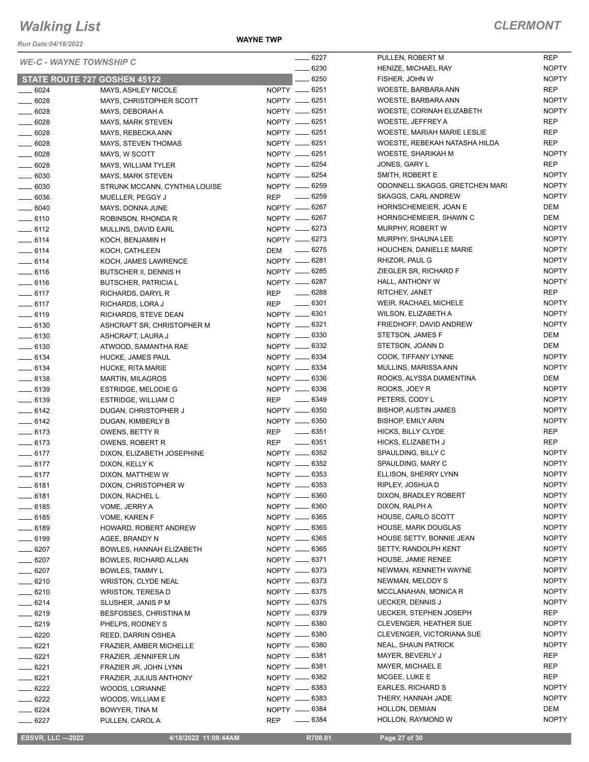# Walking List

## CLERMONT

Run Date:04/18/2022

WAYNE TWP

### WE-C - WAYNE TOWNSHIP C

### STATE ROUTE 727 GOSHEN 45122

| No. | Name | Party |
|---|---|---|
| 6024 | MAYS, ASHLEY NICOLE | NOPTY |
| 6028 | MAYS, CHRISTOPHER SCOTT | NOPTY |
| 6028 | MAYS, DEBORAH A | NOPTY |
| 6028 | MAYS, MARK STEVEN | NOPTY |
| 6028 | MAYS, REBECKA ANN | NOPTY |
| 6028 | MAYS, STEVEN THOMAS | NOPTY |
| 6028 | MAYS, W SCOTT | NOPTY |
| 6028 | MAYS, WILLIAM TYLER | NOPTY |
| 6030 | MAYS, MARK STEVEN | NOPTY |
| 6030 | STRUNK MCCANN, CYNTHIA LOUISE | NOPTY |
| 6036 | MUELLER, PEGGY J | REP |
| 6040 | MAYS, DONNA JUNE | NOPTY |
| 6110 | ROBINSON, RHONDA R | NOPTY |
| 6112 | MULLINS, DAVID EARL | NOPTY |
| 6114 | KOCH, BENJAMIN H | NOPTY |
| 6114 | KOCH, CATHLEEN | DEM |
| 6114 | KOCH, JAMES LAWRENCE | NOPTY |
| 6116 | BUTSCHER II, DENNIS H | NOPTY |
| 6116 | BUTSCHER, PATRICIA L | NOPTY |
| 6117 | RICHARDS, DARYL R | REP |
| 6117 | RICHARDS, LORA J | REP |
| 6119 | RICHARDS, STEVE DEAN | NOPTY |
| 6130 | ASHCRAFT SR, CHRISTOPHER M | NOPTY |
| 6130 | ASHCRAFT, LAURA J | NOPTY |
| 6130 | ATWOOD, SAMANTHA RAE | NOPTY |
| 6134 | HUCKE, JAMES PAUL | NOPTY |
| 6134 | HUCKE, RITA MARIE | NOPTY |
| 6138 | MARTIN, MILAGROS | NOPTY |
| 6139 | ESTRIDGE, MELODIE G | NOPTY |
| 6139 | ESTRIDGE, WILLIAM C | REP |
| 6142 | DUGAN, CHRISTOPHER J | NOPTY |
| 6142 | DUGAN, KIMBERLY B | NOPTY |
| 6173 | OWENS, BETTY R | REP |
| 6173 | OWENS, ROBERT R | REP |
| 6177 | DIXON, ELIZABETH JOSEPHINE | NOPTY |
| 6177 | DIXON, KELLY K | NOPTY |
| 6177 | DIXON, MATTHEW W | NOPTY |
| 6181 | DIXON, CHRISTOPHER W | NOPTY |
| 6181 | DIXON, RACHEL L | NOPTY |
| 6185 | VOME, JERRY A | NOPTY |
| 6185 | VOME, KAREN F | NOPTY |
| 6189 | HOWARD, ROBERT ANDREW | NOPTY |
| 6199 | AGEE, BRANDY N | NOPTY |
| 6207 | BOWLES, HANNAH ELIZABETH | NOPTY |
| 6207 | BOWLES, RICHARD ALLAN | NOPTY |
| 6207 | BOWLES, TAMMY L | NOPTY |
| 6210 | WRISTON, CLYDE NEAL | NOPTY |
| 6210 | WRISTON, TERESA D | NOPTY |
| 6214 | SLUSHER, JANIS P M | NOPTY |
| 6219 | BESFOSSES, CHRISTINA M | NOPTY |
| 6219 | PHELPS, RODNEY S | NOPTY |
| 6220 | REED, DARRIN OSHEA | NOPTY |
| 6221 | FRAZIER, AMBER MICHELLE | NOPTY |
| 6221 | FRAZIER, JENNIFER LIN | NOPTY |
| 6221 | FRAZIER JR, JOHN LYNN | NOPTY |
| 6221 | FRAZIER, JULIUS ANTHONY | NOPTY |
| 6222 | WOODS, LORIANNE | NOPTY |
| 6222 | WOODS, WILLIAM E | NOPTY |
| 6224 | BOWYER, TINA M | NOPTY |
| 6227 | PULLEN, CAROL A | REP |
| 6227 | PULLEN, ROBERT M | REP |
| 6230 | HENIZE, MICHAEL RAY | NOPTY |
| 6250 | FISHER, JOHN W | NOPTY |
| 6251 | WOESTE, BARBARA ANN | REP |
| 6251 | WOESTE, BARBARA ANN | NOPTY |
| 6251 | WOESTE, CORINAH ELIZABETH | NOPTY |
| 6251 | WOESTE, JEFFREY A | REP |
| 6251 | WOESTE, MARIAH MARIE LESLIE | REP |
| 6251 | WOESTE, REBEKAH NATASHA HILDA | REP |
| 6251 | WOESTE, SHARIKAH M | NOPTY |
| 6254 | JONES, GARY L | REP |
| 6254 | SMITH, ROBERT E | NOPTY |
| 6259 | ODONNELL SKAGGS, GRETCHEN MARI | NOPTY |
| 6259 | SKAGGS, CARL ANDREW | NOPTY |
| 6267 | HORNSCHEMEIER, JOAN E | DEM |
| 6267 | HORNSCHEMEIER, SHAWN C | DEM |
| 6273 | MURPHY, ROBERT W | NOPTY |
| 6273 | MURPHY, SHAUNA LEE | NOPTY |
| 6275 | HOUCHEN, DANIELLE MARIE | NOPTY |
| 6281 | RHIZOR, PAUL G | NOPTY |
| 6285 | ZIEGLER SR, RICHARD F | NOPTY |
| 6287 | HALL, ANTHONY W | NOPTY |
| 6288 | RITCHEY, JANET | REP |
| 6301 | WEIR, RACHAEL MICHELE | NOPTY |
| 6301 | WILSON, ELIZABETH A | NOPTY |
| 6321 | FRIEDHOFF, DAVID ANDREW | NOPTY |
| 6330 | STETSON, JAMES F | DEM |
| 6332 | STETSON, JOANN D | DEM |
| 6334 | COOK, TIFFANY LYNNE | NOPTY |
| 6334 | MULLINS, MARISSA ANN | NOPTY |
| 6336 | ROOKS, ALYSSA DIAMENTINA | DEM |
| 6336 | ROOKS, JOEY R | NOPTY |
| 6349 | PETERS, CODY L | NOPTY |
| 6350 | BISHOP, AUSTIN JAMES | NOPTY |
| 6350 | BISHOP, EMILY ARIN | NOPTY |
| 6351 | HICKS, BILLY CLYDE | REP |
| 6351 | HICKS, ELIZABETH J | REP |
| 6352 | SPAULDING, BILLY C | NOPTY |
| 6352 | SPAULDING, MARY C | NOPTY |
| 6353 | ELLISON, SHERRY LYNN | NOPTY |
| 6353 | RIPLEY, JOSHUA D | NOPTY |
| 6360 | DIXON, BRADLEY ROBERT | NOPTY |
| 6360 | DIXON, RALPH A | NOPTY |
| 6365 | HOUSE, CARLO SCOTT | NOPTY |
| 6365 | HOUSE, MARK DOUGLAS | NOPTY |
| 6365 | HOUSE SETTY, BONNIE JEAN | NOPTY |
| 6365 | SETTY, RANDOLPH KENT | NOPTY |
| 6371 | HOUSE, JAMIE RENEE | NOPTY |
| 6373 | NEWMAN, KENNETH WAYNE | NOPTY |
| 6373 | NEWMAN, MELODY S | NOPTY |
| 6375 | MCCLANAHAN, MONICA R | NOPTY |
| 6375 | UECKER, DENNIS J | NOPTY |
| 6379 | UECKER, STEPHEN JOSEPH | REP |
| 6380 | CLEVENGER, HEATHER SUE | NOPTY |
| 6380 | CLEVENGER, VICTORIANA SUE | NOPTY |
| 6380 | NEAL, SHAUN PATRICK | NOPTY |
| 6381 | MAYER, BEVERLY J | REP |
| 6381 | MAYER, MICHAEL E | REP |
| 6382 | MCGEE, LUKE E | REP |
| 6383 | EARLES, RICHARD S | NOPTY |
| 6383 | THERY, HANNAH JADE | NOPTY |
| 6384 | HOLLON, DEMIAN | DEM |
| 6384 | HOLLON, RAYMOND W | NOPTY |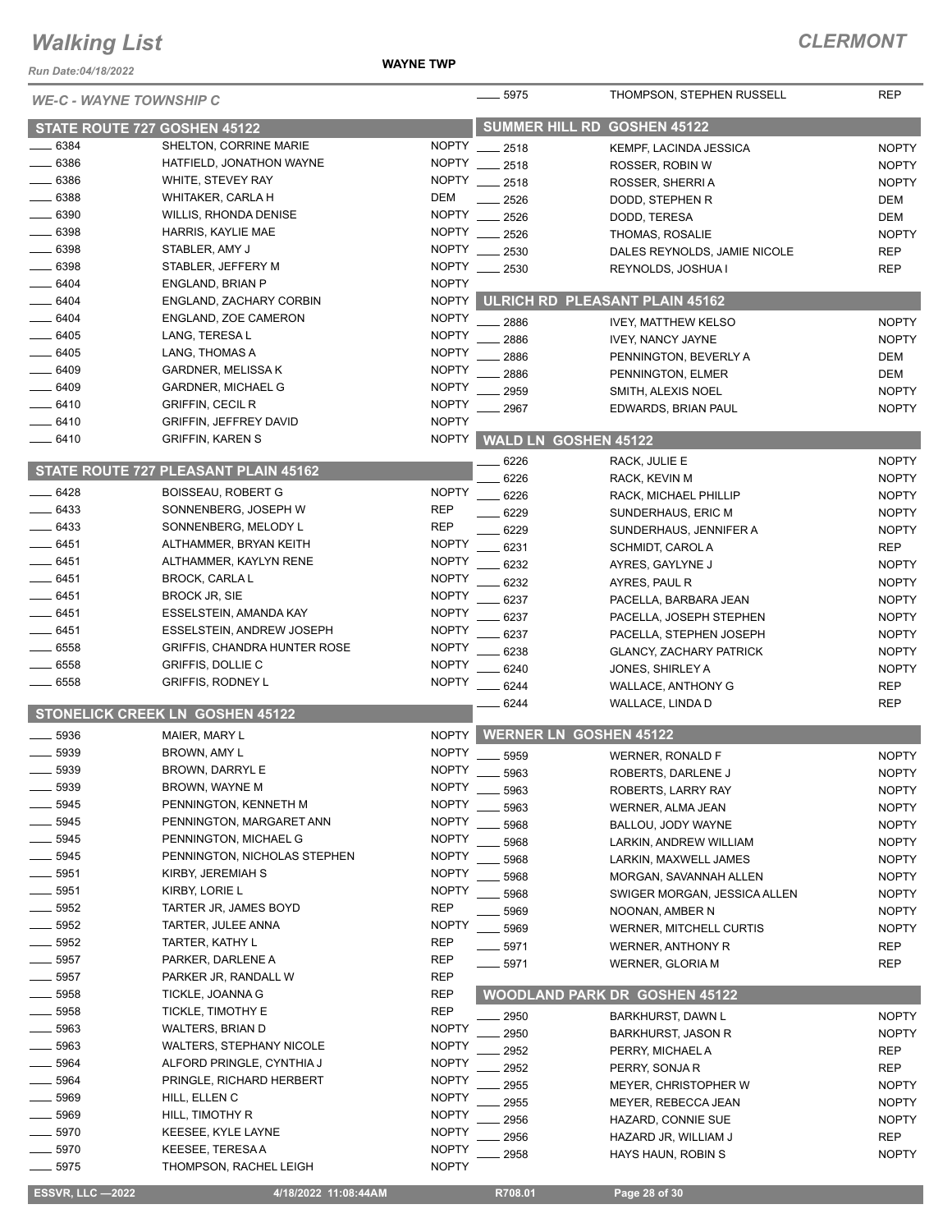# Walking List

**CLERMONT**

Run Date:04/18/2022

**WAYNE TWP**

*WE-C - WAYNE TOWNSHIP C*

## STATE ROUTE 727 GOSHEN 45122

| No. | Name | Party |
|---|---|---|
| 6384 | SHELTON, CORRINE MARIE | NOPTY |
| 6386 | HATFIELD, JONATHON WAYNE | NOPTY |
| 6386 | WHITE, STEVEY RAY | NOPTY |
| 6388 | WHITAKER, CARLA H | DEM |
| 6390 | WILLIS, RHONDA DENISE | NOPTY |
| 6398 | HARRIS, KAYLIE MAE | NOPTY |
| 6398 | STABLER, AMY J | NOPTY |
| 6398 | STABLER, JEFFERY M | NOPTY |
| 6404 | ENGLAND, BRIAN P | NOPTY |
| 6404 | ENGLAND, ZACHARY CORBIN | NOPTY |
| 6404 | ENGLAND, ZOE CAMERON | NOPTY |
| 6405 | LANG, TERESA L | NOPTY |
| 6405 | LANG, THOMAS A | NOPTY |
| 6409 | GARDNER, MELISSA K | NOPTY |
| 6409 | GARDNER, MICHAEL G | NOPTY |
| 6410 | GRIFFIN, CECIL R | NOPTY |
| 6410 | GRIFFIN, JEFFREY DAVID | NOPTY |
| 6410 | GRIFFIN, KAREN S | NOPTY |

## STATE ROUTE 727 PLEASANT PLAIN 45162

| No. | Name | Party |
|---|---|---|
| 6428 | BOISSEAU, ROBERT G | NOPTY |
| 6433 | SONNENBERG, JOSEPH W | REP |
| 6433 | SONNENBERG, MELODY L | REP |
| 6451 | ALTHAMMER, BRYAN KEITH | NOPTY |
| 6451 | ALTHAMMER, KAYLYN RENE | NOPTY |
| 6451 | BROCK, CARLA L | NOPTY |
| 6451 | BROCK JR, SIE | NOPTY |
| 6451 | ESSELSTEIN, AMANDA KAY | NOPTY |
| 6451 | ESSELSTEIN, ANDREW JOSEPH | NOPTY |
| 6558 | GRIFFIS, CHANDRA HUNTER ROSE | NOPTY |
| 6558 | GRIFFIS, DOLLIE C | NOPTY |
| 6558 | GRIFFIS, RODNEY L | NOPTY |

## STONELICK CREEK LN GOSHEN 45122

| No. | Name | Party |
|---|---|---|
| 5936 | MAIER, MARY L | NOPTY |
| 5939 | BROWN, AMY L | NOPTY |
| 5939 | BROWN, DARRYL E | NOPTY |
| 5939 | BROWN, WAYNE M | NOPTY |
| 5945 | PENNINGTON, KENNETH M | NOPTY |
| 5945 | PENNINGTON, MARGARET ANN | NOPTY |
| 5945 | PENNINGTON, MICHAEL G | NOPTY |
| 5945 | PENNINGTON, NICHOLAS STEPHEN | NOPTY |
| 5951 | KIRBY, JEREMIAH S | NOPTY |
| 5951 | KIRBY, LORIE L | NOPTY |
| 5952 | TARTER JR, JAMES BOYD | REP |
| 5952 | TARTER, JULEE ANNA | NOPTY |
| 5952 | TARTER, KATHY L | REP |
| 5957 | PARKER, DARLENE A | REP |
| 5957 | PARKER JR, RANDALL W | REP |
| 5958 | TICKLE, JOANNA G | REP |
| 5958 | TICKLE, TIMOTHY E | REP |
| 5963 | WALTERS, BRIAN D | NOPTY |
| 5963 | WALTERS, STEPHANY NICOLE | NOPTY |
| 5964 | ALFORD PRINGLE, CYNTHIA J | NOPTY |
| 5964 | PRINGLE, RICHARD HERBERT | NOPTY |
| 5969 | HILL, ELLEN C | NOPTY |
| 5969 | HILL, TIMOTHY R | NOPTY |
| 5970 | KEESEE, KYLE LAYNE | NOPTY |
| 5970 | KEESEE, TERESA A | NOPTY |
| 5975 | THOMPSON, RACHEL LEIGH | NOPTY |
| 5975 | THOMPSON, STEPHEN RUSSELL | REP |

## SUMMER HILL RD GOSHEN 45122

| No. | Name | Party |
|---|---|---|
| 2518 | KEMPF, LACINDA JESSICA | NOPTY |
| 2518 | ROSSER, ROBIN W | NOPTY |
| 2518 | ROSSER, SHERRI A | NOPTY |
| 2526 | DODD, STEPHEN R | DEM |
| 2526 | DODD, TERESA | DEM |
| 2526 | THOMAS, ROSALIE | NOPTY |
| 2530 | DALES REYNOLDS, JAMIE NICOLE | REP |
| 2530 | REYNOLDS, JOSHUA I | REP |

## ULRICH RD PLEASANT PLAIN 45162

| No. | Name | Party |
|---|---|---|
| 2886 | IVEY, MATTHEW KELSO | NOPTY |
| 2886 | IVEY, NANCY JAYNE | NOPTY |
| 2886 | PENNINGTON, BEVERLY A | DEM |
| 2886 | PENNINGTON, ELMER | DEM |
| 2959 | SMITH, ALEXIS NOEL | NOPTY |
| 2967 | EDWARDS, BRIAN PAUL | NOPTY |

## WALD LN GOSHEN 45122

| No. | Name | Party |
|---|---|---|
| 6226 | RACK, JULIE E | NOPTY |
| 6226 | RACK, KEVIN M | NOPTY |
| 6226 | RACK, MICHAEL PHILLIP | NOPTY |
| 6229 | SUNDERHAUS, ERIC M | NOPTY |
| 6229 | SUNDERHAUS, JENNIFER A | NOPTY |
| 6231 | SCHMIDT, CAROL A | REP |
| 6232 | AYRES, GAYLYNE J | NOPTY |
| 6232 | AYRES, PAUL R | NOPTY |
| 6237 | PACELLA, BARBARA JEAN | NOPTY |
| 6237 | PACELLA, JOSEPH STEPHEN | NOPTY |
| 6237 | PACELLA, STEPHEN JOSEPH | NOPTY |
| 6238 | GLANCY, ZACHARY PATRICK | NOPTY |
| 6240 | JONES, SHIRLEY A | NOPTY |
| 6244 | WALLACE, ANTHONY G | REP |
| 6244 | WALLACE, LINDA D | REP |

## WERNER LN GOSHEN 45122

| No. | Name | Party |
|---|---|---|
| 5959 | WERNER, RONALD F | NOPTY |
| 5963 | ROBERTS, DARLENE J | NOPTY |
| 5963 | ROBERTS, LARRY RAY | NOPTY |
| 5963 | WERNER, ALMA JEAN | NOPTY |
| 5968 | BALLOU, JODY WAYNE | NOPTY |
| 5968 | LARKIN, ANDREW WILLIAM | NOPTY |
| 5968 | LARKIN, MAXWELL JAMES | NOPTY |
| 5968 | MORGAN, SAVANNAH ALLEN | NOPTY |
| 5968 | SWIGER MORGAN, JESSICA ALLEN | NOPTY |
| 5969 | NOONAN, AMBER N | NOPTY |
| 5969 | WERNER, MITCHELL CURTIS | NOPTY |
| 5971 | WERNER, ANTHONY R | REP |
| 5971 | WERNER, GLORIA M | REP |

## WOODLAND PARK DR GOSHEN 45122

| No. | Name | Party |
|---|---|---|
| 2950 | BARKHURST, DAWN L | NOPTY |
| 2950 | BARKHURST, JASON R | NOPTY |
| 2952 | PERRY, MICHAEL A | REP |
| 2952 | PERRY, SONJA R | REP |
| 2955 | MEYER, CHRISTOPHER W | NOPTY |
| 2955 | MEYER, REBECCA JEAN | NOPTY |
| 2956 | HAZARD, CONNIE SUE | NOPTY |
| 2956 | HAZARD JR, WILLIAM J | REP |
| 2958 | HAYS HAUN, ROBIN S | NOPTY |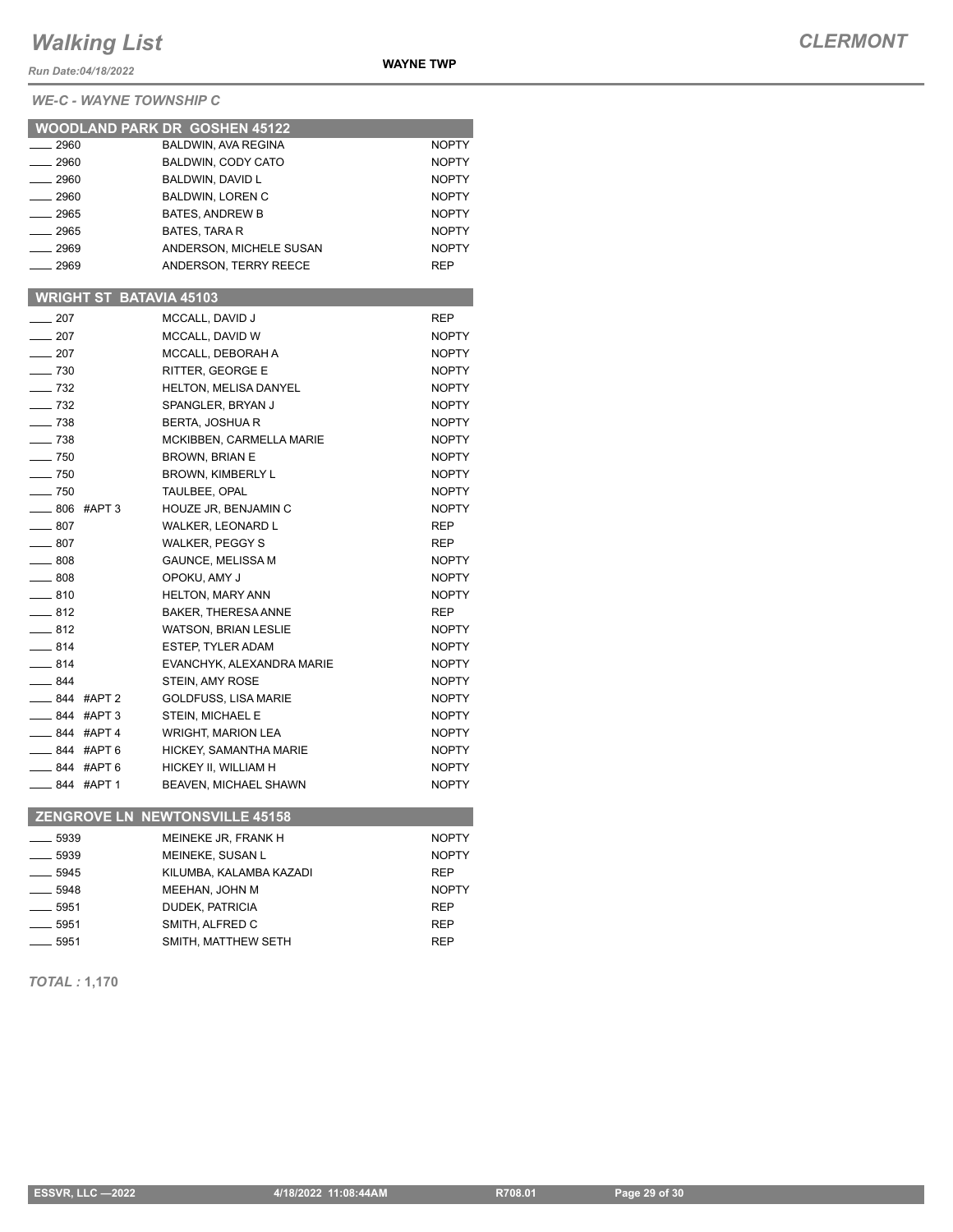*WE-C - WAYNE TOWNSHIP C*

## WOODLAND PARK DR GOSHEN 45122

| Address | Name | Party |
|---|---|---|
| ____ 2960 | BALDWIN, AVA REGINA | NOPTY |
| ____ 2960 | BALDWIN, CODY CATO | NOPTY |
| ____ 2960 | BALDWIN, DAVID L | NOPTY |
| ____ 2960 | BALDWIN, LOREN C | NOPTY |
| ____ 2965 | BATES, ANDREW B | NOPTY |
| ____ 2965 | BATES, TARA R | NOPTY |
| ____ 2969 | ANDERSON, MICHELE SUSAN | NOPTY |
| ____ 2969 | ANDERSON, TERRY REECE | REP |

## WRIGHT ST BATAVIA 45103

| Address | Name | Party |
|---|---|---|
| ____ 207 | MCCALL, DAVID J | REP |
| ____ 207 | MCCALL, DAVID W | NOPTY |
| ____ 207 | MCCALL, DEBORAH A | NOPTY |
| ____ 730 | RITTER, GEORGE E | NOPTY |
| ____ 732 | HELTON, MELISA DANYEL | NOPTY |
| ____ 732 | SPANGLER, BRYAN J | NOPTY |
| ____ 738 | BERTA, JOSHUA R | NOPTY |
| ____ 738 | MCKIBBEN, CARMELLA MARIE | NOPTY |
| ____ 750 | BROWN, BRIAN E | NOPTY |
| ____ 750 | BROWN, KIMBERLY L | NOPTY |
| ____ 750 | TAULBEE, OPAL | NOPTY |
| ____ 806 #APT 3 | HOUZE JR, BENJAMIN C | NOPTY |
| ____ 807 | WALKER, LEONARD L | REP |
| ____ 807 | WALKER, PEGGY S | REP |
| ____ 808 | GAUNCE, MELISSA M | NOPTY |
| ____ 808 | OPOKU, AMY J | NOPTY |
| ____ 810 | HELTON, MARY ANN | NOPTY |
| ____ 812 | BAKER, THERESA ANNE | REP |
| ____ 812 | WATSON, BRIAN LESLIE | NOPTY |
| ____ 814 | ESTEP, TYLER ADAM | NOPTY |
| ____ 814 | EVANCHYK, ALEXANDRA MARIE | NOPTY |
| ____ 844 | STEIN, AMY ROSE | NOPTY |
| ____ 844 #APT 2 | GOLDFUSS, LISA MARIE | NOPTY |
| ____ 844 #APT 3 | STEIN, MICHAEL E | NOPTY |
| ____ 844 #APT 4 | WRIGHT, MARION LEA | NOPTY |
| ____ 844 #APT 6 | HICKEY, SAMANTHA MARIE | NOPTY |
| ____ 844 #APT 6 | HICKEY II, WILLIAM H | NOPTY |
| ____ 844 #APT 1 | BEAVEN, MICHAEL SHAWN | NOPTY |

## ZENGROVE LN NEWTONSVILLE 45158

| Address | Name | Party |
|---|---|---|
| ____ 5939 | MEINEKE JR, FRANK H | NOPTY |
| ____ 5939 | MEINEKE, SUSAN L | NOPTY |
| ____ 5945 | KILUMBA, KALAMBA KAZADI | REP |
| ____ 5948 | MEEHAN, JOHN M | NOPTY |
| ____ 5951 | DUDEK, PATRICIA | REP |
| ____ 5951 | SMITH, ALFRED C | REP |
| ____ 5951 | SMITH, MATTHEW SETH | REP |

*TOTAL :* **1,170**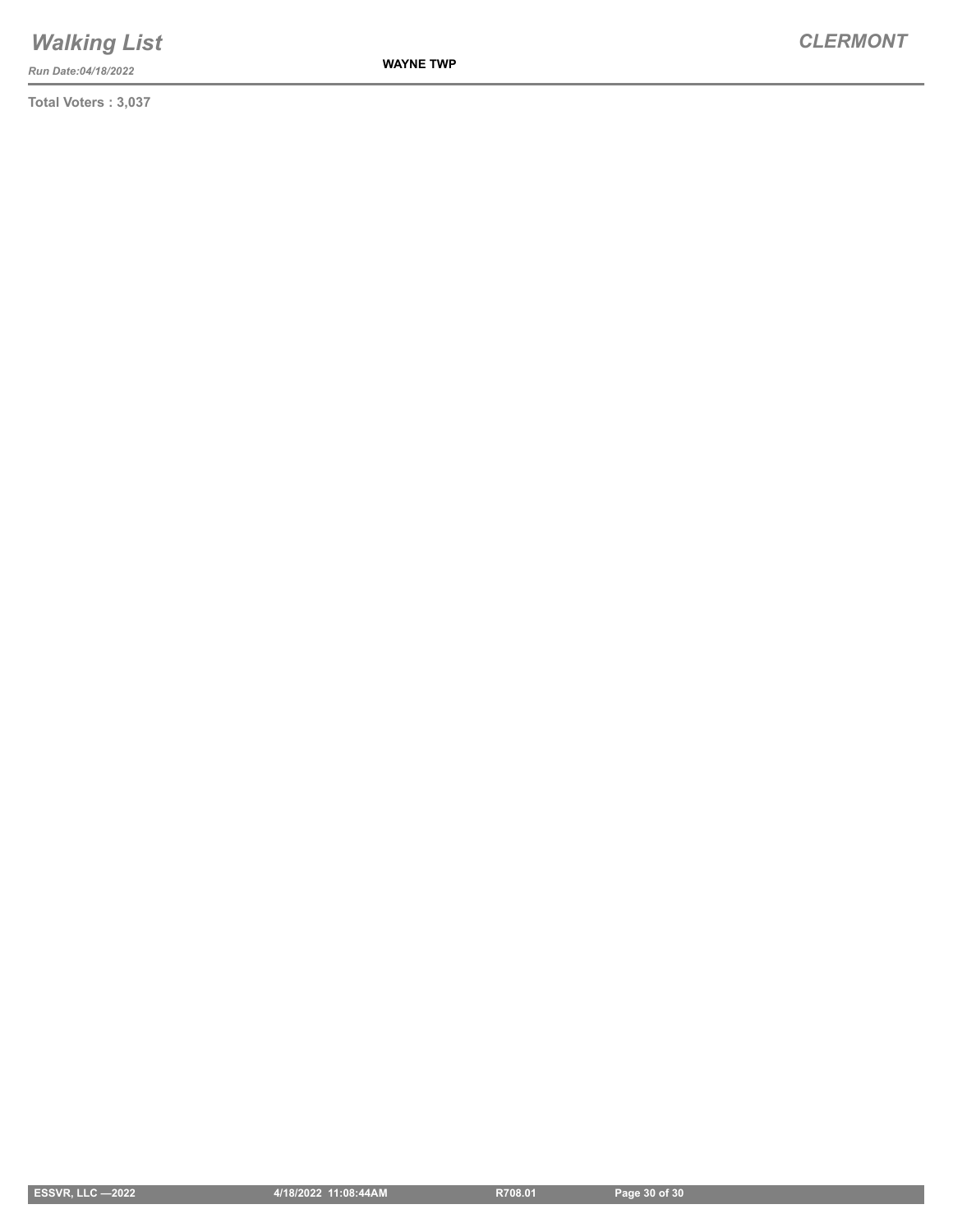**Total Voters : 3,037**